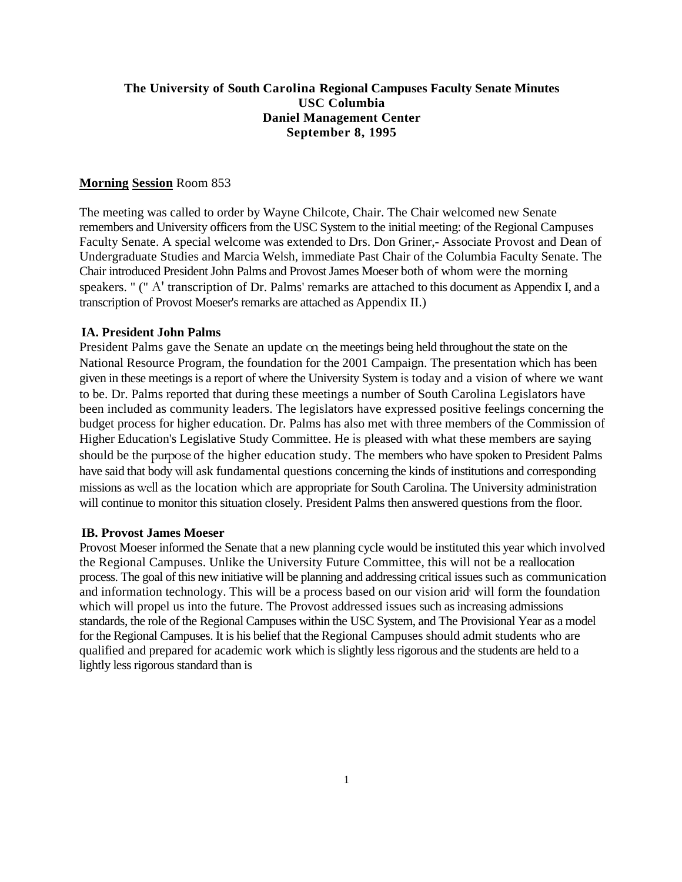**The University of South Carolina Regional Campuses Faculty Senate Minutes**
**USC Columbia**
**Daniel Management Center**
**September 8, 1995**

**Morning Session** Room 853

The meeting was called to order by Wayne Chilcote, Chair. The Chair welcomed new Senate remembers and University officers from the USC System to the initial meeting: of the Regional Campuses Faculty Senate. A special welcome was extended to Drs. Don Griner,- Associate Provost and Dean of Undergraduate Studies and Marcia Welsh, immediate Past Chair of the Columbia Faculty Senate. The Chair introduced President John Palms and Provost James Moeser both of whom were the morning speakers. " (" A' transcription of Dr. Palms' remarks are attached to this document as Appendix I, and a transcription of Provost Moeser's remarks are attached as Appendix II.)

**IA. President John Palms**

President Palms gave the Senate an update on, the meetings being held throughout the state on the National Resource Program, the foundation for the 2001 Campaign. The presentation which has been given in these meetings is a report of where the University System is today and a vision of where we want to be. Dr. Palms reported that during these meetings a number of South Carolina Legislators have been included as community leaders. The legislators have expressed positive feelings concerning the budget process for higher education. Dr. Palms has also met with three members of the Commission of Higher Education's Legislative Study Committee. He is pleased with what these members are saying should be the purpose of the higher education study. The members who have spoken to President Palms have said that body will ask fundamental questions concerning the kinds of institutions and corresponding missions as well as the location which are appropriate for South Carolina. The University administration will continue to monitor this situation closely. President Palms then answered questions from the floor.

**IB. Provost James Moeser**

Provost Moeser informed the Senate that a new planning cycle would be instituted this year which involved the Regional Campuses. Unlike the University Future Committee, this will not be a reallocation process. The goal of this new initiative will be planning and addressing critical issues such as communication and information technology. This will be a process based on our vision arid, will form the foundation which will propel us into the future. The Provost addressed issues such as increasing admissions standards, the role of the Regional Campuses within the USC System, and The Provisional Year as a model for the Regional Campuses. It is his belief that the Regional Campuses should admit students who are qualified and prepared for academic work which is slightly less rigorous and the students are held to a lightly less rigorous standard than is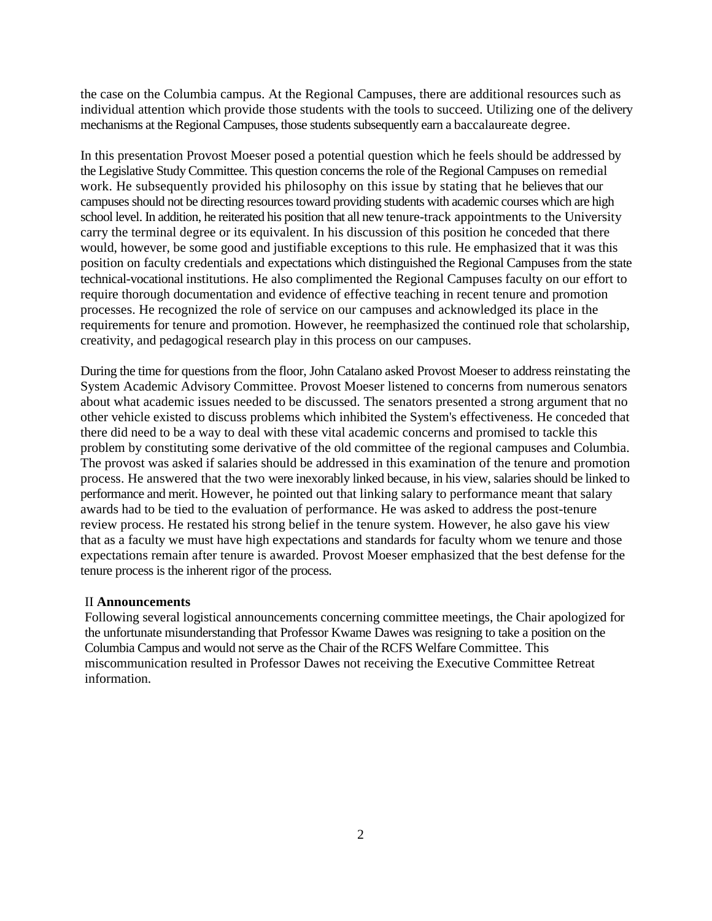the case on the Columbia campus. At the Regional Campuses, there are additional resources such as individual attention which provide those students with the tools to succeed. Utilizing one of the delivery mechanisms at the Regional Campuses, those students subsequently earn a baccalaureate degree.

In this presentation Provost Moeser posed a potential question which he feels should be addressed by the Legislative Study Committee. This question concerns the role of the Regional Campuses on remedial work. He subsequently provided his philosophy on this issue by stating that he believes that our campuses should not be directing resources toward providing students with academic courses which are high school level. In addition, he reiterated his position that all new tenure-track appointments to the University carry the terminal degree or its equivalent. In his discussion of this position he conceded that there would, however, be some good and justifiable exceptions to this rule. He emphasized that it was this position on faculty credentials and expectations which distinguished the Regional Campuses from the state technical-vocational institutions. He also complimented the Regional Campuses faculty on our effort to require thorough documentation and evidence of effective teaching in recent tenure and promotion processes. He recognized the role of service on our campuses and acknowledged its place in the requirements for tenure and promotion. However, he reemphasized the continued role that scholarship, creativity, and pedagogical research play in this process on our campuses.

During the time for questions from the floor, John Catalano asked Provost Moeser to address reinstating the System Academic Advisory Committee. Provost Moeser listened to concerns from numerous senators about what academic issues needed to be discussed. The senators presented a strong argument that no other vehicle existed to discuss problems which inhibited the System's effectiveness. He conceded that there did need to be a way to deal with these vital academic concerns and promised to tackle this problem by constituting some derivative of the old committee of the regional campuses and Columbia. The provost was asked if salaries should be addressed in this examination of the tenure and promotion process. He answered that the two were inexorably linked because, in his view, salaries should be linked to performance and merit. However, he pointed out that linking salary to performance meant that salary awards had to be tied to the evaluation of performance. He was asked to address the post-tenure review process. He restated his strong belief in the tenure system. However, he also gave his view that as a faculty we must have high expectations and standards for faculty whom we tenure and those expectations remain after tenure is awarded. Provost Moeser emphasized that the best defense for the tenure process is the inherent rigor of the process.

II **Announcements**

Following several logistical announcements concerning committee meetings, the Chair apologized for the unfortunate misunderstanding that Professor Kwame Dawes was resigning to take a position on the Columbia Campus and would not serve as the Chair of the RCFS Welfare Committee. This miscommunication resulted in Professor Dawes not receiving the Executive Committee Retreat information.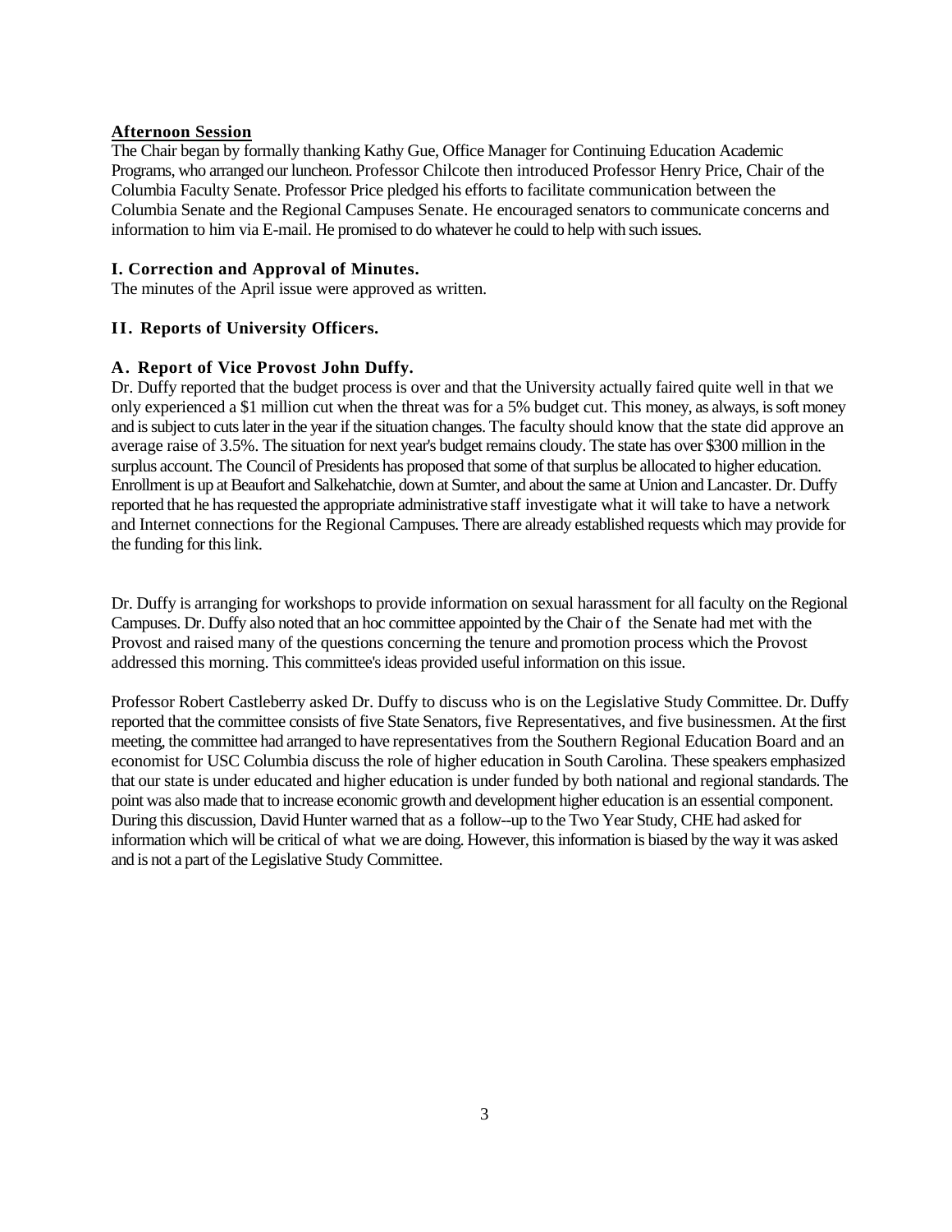**Afternoon Session**

The Chair began by formally thanking Kathy Gue, Office Manager for Continuing Education Academic Programs, who arranged our luncheon. Professor Chilcote then introduced Professor Henry Price, Chair of the Columbia Faculty Senate. Professor Price pledged his efforts to facilitate communication between the Columbia Senate and the Regional Campuses Senate. He encouraged senators to communicate concerns and information to him via E-mail. He promised to do whatever he could to help with such issues.

### I. Correction and Approval of Minutes.

The minutes of the April issue were approved as written.

### II. Reports of University Officers.

#### A. Report of Vice Provost John Duffy.

Dr. Duffy reported that the budget process is over and that the University actually faired quite well in that we only experienced a $1 million cut when the threat was for a 5% budget cut. This money, as always, is soft money and is subject to cuts later in the year if the situation changes. The faculty should know that the state did approve an average raise of 3.5%. The situation for next year's budget remains cloudy. The state has over $300 million in the surplus account. The Council of Presidents has proposed that some of that surplus be allocated to higher education. Enrollment is up at Beaufort and Salkehatchie, down at Sumter, and about the same at Union and Lancaster. Dr. Duffy reported that he has requested the appropriate administrative staff investigate what it will take to have a network and Internet connections for the Regional Campuses. There are already established requests which may provide for the funding for this link.

Dr. Duffy is arranging for workshops to provide information on sexual harassment for all faculty on the Regional Campuses. Dr. Duffy also noted that an hoc committee appointed by the Chair of the Senate had met with the Provost and raised many of the questions concerning the tenure and promotion process which the Provost addressed this morning. This committee's ideas provided useful information on this issue.

Professor Robert Castleberry asked Dr. Duffy to discuss who is on the Legislative Study Committee. Dr. Duffy reported that the committee consists of five State Senators, five Representatives, and five businessmen. At the first meeting, the committee had arranged to have representatives from the Southern Regional Education Board and an economist for USC Columbia discuss the role of higher education in South Carolina. These speakers emphasized that our state is under educated and higher education is under funded by both national and regional standards. The point was also made that to increase economic growth and development higher education is an essential component. During this discussion, David Hunter warned that as a follow--up to the Two Year Study, CHE had asked for information which will be critical of what we are doing. However, this information is biased by the way it was asked and is not a part of the Legislative Study Committee.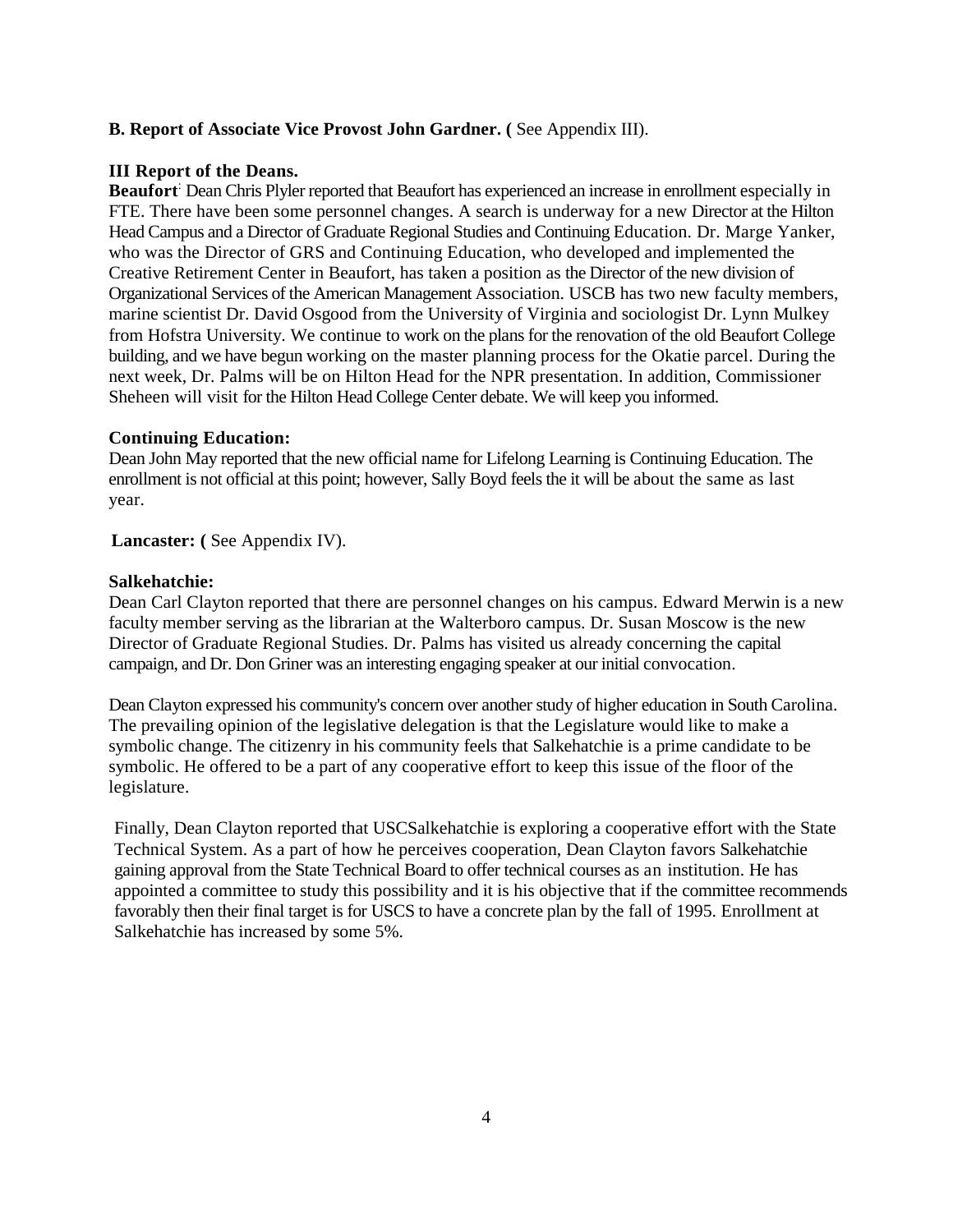**B. Report of Associate Vice Provost John Gardner. (** See Appendix III).

**III Report of the Deans.**

**Beaufort**: Dean Chris Plyler reported that Beaufort has experienced an increase in enrollment especially in FTE. There have been some personnel changes. A search is underway for a new Director at the Hilton Head Campus and a Director of Graduate Regional Studies and Continuing Education. Dr. Marge Yanker, who was the Director of GRS and Continuing Education, who developed and implemented the Creative Retirement Center in Beaufort, has taken a position as the Director of the new division of Organizational Services of the American Management Association. USCB has two new faculty members, marine scientist Dr. David Osgood from the University of Virginia and sociologist Dr. Lynn Mulkey from Hofstra University. We continue to work on the plans for the renovation of the old Beaufort College building, and we have begun working on the master planning process for the Okatie parcel. During the next week, Dr. Palms will be on Hilton Head for the NPR presentation. In addition, Commissioner Sheheen will visit for the Hilton Head College Center debate. We will keep you informed.

**Continuing Education:**
Dean John May reported that the new official name for Lifelong Learning is Continuing Education. The enrollment is not official at this point; however, Sally Boyd feels the it will be about the same as last year.

**Lancaster: (** See Appendix IV).

**Salkehatchie:**
Dean Carl Clayton reported that there are personnel changes on his campus. Edward Merwin is a new faculty member serving as the librarian at the Walterboro campus. Dr. Susan Moscow is the new Director of Graduate Regional Studies. Dr. Palms has visited us already concerning the capital campaign, and Dr. Don Griner was an interesting engaging speaker at our initial convocation.

Dean Clayton expressed his community's concern over another study of higher education in South Carolina. The prevailing opinion of the legislative delegation is that the Legislature would like to make a symbolic change. The citizenry in his community feels that Salkehatchie is a prime candidate to be symbolic. He offered to be a part of any cooperative effort to keep this issue of the floor of the legislature.

Finally, Dean Clayton reported that USCSalkehatchie is exploring a cooperative effort with the State Technical System. As a part of how he perceives cooperation, Dean Clayton favors Salkehatchie gaining approval from the State Technical Board to offer technical courses as an institution. He has appointed a committee to study this possibility and it is his objective that if the committee recommends favorably then their final target is for USCS to have a concrete plan by the fall of 1995. Enrollment at Salkehatchie has increased by some 5%.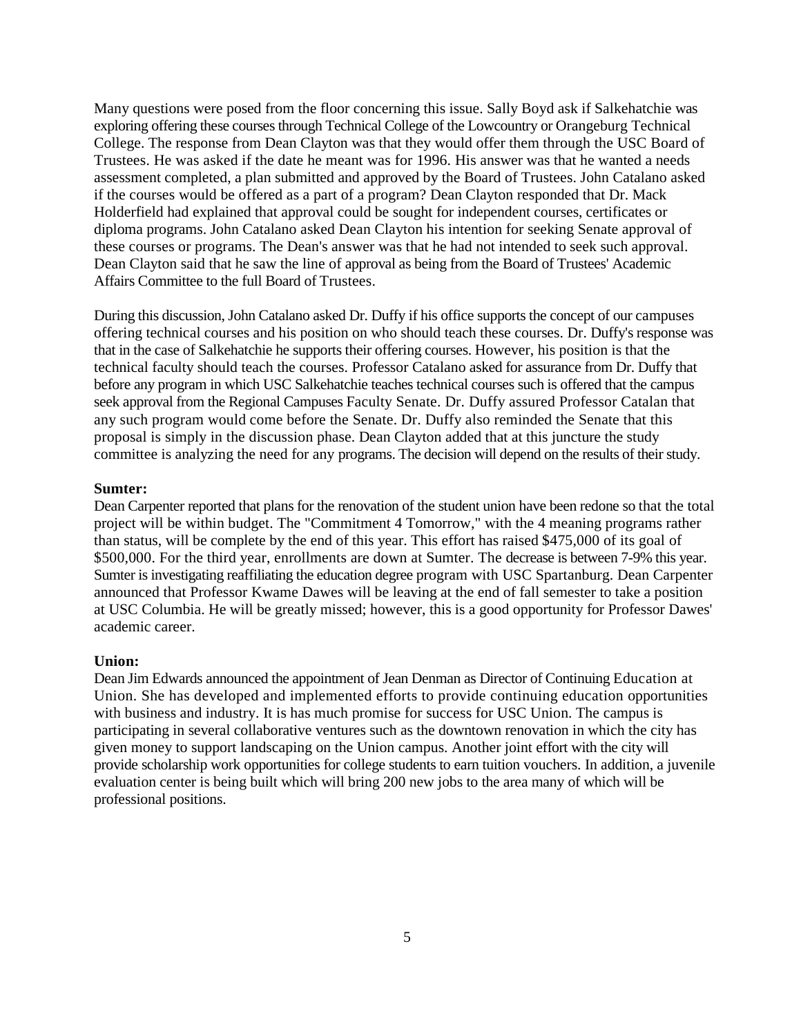Many questions were posed from the floor concerning this issue. Sally Boyd ask if Salkehatchie was exploring offering these courses through Technical College of the Lowcountry or Orangeburg Technical College. The response from Dean Clayton was that they would offer them through the USC Board of Trustees. He was asked if the date he meant was for 1996. His answer was that he wanted a needs assessment completed, a plan submitted and approved by the Board of Trustees. John Catalano asked if the courses would be offered as a part of a program? Dean Clayton responded that Dr. Mack Holderfield had explained that approval could be sought for independent courses, certificates or diploma programs. John Catalano asked Dean Clayton his intention for seeking Senate approval of these courses or programs. The Dean's answer was that he had not intended to seek such approval. Dean Clayton said that he saw the line of approval as being from the Board of Trustees' Academic Affairs Committee to the full Board of Trustees.

During this discussion, John Catalano asked Dr. Duffy if his office supports the concept of our campuses offering technical courses and his position on who should teach these courses. Dr. Duffy's response was that in the case of Salkehatchie he supports their offering courses. However, his position is that the technical faculty should teach the courses. Professor Catalano asked for assurance from Dr. Duffy that before any program in which USC Salkehatchie teaches technical courses such is offered that the campus seek approval from the Regional Campuses Faculty Senate. Dr. Duffy assured Professor Catalan that any such program would come before the Senate. Dr. Duffy also reminded the Senate that this proposal is simply in the discussion phase. Dean Clayton added that at this juncture the study committee is analyzing the need for any programs. The decision will depend on the results of their study.

**Sumter:**
Dean Carpenter reported that plans for the renovation of the student union have been redone so that the total project will be within budget. The "Commitment 4 Tomorrow," with the 4 meaning programs rather than status, will be complete by the end of this year. This effort has raised $475,000 of its goal of $500,000. For the third year, enrollments are down at Sumter. The decrease is between 7-9% this year. Sumter is investigating reaffiliating the education degree program with USC Spartanburg. Dean Carpenter announced that Professor Kwame Dawes will be leaving at the end of fall semester to take a position at USC Columbia. He will be greatly missed; however, this is a good opportunity for Professor Dawes' academic career.

**Union:**
Dean Jim Edwards announced the appointment of Jean Denman as Director of Continuing Education at Union. She has developed and implemented efforts to provide continuing education opportunities with business and industry. It is has much promise for success for USC Union. The campus is participating in several collaborative ventures such as the downtown renovation in which the city has given money to support landscaping on the Union campus. Another joint effort with the city will provide scholarship work opportunities for college students to earn tuition vouchers. In addition, a juvenile evaluation center is being built which will bring 200 new jobs to the area many of which will be professional positions.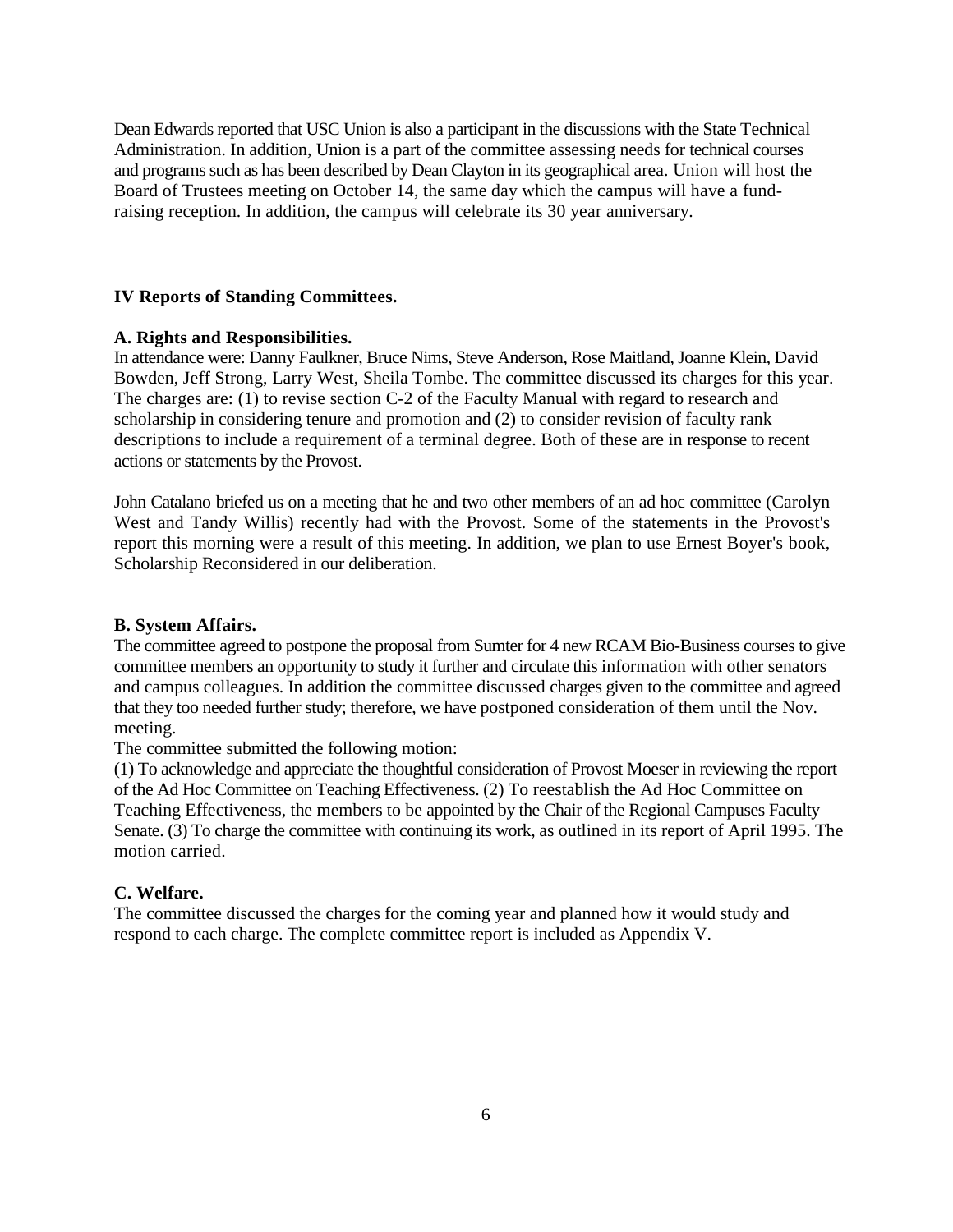Dean Edwards reported that USC Union is also a participant in the discussions with the State Technical Administration. In addition, Union is a part of the committee assessing needs for technical courses and programs such as has been described by Dean Clayton in its geographical area. Union will host the Board of Trustees meeting on October 14, the same day which the campus will have a fund-raising reception. In addition, the campus will celebrate its 30 year anniversary.

## IV Reports of Standing Committees.

### A. Rights and Responsibilities.

In attendance were: Danny Faulkner, Bruce Nims, Steve Anderson, Rose Maitland, Joanne Klein, David Bowden, Jeff Strong, Larry West, Sheila Tombe. The committee discussed its charges for this year. The charges are: (1) to revise section C-2 of the Faculty Manual with regard to research and scholarship in considering tenure and promotion and (2) to consider revision of faculty rank descriptions to include a requirement of a terminal degree. Both of these are in response to recent actions or statements by the Provost.

John Catalano briefed us on a meeting that he and two other members of an ad hoc committee (Carolyn West and Tandy Willis) recently had with the Provost. Some of the statements in the Provost's report this morning were a result of this meeting. In addition, we plan to use Ernest Boyer's book, Scholarship Reconsidered in our deliberation.

### B. System Affairs.

The committee agreed to postpone the proposal from Sumter for 4 new RCAM Bio-Business courses to give committee members an opportunity to study it further and circulate this information with other senators and campus colleagues. In addition the committee discussed charges given to the committee and agreed that they too needed further study; therefore, we have postponed consideration of them until the Nov. meeting.

The committee submitted the following motion:

(1) To acknowledge and appreciate the thoughtful consideration of Provost Moeser in reviewing the report of the Ad Hoc Committee on Teaching Effectiveness. (2) To reestablish the Ad Hoc Committee on Teaching Effectiveness, the members to be appointed by the Chair of the Regional Campuses Faculty Senate. (3) To charge the committee with continuing its work, as outlined in its report of April 1995. The motion carried.

### C. Welfare.

The committee discussed the charges for the coming year and planned how it would study and respond to each charge. The complete committee report is included as Appendix V.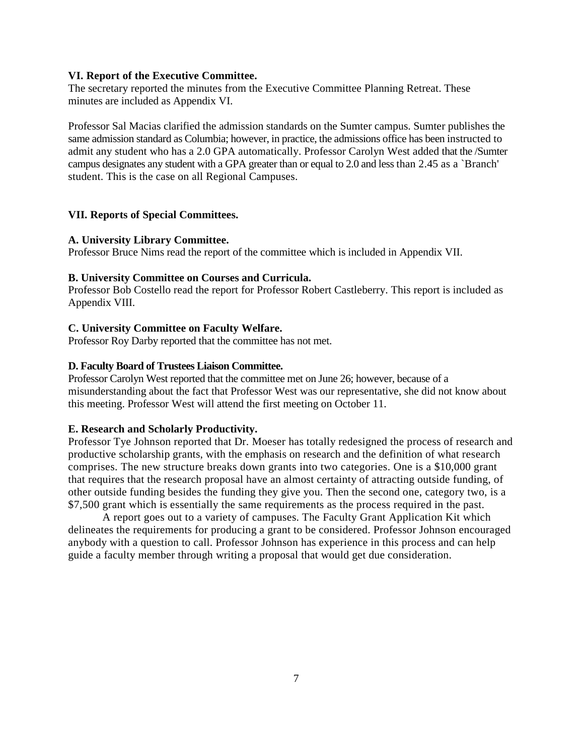**VI. Report of the Executive Committee.**
The secretary reported the minutes from the Executive Committee Planning Retreat. These minutes are included as Appendix VI.

Professor Sal Macias clarified the admission standards on the Sumter campus. Sumter publishes the same admission standard as Columbia; however, in practice, the admissions office has been instructed to admit any student who has a 2.0 GPA automatically. Professor Carolyn West added that the /Sumter campus designates any student with a GPA greater than or equal to 2.0 and less than 2.45 as a `Branch' student. This is the case on all Regional Campuses.

**VII. Reports of Special Committees.**

**A. University Library Committee.**
Professor Bruce Nims read the report of the committee which is included in Appendix VII.

**B. University Committee on Courses and Curricula.**
Professor Bob Costello read the report for Professor Robert Castleberry. This report is included as Appendix VIII.

**C. University Committee on Faculty Welfare.**
Professor Roy Darby reported that the committee has not met.

**D. Faculty Board of Trustees Liaison Committee.**
Professor Carolyn West reported that the committee met on June 26; however, because of a misunderstanding about the fact that Professor West was our representative, she did not know about this meeting. Professor West will attend the first meeting on October 11.

**E. Research and Scholarly Productivity.**
Professor Tye Johnson reported that Dr. Moeser has totally redesigned the process of research and productive scholarship grants, with the emphasis on research and the definition of what research comprises. The new structure breaks down grants into two categories. One is a $10,000 grant that requires that the research proposal have an almost certainty of attracting outside funding, of other outside funding besides the funding they give you. Then the second one, category two, is a $7,500 grant which is essentially the same requirements as the process required in the past.

A report goes out to a variety of campuses. The Faculty Grant Application Kit which delineates the requirements for producing a grant to be considered. Professor Johnson encouraged anybody with a question to call. Professor Johnson has experience in this process and can help guide a faculty member through writing a proposal that would get due consideration.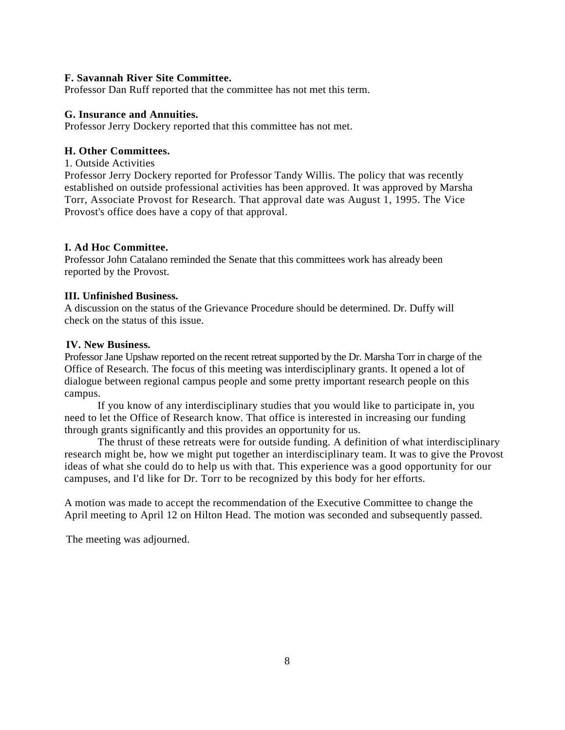**F. Savannah River Site Committee.**
Professor Dan Ruff reported that the committee has not met this term.

**G. Insurance and Annuities.**
Professor Jerry Dockery reported that this committee has not met.

**H. Other Committees.**
1. Outside Activities
Professor Jerry Dockery reported for Professor Tandy Willis. The policy that was recently established on outside professional activities has been approved. It was approved by Marsha Torr, Associate Provost for Research. That approval date was August 1, 1995. The Vice Provost's office does have a copy of that approval.

**I. Ad Hoc Committee.**
Professor John Catalano reminded the Senate that this committees work has already been reported by the Provost.

**III. Unfinished Business.**
A discussion on the status of the Grievance Procedure should be determined. Dr. Duffy will check on the status of this issue.

**IV. New Business.**
Professor Jane Upshaw reported on the recent retreat supported by the Dr. Marsha Torr in charge of the Office of Research. The focus of this meeting was interdisciplinary grants. It opened a lot of dialogue between regional campus people and some pretty important research people on this campus.

If you know of any interdisciplinary studies that you would like to participate in, you need to let the Office of Research know. That office is interested in increasing our funding through grants significantly and this provides an opportunity for us.

The thrust of these retreats were for outside funding. A definition of what interdisciplinary research might be, how we might put together an interdisciplinary team. It was to give the Provost ideas of what she could do to help us with that. This experience was a good opportunity for our campuses, and I'd like for Dr. Torr to be recognized by this body for her efforts.

A motion was made to accept the recommendation of the Executive Committee to change the April meeting to April 12 on Hilton Head. The motion was seconded and subsequently passed.

The meeting was adjourned.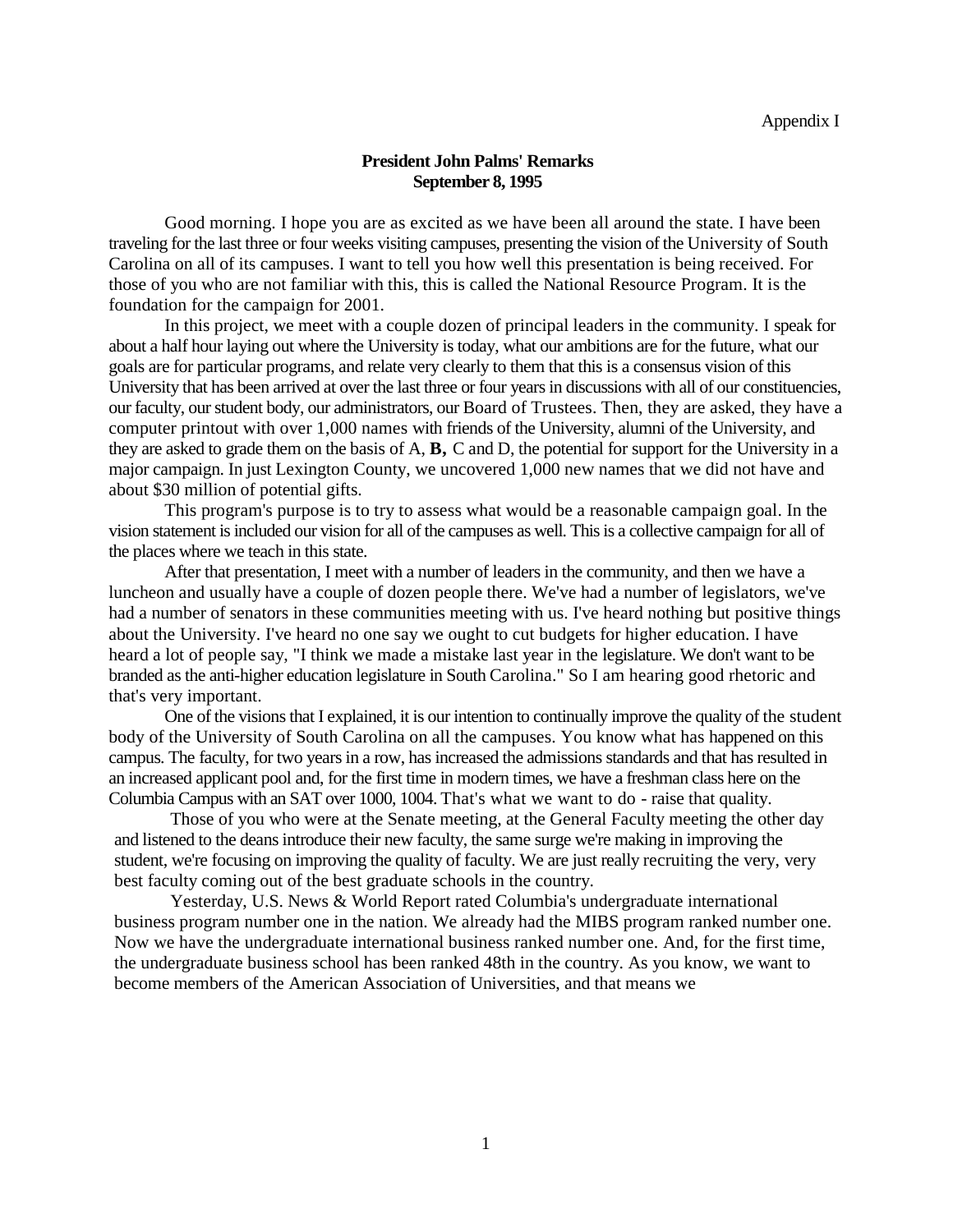Appendix I

**President John Palms' Remarks**
**September 8, 1995**

Good morning. I hope you are as excited as we have been all around the state. I have been traveling for the last three or four weeks visiting campuses, presenting the vision of the University of South Carolina on all of its campuses. I want to tell you how well this presentation is being received. For those of you who are not familiar with this, this is called the National Resource Program. It is the foundation for the campaign for 2001.

In this project, we meet with a couple dozen of principal leaders in the community. I speak for about a half hour laying out where the University is today, what our ambitions are for the future, what our goals are for particular programs, and relate very clearly to them that this is a consensus vision of this University that has been arrived at over the last three or four years in discussions with all of our constituencies, our faculty, our student body, our administrators, our Board of Trustees. Then, they are asked, they have a computer printout with over 1,000 names with friends of the University, alumni of the University, and they are asked to grade them on the basis of A, **B,** C and D, the potential for support for the University in a major campaign. In just Lexington County, we uncovered 1,000 new names that we did not have and about $30 million of potential gifts.

This program's purpose is to try to assess what would be a reasonable campaign goal. In the vision statement is included our vision for all of the campuses as well. This is a collective campaign for all of the places where we teach in this state.

After that presentation, I meet with a number of leaders in the community, and then we have a luncheon and usually have a couple of dozen people there. We've had a number of legislators, we've had a number of senators in these communities meeting with us. I've heard nothing but positive things about the University. I've heard no one say we ought to cut budgets for higher education. I have heard a lot of people say, "I think we made a mistake last year in the legislature. We don't want to be branded as the anti-higher education legislature in South Carolina." So I am hearing good rhetoric and that's very important.

One of the visions that I explained, it is our intention to continually improve the quality of the student body of the University of South Carolina on all the campuses. You know what has happened on this campus. The faculty, for two years in a row, has increased the admissions standards and that has resulted in an increased applicant pool and, for the first time in modern times, we have a freshman class here on the Columbia Campus with an SAT over 1000, 1004. That's what we want to do - raise that quality.

Those of you who were at the Senate meeting, at the General Faculty meeting the other day and listened to the deans introduce their new faculty, the same surge we're making in improving the student, we're focusing on improving the quality of faculty. We are just really recruiting the very, very best faculty coming out of the best graduate schools in the country.

Yesterday, U.S. News & World Report rated Columbia's undergraduate international business program number one in the nation. We already had the MIBS program ranked number one. Now we have the undergraduate international business ranked number one. And, for the first time, the undergraduate business school has been ranked 48th in the country. As you know, we want to become members of the American Association of Universities, and that means we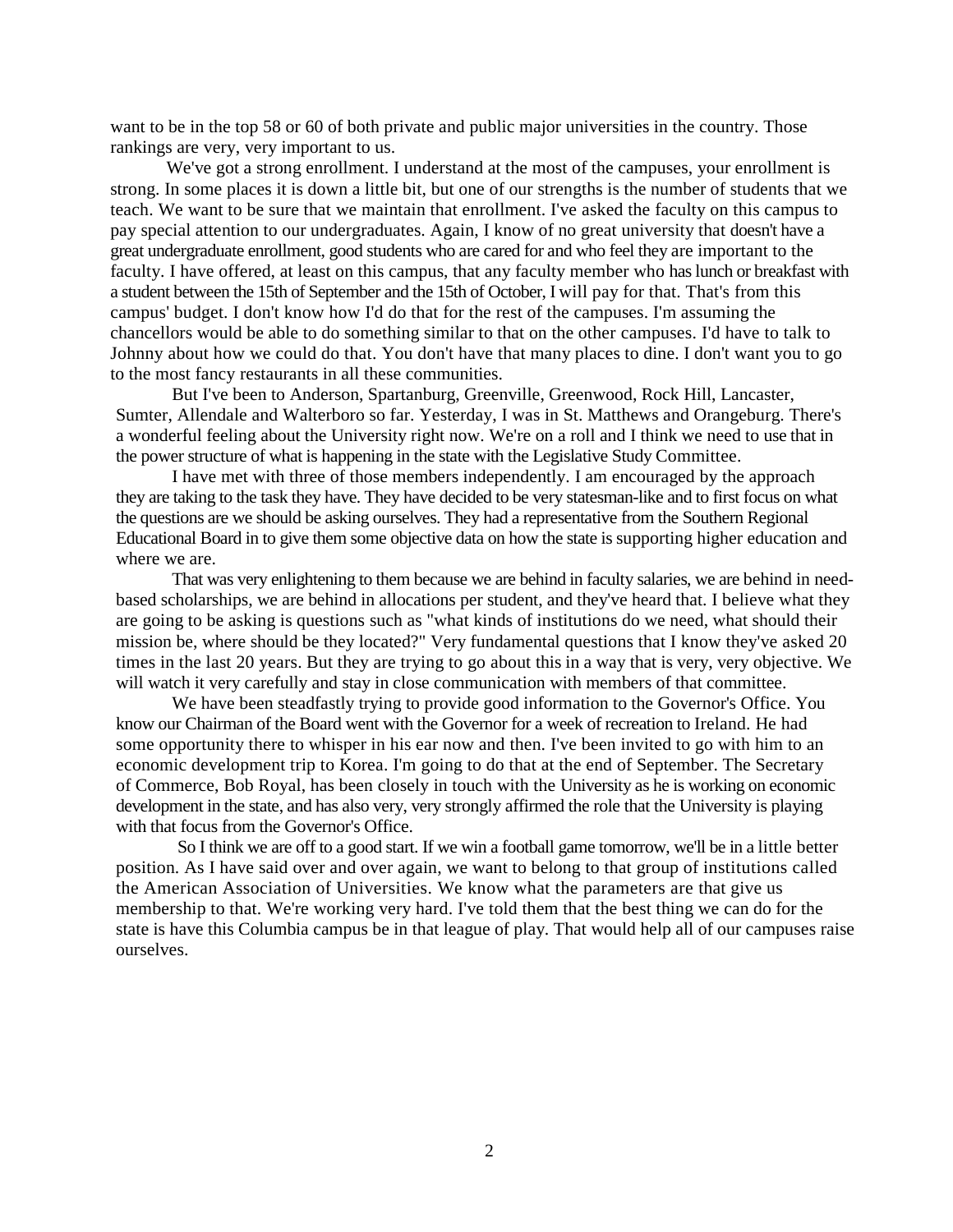want to be in the top 58 or 60 of both private and public major universities in the country. Those rankings are very, very important to us.

We've got a strong enrollment. I understand at the most of the campuses, your enrollment is strong. In some places it is down a little bit, but one of our strengths is the number of students that we teach. We want to be sure that we maintain that enrollment. I've asked the faculty on this campus to pay special attention to our undergraduates. Again, I know of no great university that doesn't have a great undergraduate enrollment, good students who are cared for and who feel they are important to the faculty. I have offered, at least on this campus, that any faculty member who has lunch or breakfast with a student between the 15th of September and the 15th of October, I will pay for that. That's from this campus' budget. I don't know how I'd do that for the rest of the campuses. I'm assuming the chancellors would be able to do something similar to that on the other campuses. I'd have to talk to Johnny about how we could do that. You don't have that many places to dine. I don't want you to go to the most fancy restaurants in all these communities.

But I've been to Anderson, Spartanburg, Greenville, Greenwood, Rock Hill, Lancaster, Sumter, Allendale and Walterboro so far. Yesterday, I was in St. Matthews and Orangeburg. There's a wonderful feeling about the University right now. We're on a roll and I think we need to use that in the power structure of what is happening in the state with the Legislative Study Committee.

I have met with three of those members independently. I am encouraged by the approach they are taking to the task they have. They have decided to be very statesman-like and to first focus on what the questions are we should be asking ourselves. They had a representative from the Southern Regional Educational Board in to give them some objective data on how the state is supporting higher education and where we are.

That was very enlightening to them because we are behind in faculty salaries, we are behind in need-based scholarships, we are behind in allocations per student, and they've heard that. I believe what they are going to be asking is questions such as "what kinds of institutions do we need, what should their mission be, where should be they located?" Very fundamental questions that I know they've asked 20 times in the last 20 years. But they are trying to go about this in a way that is very, very objective. We will watch it very carefully and stay in close communication with members of that committee.

We have been steadfastly trying to provide good information to the Governor's Office. You know our Chairman of the Board went with the Governor for a week of recreation to Ireland. He had some opportunity there to whisper in his ear now and then. I've been invited to go with him to an economic development trip to Korea. I'm going to do that at the end of September. The Secretary of Commerce, Bob Royal, has been closely in touch with the University as he is working on economic development in the state, and has also very, very strongly affirmed the role that the University is playing with that focus from the Governor's Office.

So I think we are off to a good start. If we win a football game tomorrow, we'll be in a little better position. As I have said over and over again, we want to belong to that group of institutions called the American Association of Universities. We know what the parameters are that give us membership to that. We're working very hard. I've told them that the best thing we can do for the state is have this Columbia campus be in that league of play. That would help all of our campuses raise ourselves.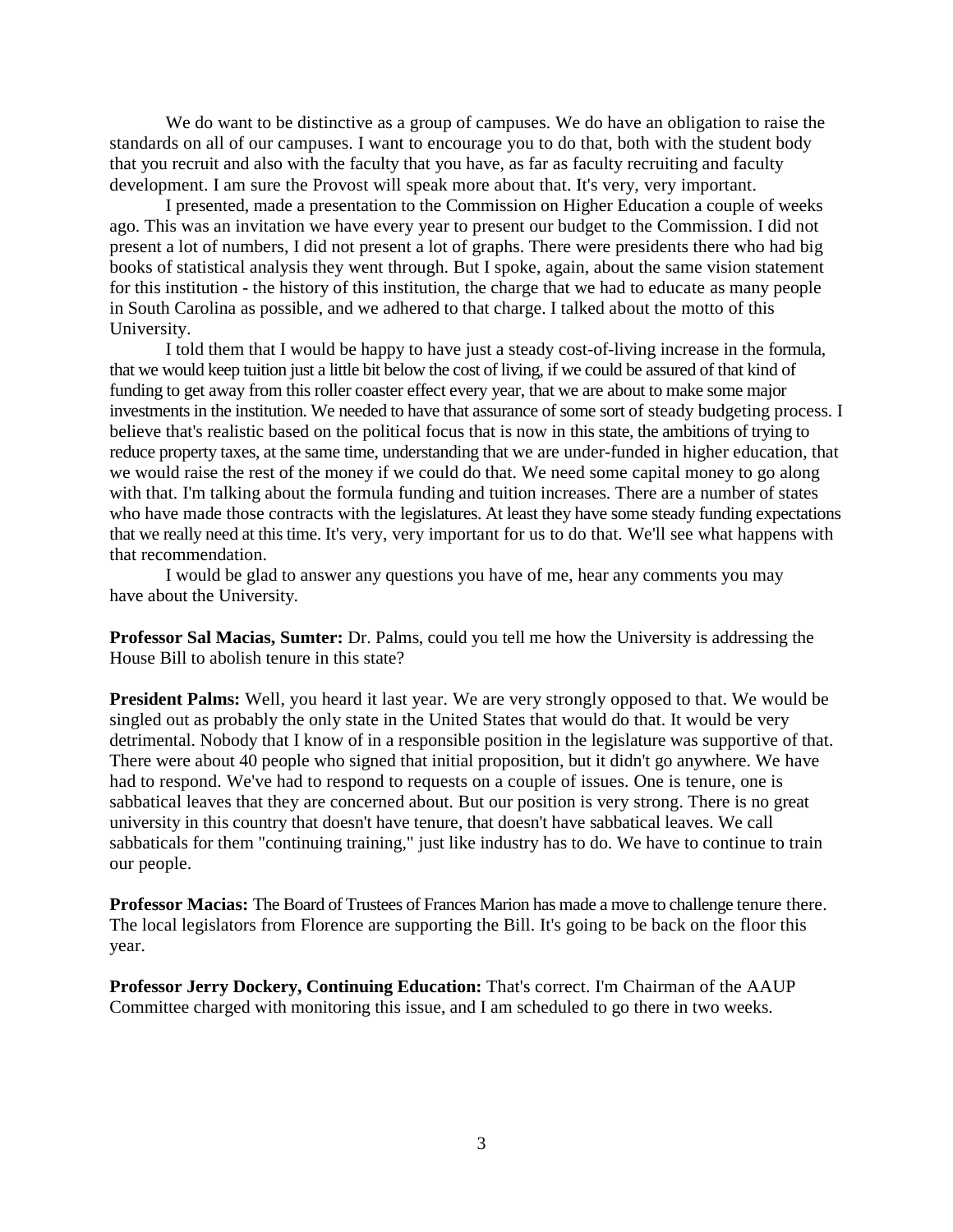We do want to be distinctive as a group of campuses. We do have an obligation to raise the standards on all of our campuses. I want to encourage you to do that, both with the student body that you recruit and also with the faculty that you have, as far as faculty recruiting and faculty development. I am sure the Provost will speak more about that. It's very, very important.

I presented, made a presentation to the Commission on Higher Education a couple of weeks ago. This was an invitation we have every year to present our budget to the Commission. I did not present a lot of numbers, I did not present a lot of graphs. There were presidents there who had big books of statistical analysis they went through. But I spoke, again, about the same vision statement for this institution - the history of this institution, the charge that we had to educate as many people in South Carolina as possible, and we adhered to that charge. I talked about the motto of this University.

I told them that I would be happy to have just a steady cost-of-living increase in the formula, that we would keep tuition just a little bit below the cost of living, if we could be assured of that kind of funding to get away from this roller coaster effect every year, that we are about to make some major investments in the institution. We needed to have that assurance of some sort of steady budgeting process. I believe that's realistic based on the political focus that is now in this state, the ambitions of trying to reduce property taxes, at the same time, understanding that we are under-funded in higher education, that we would raise the rest of the money if we could do that. We need some capital money to go along with that. I'm talking about the formula funding and tuition increases. There are a number of states who have made those contracts with the legislatures. At least they have some steady funding expectations that we really need at this time. It's very, very important for us to do that. We'll see what happens with that recommendation.

I would be glad to answer any questions you have of me, hear any comments you may have about the University.

**Professor Sal Macias, Sumter:** Dr. Palms, could you tell me how the University is addressing the House Bill to abolish tenure in this state?

**President Palms:** Well, you heard it last year. We are very strongly opposed to that. We would be singled out as probably the only state in the United States that would do that. It would be very detrimental. Nobody that I know of in a responsible position in the legislature was supportive of that. There were about 40 people who signed that initial proposition, but it didn't go anywhere. We have had to respond. We've had to respond to requests on a couple of issues. One is tenure, one is sabbatical leaves that they are concerned about. But our position is very strong. There is no great university in this country that doesn't have tenure, that doesn't have sabbatical leaves. We call sabbaticals for them "continuing training," just like industry has to do. We have to continue to train our people.

**Professor Macias:** The Board of Trustees of Frances Marion has made a move to challenge tenure there. The local legislators from Florence are supporting the Bill. It's going to be back on the floor this year.

**Professor Jerry Dockery, Continuing Education:** That's correct. I'm Chairman of the AAUP Committee charged with monitoring this issue, and I am scheduled to go there in two weeks.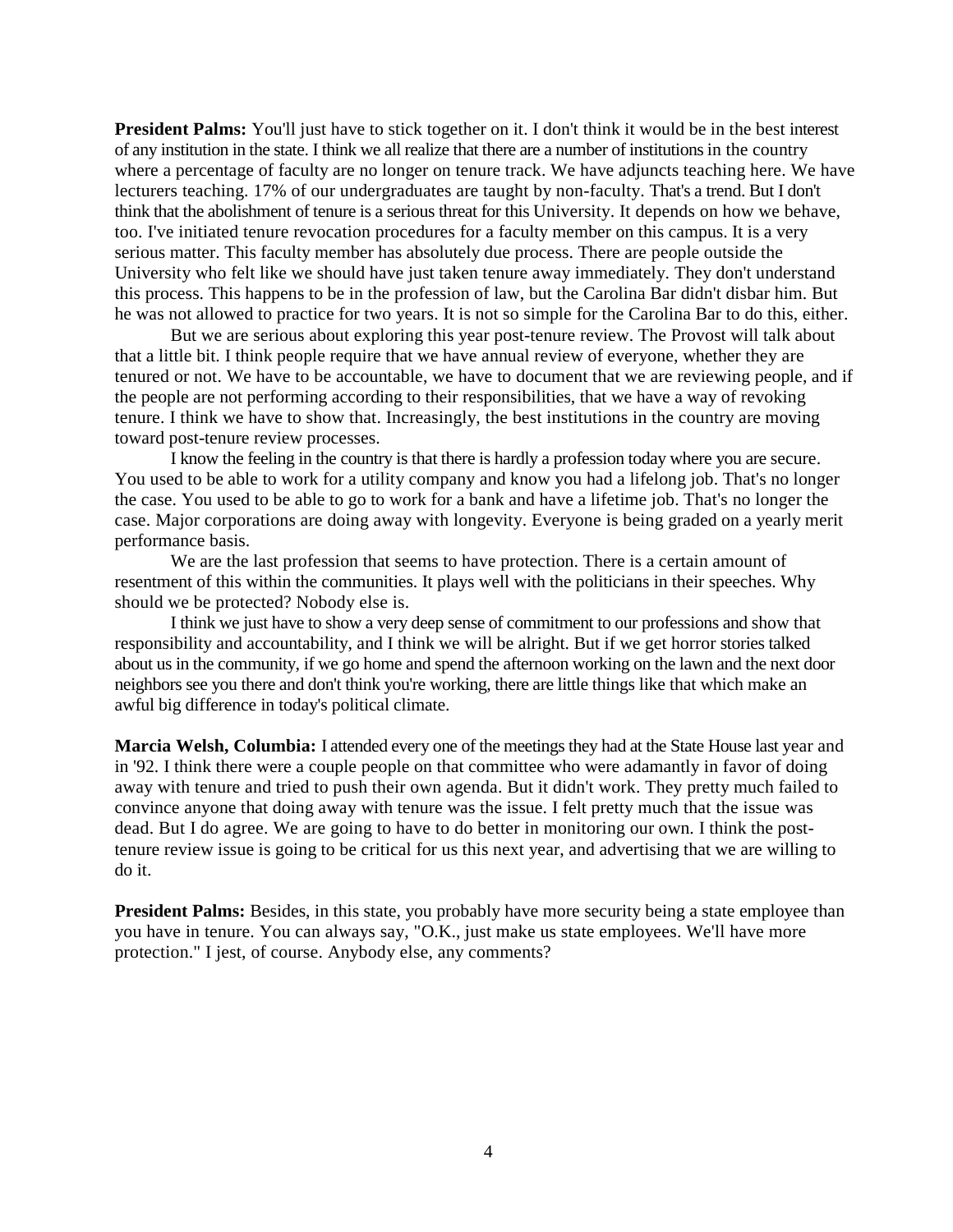**President Palms:** You'll just have to stick together on it. I don't think it would be in the best interest of any institution in the state. I think we all realize that there are a number of institutions in the country where a percentage of faculty are no longer on tenure track. We have adjuncts teaching here. We have lecturers teaching. 17% of our undergraduates are taught by non-faculty. That's a trend. But I don't think that the abolishment of tenure is a serious threat for this University. It depends on how we behave, too. I've initiated tenure revocation procedures for a faculty member on this campus. It is a very serious matter. This faculty member has absolutely due process. There are people outside the University who felt like we should have just taken tenure away immediately. They don't understand this process. This happens to be in the profession of law, but the Carolina Bar didn't disbar him. But he was not allowed to practice for two years. It is not so simple for the Carolina Bar to do this, either.

But we are serious about exploring this year post-tenure review. The Provost will talk about that a little bit. I think people require that we have annual review of everyone, whether they are tenured or not. We have to be accountable, we have to document that we are reviewing people, and if the people are not performing according to their responsibilities, that we have a way of revoking tenure. I think we have to show that. Increasingly, the best institutions in the country are moving toward post-tenure review processes.

I know the feeling in the country is that there is hardly a profession today where you are secure. You used to be able to work for a utility company and know you had a lifelong job. That's no longer the case. You used to be able to go to work for a bank and have a lifetime job. That's no longer the case. Major corporations are doing away with longevity. Everyone is being graded on a yearly merit performance basis.

We are the last profession that seems to have protection. There is a certain amount of resentment of this within the communities. It plays well with the politicians in their speeches. Why should we be protected? Nobody else is.

I think we just have to show a very deep sense of commitment to our professions and show that responsibility and accountability, and I think we will be alright. But if we get horror stories talked about us in the community, if we go home and spend the afternoon working on the lawn and the next door neighbors see you there and don't think you're working, there are little things like that which make an awful big difference in today's political climate.

**Marcia Welsh, Columbia:** I attended every one of the meetings they had at the State House last year and in '92. I think there were a couple people on that committee who were adamantly in favor of doing away with tenure and tried to push their own agenda. But it didn't work. They pretty much failed to convince anyone that doing away with tenure was the issue. I felt pretty much that the issue was dead. But I do agree. We are going to have to do better in monitoring our own. I think the post-tenure review issue is going to be critical for us this next year, and advertising that we are willing to do it.

**President Palms:** Besides, in this state, you probably have more security being a state employee than you have in tenure. You can always say, "O.K., just make us state employees. We'll have more protection." I jest, of course. Anybody else, any comments?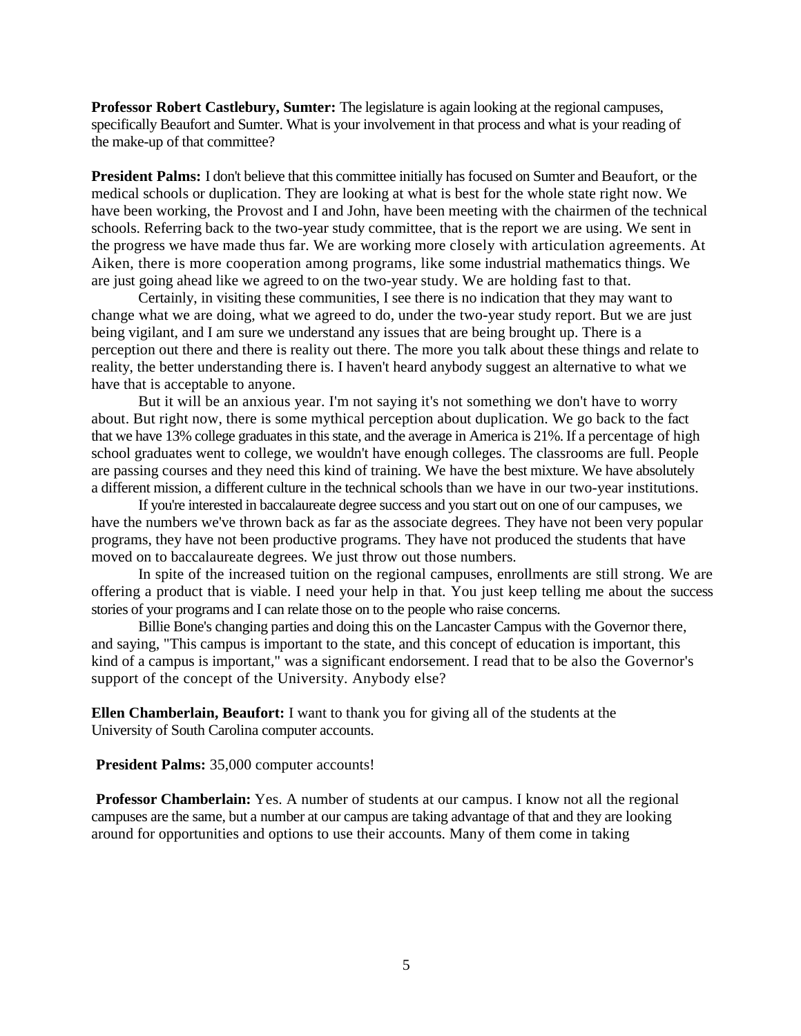**Professor Robert Castlebury, Sumter:** The legislature is again looking at the regional campuses, specifically Beaufort and Sumter. What is your involvement in that process and what is your reading of the make-up of that committee?

**President Palms:** I don't believe that this committee initially has focused on Sumter and Beaufort, or the medical schools or duplication. They are looking at what is best for the whole state right now. We have been working, the Provost and I and John, have been meeting with the chairmen of the technical schools. Referring back to the two-year study committee, that is the report we are using. We sent in the progress we have made thus far. We are working more closely with articulation agreements. At Aiken, there is more cooperation among programs, like some industrial mathematics things. We are just going ahead like we agreed to on the two-year study. We are holding fast to that.

Certainly, in visiting these communities, I see there is no indication that they may want to change what we are doing, what we agreed to do, under the two-year study report. But we are just being vigilant, and I am sure we understand any issues that are being brought up. There is a perception out there and there is reality out there. The more you talk about these things and relate to reality, the better understanding there is. I haven't heard anybody suggest an alternative to what we have that is acceptable to anyone.

But it will be an anxious year. I'm not saying it's not something we don't have to worry about. But right now, there is some mythical perception about duplication. We go back to the fact that we have 13% college graduates in this state, and the average in America is 21%. If a percentage of high school graduates went to college, we wouldn't have enough colleges. The classrooms are full. People are passing courses and they need this kind of training. We have the best mixture. We have absolutely a different mission, a different culture in the technical schools than we have in our two-year institutions.

If you're interested in baccalaureate degree success and you start out on one of our campuses, we have the numbers we've thrown back as far as the associate degrees. They have not been very popular programs, they have not been productive programs. They have not produced the students that have moved on to baccalaureate degrees. We just throw out those numbers.

In spite of the increased tuition on the regional campuses, enrollments are still strong. We are offering a product that is viable. I need your help in that. You just keep telling me about the success stories of your programs and I can relate those on to the people who raise concerns.

Billie Bone's changing parties and doing this on the Lancaster Campus with the Governor there, and saying, "This campus is important to the state, and this concept of education is important, this kind of a campus is important," was a significant endorsement. I read that to be also the Governor's support of the concept of the University. Anybody else?

**Ellen Chamberlain, Beaufort:** I want to thank you for giving all of the students at the University of South Carolina computer accounts.

**President Palms:** 35,000 computer accounts!

**Professor Chamberlain:** Yes. A number of students at our campus. I know not all the regional campuses are the same, but a number at our campus are taking advantage of that and they are looking around for opportunities and options to use their accounts. Many of them come in taking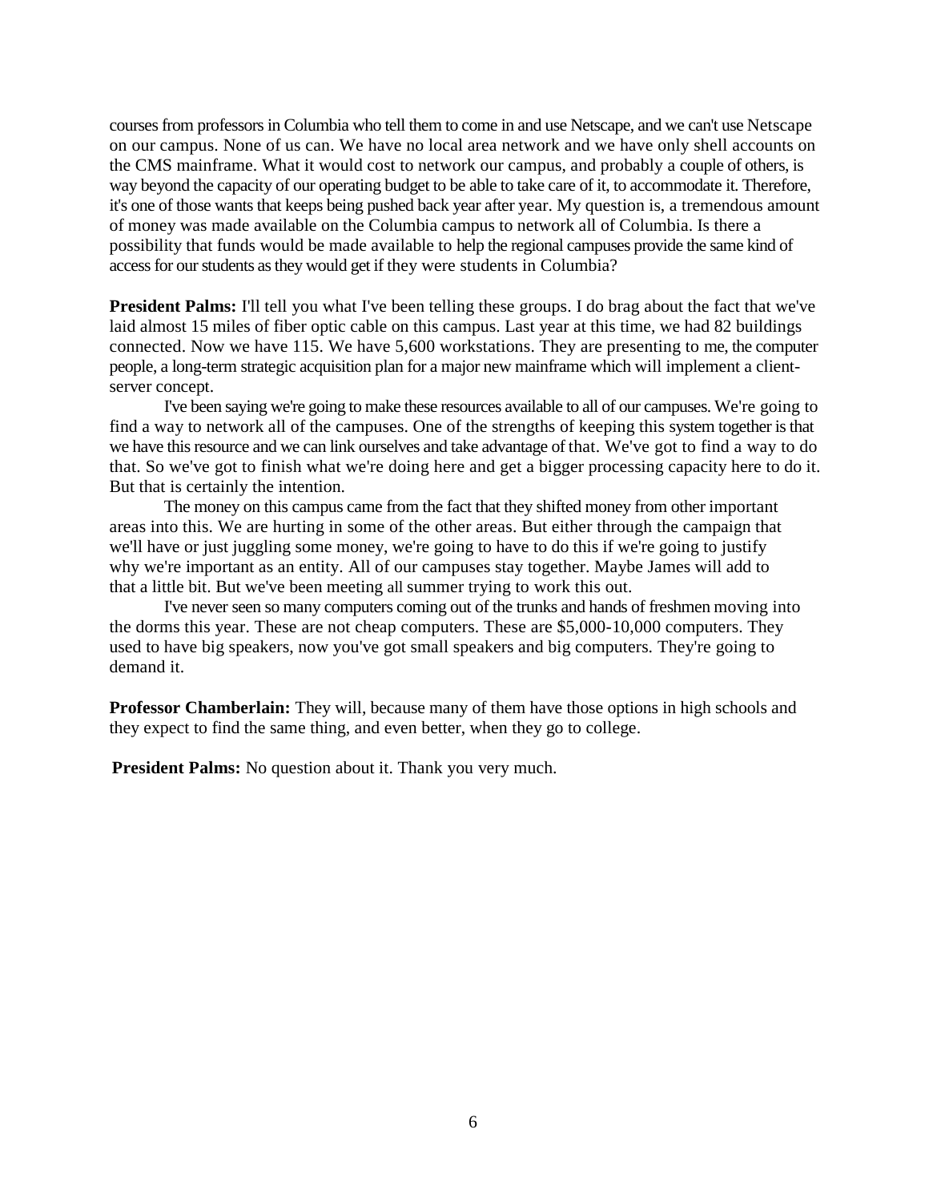courses from professors in Columbia who tell them to come in and use Netscape, and we can't use Netscape on our campus. None of us can. We have no local area network and we have only shell accounts on the CMS mainframe. What it would cost to network our campus, and probably a couple of others, is way beyond the capacity of our operating budget to be able to take care of it, to accommodate it. Therefore, it's one of those wants that keeps being pushed back year after year. My question is, a tremendous amount of money was made available on the Columbia campus to network all of Columbia. Is there a possibility that funds would be made available to help the regional campuses provide the same kind of access for our students as they would get if they were students in Columbia?

**President Palms:** I'll tell you what I've been telling these groups. I do brag about the fact that we've laid almost 15 miles of fiber optic cable on this campus. Last year at this time, we had 82 buildings connected. Now we have 115. We have 5,600 workstations. They are presenting to me, the computer people, a long-term strategic acquisition plan for a major new mainframe which will implement a client-server concept.

I've been saying we're going to make these resources available to all of our campuses. We're going to find a way to network all of the campuses. One of the strengths of keeping this system together is that we have this resource and we can link ourselves and take advantage of that. We've got to find a way to do that. So we've got to finish what we're doing here and get a bigger processing capacity here to do it. But that is certainly the intention.

The money on this campus came from the fact that they shifted money from other important areas into this. We are hurting in some of the other areas. But either through the campaign that we'll have or just juggling some money, we're going to have to do this if we're going to justify why we're important as an entity. All of our campuses stay together. Maybe James will add to that a little bit. But we've been meeting all summer trying to work this out.

I've never seen so many computers coming out of the trunks and hands of freshmen moving into the dorms this year. These are not cheap computers. These are $5,000-10,000 computers. They used to have big speakers, now you've got small speakers and big computers. They're going to demand it.

**Professor Chamberlain:** They will, because many of them have those options in high schools and they expect to find the same thing, and even better, when they go to college.

**President Palms:** No question about it. Thank you very much.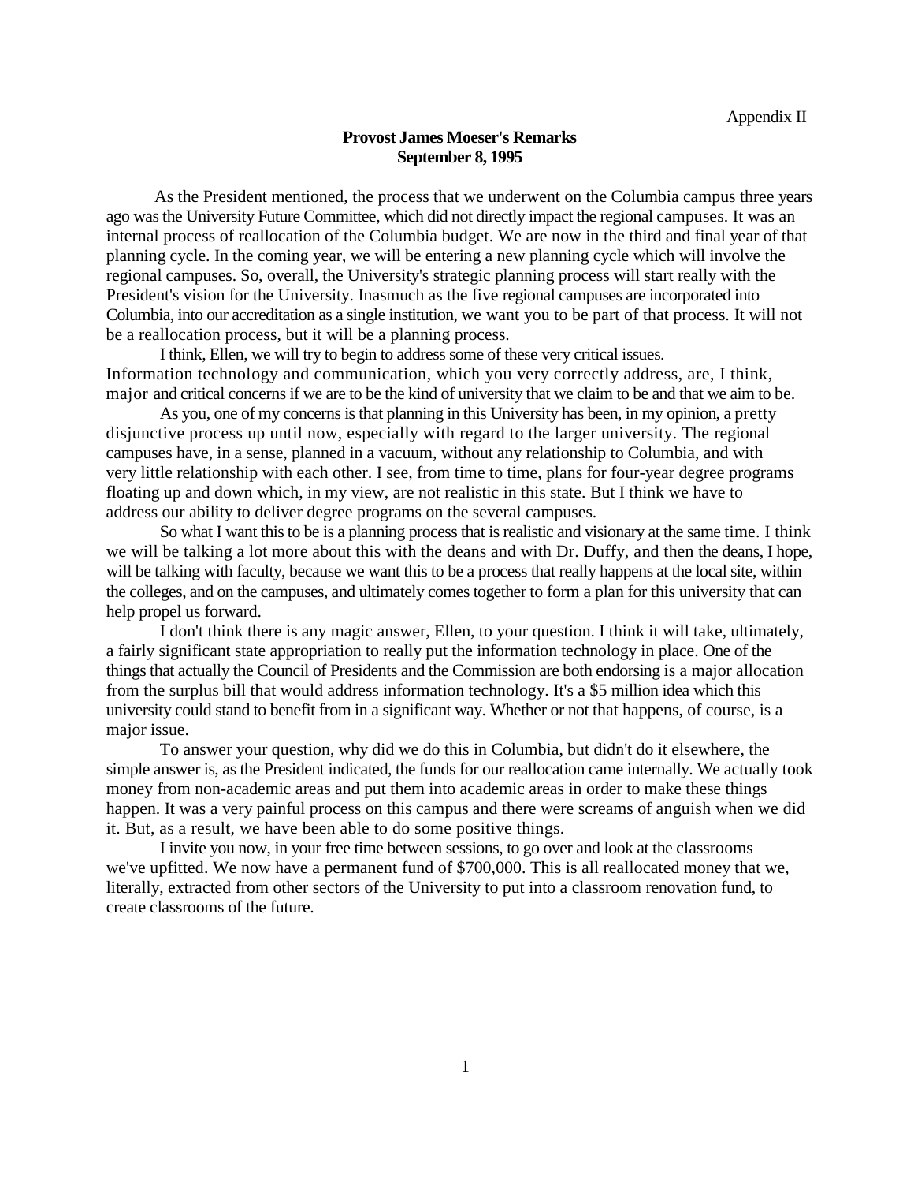Appendix II

**Provost James Moeser's Remarks**
**September 8, 1995**

As the President mentioned, the process that we underwent on the Columbia campus three years ago was the University Future Committee, which did not directly impact the regional campuses. It was an internal process of reallocation of the Columbia budget. We are now in the third and final year of that planning cycle. In the coming year, we will be entering a new planning cycle which will involve the regional campuses. So, overall, the University's strategic planning process will start really with the President's vision for the University. Inasmuch as the five regional campuses are incorporated into Columbia, into our accreditation as a single institution, we want you to be part of that process. It will not be a reallocation process, but it will be a planning process.

I think, Ellen, we will try to begin to address some of these very critical issues. Information technology and communication, which you very correctly address, are, I think, major and critical concerns if we are to be the kind of university that we claim to be and that we aim to be.

As you, one of my concerns is that planning in this University has been, in my opinion, a pretty disjunctive process up until now, especially with regard to the larger university. The regional campuses have, in a sense, planned in a vacuum, without any relationship to Columbia, and with very little relationship with each other. I see, from time to time, plans for four-year degree programs floating up and down which, in my view, are not realistic in this state. But I think we have to address our ability to deliver degree programs on the several campuses.

So what I want this to be is a planning process that is realistic and visionary at the same time. I think we will be talking a lot more about this with the deans and with Dr. Duffy, and then the deans, I hope, will be talking with faculty, because we want this to be a process that really happens at the local site, within the colleges, and on the campuses, and ultimately comes together to form a plan for this university that can help propel us forward.

I don't think there is any magic answer, Ellen, to your question. I think it will take, ultimately, a fairly significant state appropriation to really put the information technology in place. One of the things that actually the Council of Presidents and the Commission are both endorsing is a major allocation from the surplus bill that would address information technology. It's a $5 million idea which this university could stand to benefit from in a significant way. Whether or not that happens, of course, is a major issue.

To answer your question, why did we do this in Columbia, but didn't do it elsewhere, the simple answer is, as the President indicated, the funds for our reallocation came internally. We actually took money from non-academic areas and put them into academic areas in order to make these things happen. It was a very painful process on this campus and there were screams of anguish when we did it. But, as a result, we have been able to do some positive things.

I invite you now, in your free time between sessions, to go over and look at the classrooms we've upfitted. We now have a permanent fund of $700,000. This is all reallocated money that we, literally, extracted from other sectors of the University to put into a classroom renovation fund, to create classrooms of the future.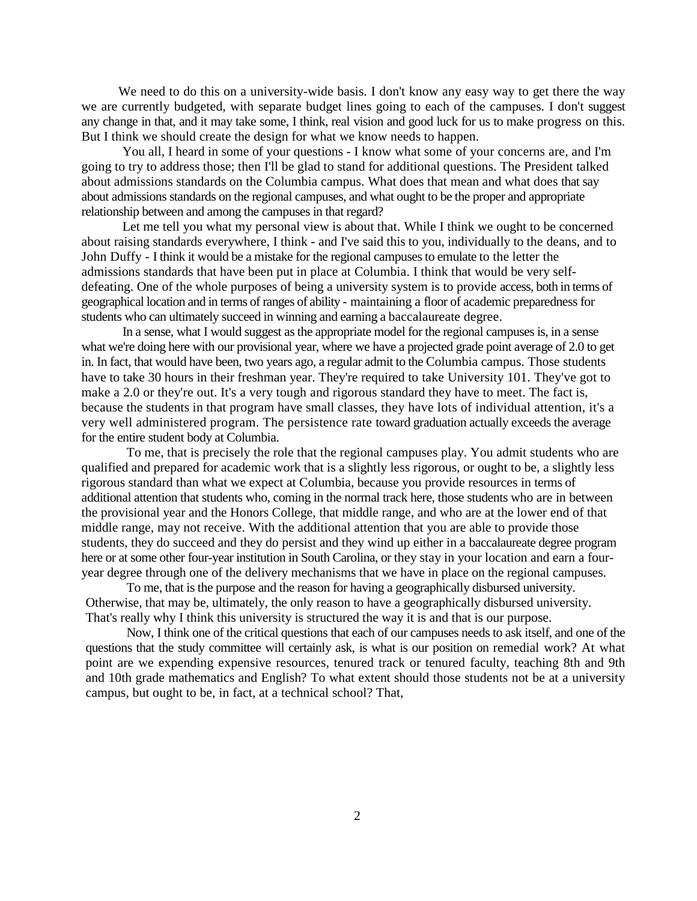We need to do this on a university-wide basis. I don't know any easy way to get there the way we are currently budgeted, with separate budget lines going to each of the campuses. I don't suggest any change in that, and it may take some, I think, real vision and good luck for us to make progress on this. But I think we should create the design for what we know needs to happen.

You all, I heard in some of your questions - I know what some of your concerns are, and I'm going to try to address those; then I'll be glad to stand for additional questions. The President talked about admissions standards on the Columbia campus. What does that mean and what does that say about admissions standards on the regional campuses, and what ought to be the proper and appropriate relationship between and among the campuses in that regard?

Let me tell you what my personal view is about that. While I think we ought to be concerned about raising standards everywhere, I think - and I've said this to you, individually to the deans, and to John Duffy - I think it would be a mistake for the regional campuses to emulate to the letter the admissions standards that have been put in place at Columbia. I think that would be very self-defeating. One of the whole purposes of being a university system is to provide access, both in terms of geographical location and in terms of ranges of ability - maintaining a floor of academic preparedness for students who can ultimately succeed in winning and earning a baccalaureate degree.

In a sense, what I would suggest as the appropriate model for the regional campuses is, in a sense what we're doing here with our provisional year, where we have a projected grade point average of 2.0 to get in. In fact, that would have been, two years ago, a regular admit to the Columbia campus. Those students have to take 30 hours in their freshman year. They're required to take University 101. They've got to make a 2.0 or they're out. It's a very tough and rigorous standard they have to meet. The fact is, because the students in that program have small classes, they have lots of individual attention, it's a very well administered program. The persistence rate toward graduation actually exceeds the average for the entire student body at Columbia.

To me, that is precisely the role that the regional campuses play. You admit students who are qualified and prepared for academic work that is a slightly less rigorous, or ought to be, a slightly less rigorous standard than what we expect at Columbia, because you provide resources in terms of additional attention that students who, coming in the normal track here, those students who are in between the provisional year and the Honors College, that middle range, and who are at the lower end of that middle range, may not receive. With the additional attention that you are able to provide those students, they do succeed and they do persist and they wind up either in a baccalaureate degree program here or at some other four-year institution in South Carolina, or they stay in your location and earn a four-year degree through one of the delivery mechanisms that we have in place on the regional campuses.

To me, that is the purpose and the reason for having a geographically disbursed university. Otherwise, that may be, ultimately, the only reason to have a geographically disbursed university. That's really why I think this university is structured the way it is and that is our purpose.

Now, I think one of the critical questions that each of our campuses needs to ask itself, and one of the questions that the study committee will certainly ask, is what is our position on remedial work? At what point are we expending expensive resources, tenured track or tenured faculty, teaching 8th and 9th and 10th grade mathematics and English? To what extent should those students not be at a university campus, but ought to be, in fact, at a technical school? That,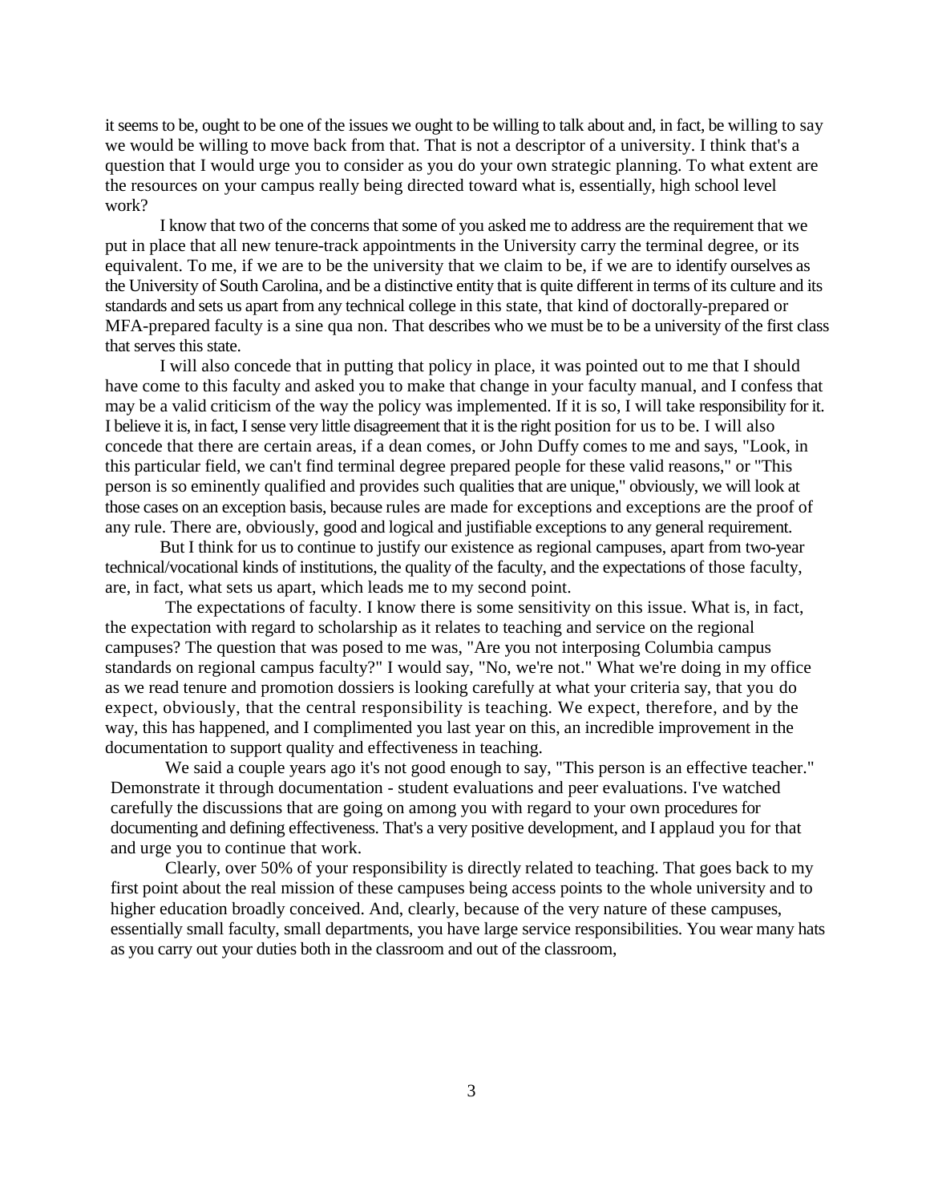it seems to be, ought to be one of the issues we ought to be willing to talk about and, in fact, be willing to say we would be willing to move back from that. That is not a descriptor of a university. I think that's a question that I would urge you to consider as you do your own strategic planning. To what extent are the resources on your campus really being directed toward what is, essentially, high school level work?

I know that two of the concerns that some of you asked me to address are the requirement that we put in place that all new tenure-track appointments in the University carry the terminal degree, or its equivalent. To me, if we are to be the university that we claim to be, if we are to identify ourselves as the University of South Carolina, and be a distinctive entity that is quite different in terms of its culture and its standards and sets us apart from any technical college in this state, that kind of doctorally-prepared or MFA-prepared faculty is a sine qua non. That describes who we must be to be a university of the first class that serves this state.

I will also concede that in putting that policy in place, it was pointed out to me that I should have come to this faculty and asked you to make that change in your faculty manual, and I confess that may be a valid criticism of the way the policy was implemented. If it is so, I will take responsibility for it. I believe it is, in fact, I sense very little disagreement that it is the right position for us to be. I will also concede that there are certain areas, if a dean comes, or John Duffy comes to me and says, "Look, in this particular field, we can't find terminal degree prepared people for these valid reasons," or "This person is so eminently qualified and provides such qualities that are unique," obviously, we will look at those cases on an exception basis, because rules are made for exceptions and exceptions are the proof of any rule. There are, obviously, good and logical and justifiable exceptions to any general requirement.

But I think for us to continue to justify our existence as regional campuses, apart from two-year technical/vocational kinds of institutions, the quality of the faculty, and the expectations of those faculty, are, in fact, what sets us apart, which leads me to my second point.

The expectations of faculty. I know there is some sensitivity on this issue. What is, in fact, the expectation with regard to scholarship as it relates to teaching and service on the regional campuses? The question that was posed to me was, "Are you not interposing Columbia campus standards on regional campus faculty?" I would say, "No, we're not." What we're doing in my office as we read tenure and promotion dossiers is looking carefully at what your criteria say, that you do expect, obviously, that the central responsibility is teaching. We expect, therefore, and by the way, this has happened, and I complimented you last year on this, an incredible improvement in the documentation to support quality and effectiveness in teaching.

We said a couple years ago it's not good enough to say, "This person is an effective teacher." Demonstrate it through documentation - student evaluations and peer evaluations. I've watched carefully the discussions that are going on among you with regard to your own procedures for documenting and defining effectiveness. That's a very positive development, and I applaud you for that and urge you to continue that work.

Clearly, over 50% of your responsibility is directly related to teaching. That goes back to my first point about the real mission of these campuses being access points to the whole university and to higher education broadly conceived. And, clearly, because of the very nature of these campuses, essentially small faculty, small departments, you have large service responsibilities. You wear many hats as you carry out your duties both in the classroom and out of the classroom,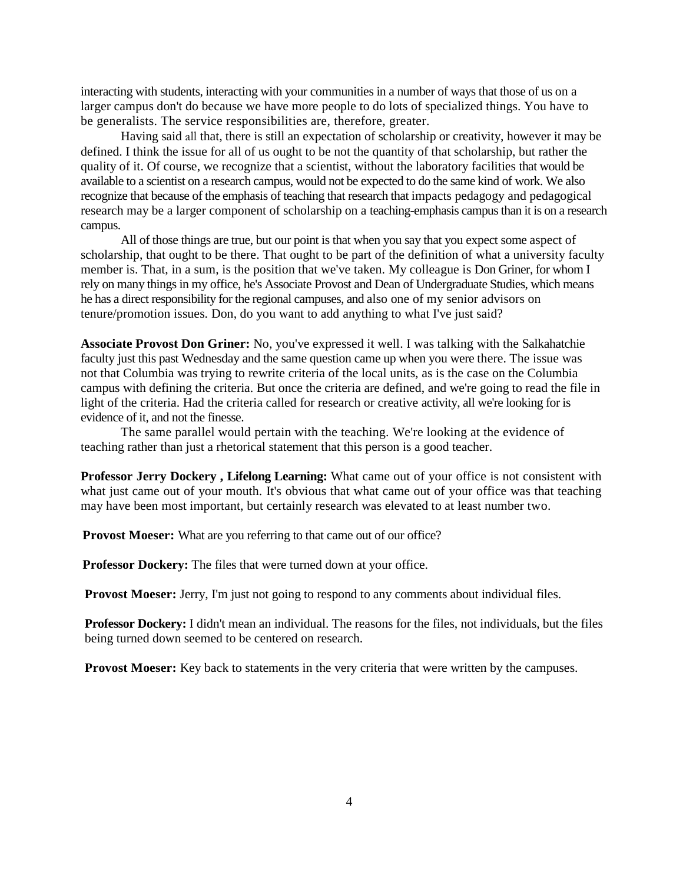interacting with students, interacting with your communities in a number of ways that those of us on a larger campus don't do because we have more people to do lots of specialized things. You have to be generalists. The service responsibilities are, therefore, greater.

Having said all that, there is still an expectation of scholarship or creativity, however it may be defined. I think the issue for all of us ought to be not the quantity of that scholarship, but rather the quality of it. Of course, we recognize that a scientist, without the laboratory facilities that would be available to a scientist on a research campus, would not be expected to do the same kind of work. We also recognize that because of the emphasis of teaching that research that impacts pedagogy and pedagogical research may be a larger component of scholarship on a teaching-emphasis campus than it is on a research campus.

All of those things are true, but our point is that when you say that you expect some aspect of scholarship, that ought to be there. That ought to be part of the definition of what a university faculty member is. That, in a sum, is the position that we've taken. My colleague is Don Griner, for whom I rely on many things in my office, he's Associate Provost and Dean of Undergraduate Studies, which means he has a direct responsibility for the regional campuses, and also one of my senior advisors on tenure/promotion issues. Don, do you want to add anything to what I've just said?

**Associate Provost Don Griner:** No, you've expressed it well. I was talking with the Salkahatchie faculty just this past Wednesday and the same question came up when you were there. The issue was not that Columbia was trying to rewrite criteria of the local units, as is the case on the Columbia campus with defining the criteria. But once the criteria are defined, and we're going to read the file in light of the criteria. Had the criteria called for research or creative activity, all we're looking for is evidence of it, and not the finesse.

The same parallel would pertain with the teaching. We're looking at the evidence of teaching rather than just a rhetorical statement that this person is a good teacher.

**Professor Jerry Dockery , Lifelong Learning:** What came out of your office is not consistent with what just came out of your mouth. It's obvious that what came out of your office was that teaching may have been most important, but certainly research was elevated to at least number two.

**Provost Moeser:** What are you referring to that came out of our office?

**Professor Dockery:** The files that were turned down at your office.

**Provost Moeser:** Jerry, I'm just not going to respond to any comments about individual files.

**Professor Dockery:** I didn't mean an individual. The reasons for the files, not individuals, but the files being turned down seemed to be centered on research.

**Provost Moeser:** Key back to statements in the very criteria that were written by the campuses.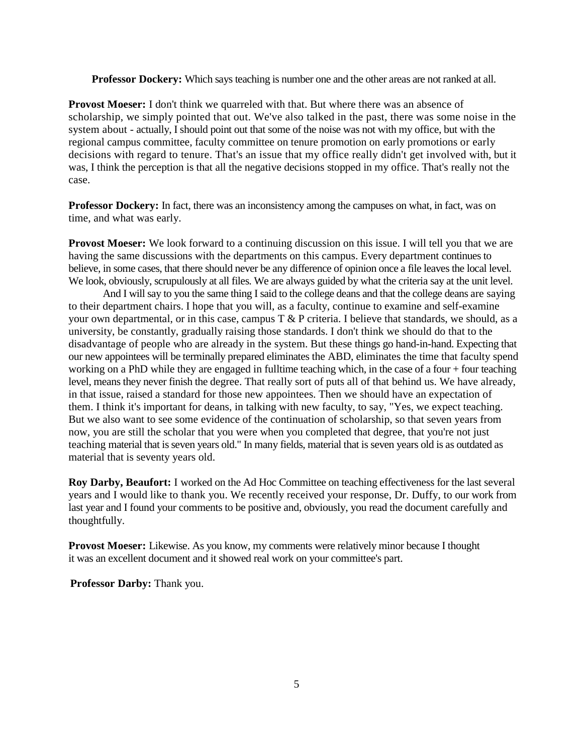**Professor Dockery:** Which says teaching is number one and the other areas are not ranked at all.

**Provost Moeser:** I don't think we quarreled with that. But where there was an absence of scholarship, we simply pointed that out. We've also talked in the past, there was some noise in the system about - actually, I should point out that some of the noise was not with my office, but with the regional campus committee, faculty committee on tenure promotion on early promotions or early decisions with regard to tenure. That's an issue that my office really didn't get involved with, but it was, I think the perception is that all the negative decisions stopped in my office. That's really not the case.

**Professor Dockery:** In fact, there was an inconsistency among the campuses on what, in fact, was on time, and what was early.

**Provost Moeser:** We look forward to a continuing discussion on this issue. I will tell you that we are having the same discussions with the departments on this campus. Every department continues to believe, in some cases, that there should never be any difference of opinion once a file leaves the local level. We look, obviously, scrupulously at all files. We are always guided by what the criteria say at the unit level.

And I will say to you the same thing I said to the college deans and that the college deans are saying to their department chairs. I hope that you will, as a faculty, continue to examine and self-examine your own departmental, or in this case, campus T & P criteria. I believe that standards, we should, as a university, be constantly, gradually raising those standards. I don't think we should do that to the disadvantage of people who are already in the system. But these things go hand-in-hand. Expecting that our new appointees will be terminally prepared eliminates the ABD, eliminates the time that faculty spend working on a PhD while they are engaged in fulltime teaching which, in the case of a four + four teaching level, means they never finish the degree. That really sort of puts all of that behind us. We have already, in that issue, raised a standard for those new appointees. Then we should have an expectation of them. I think it's important for deans, in talking with new faculty, to say, "Yes, we expect teaching. But we also want to see some evidence of the continuation of scholarship, so that seven years from now, you are still the scholar that you were when you completed that degree, that you're not just teaching material that is seven years old." In many fields, material that is seven years old is as outdated as material that is seventy years old.

**Roy Darby, Beaufort:** I worked on the Ad Hoc Committee on teaching effectiveness for the last several years and I would like to thank you. We recently received your response, Dr. Duffy, to our work from last year and I found your comments to be positive and, obviously, you read the document carefully and thoughtfully.

**Provost Moeser:** Likewise. As you know, my comments were relatively minor because I thought it was an excellent document and it showed real work on your committee's part.

**Professor Darby:** Thank you.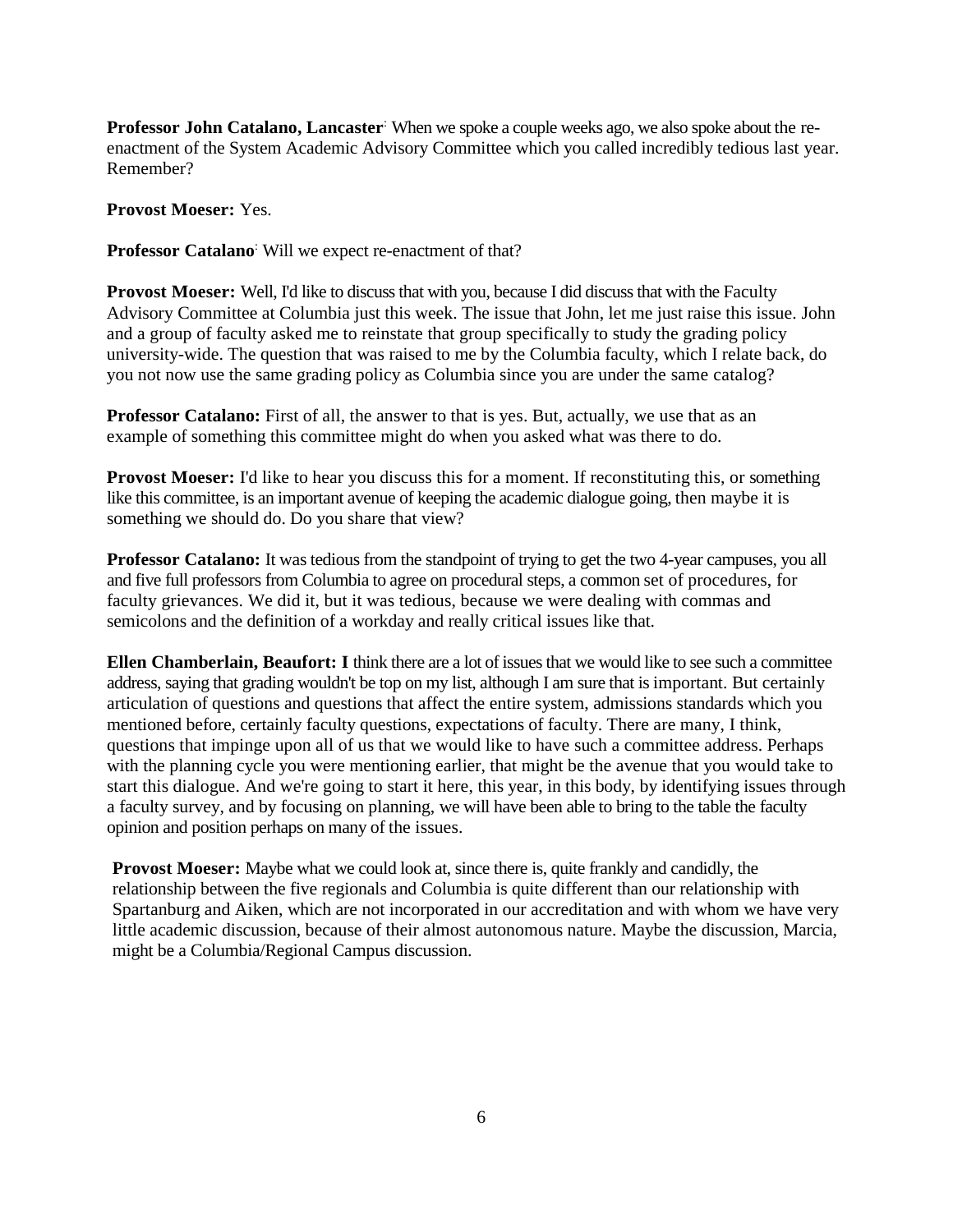**Professor John Catalano, Lancaster**: When we spoke a couple weeks ago, we also spoke about the re-enactment of the System Academic Advisory Committee which you called incredibly tedious last year. Remember?

**Provost Moeser:** Yes.

**Professor Catalano**: Will we expect re-enactment of that?

**Provost Moeser:** Well, I'd like to discuss that with you, because I did discuss that with the Faculty Advisory Committee at Columbia just this week. The issue that John, let me just raise this issue. John and a group of faculty asked me to reinstate that group specifically to study the grading policy university-wide. The question that was raised to me by the Columbia faculty, which I relate back, do you not now use the same grading policy as Columbia since you are under the same catalog?

**Professor Catalano:** First of all, the answer to that is yes. But, actually, we use that as an example of something this committee might do when you asked what was there to do.

**Provost Moeser:** I'd like to hear you discuss this for a moment. If reconstituting this, or something like this committee, is an important avenue of keeping the academic dialogue going, then maybe it is something we should do. Do you share that view?

**Professor Catalano:** It was tedious from the standpoint of trying to get the two 4-year campuses, you all and five full professors from Columbia to agree on procedural steps, a common set of procedures, for faculty grievances. We did it, but it was tedious, because we were dealing with commas and semicolons and the definition of a workday and really critical issues like that.

**Ellen Chamberlain, Beaufort: I** think there are a lot of issues that we would like to see such a committee address, saying that grading wouldn't be top on my list, although I am sure that is important. But certainly articulation of questions and questions that affect the entire system, admissions standards which you mentioned before, certainly faculty questions, expectations of faculty. There are many, I think, questions that impinge upon all of us that we would like to have such a committee address. Perhaps with the planning cycle you were mentioning earlier, that might be the avenue that you would take to start this dialogue. And we're going to start it here, this year, in this body, by identifying issues through a faculty survey, and by focusing on planning, we will have been able to bring to the table the faculty opinion and position perhaps on many of the issues.

**Provost Moeser:** Maybe what we could look at, since there is, quite frankly and candidly, the relationship between the five regionals and Columbia is quite different than our relationship with Spartanburg and Aiken, which are not incorporated in our accreditation and with whom we have very little academic discussion, because of their almost autonomous nature. Maybe the discussion, Marcia, might be a Columbia/Regional Campus discussion.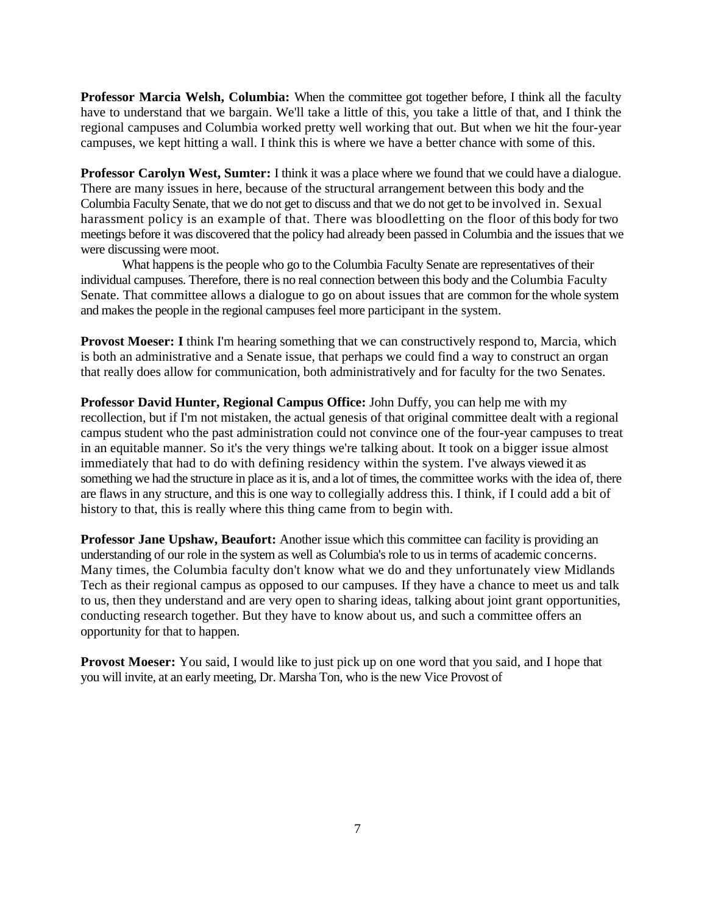**Professor Marcia Welsh, Columbia:** When the committee got together before, I think all the faculty have to understand that we bargain. We'll take a little of this, you take a little of that, and I think the regional campuses and Columbia worked pretty well working that out. But when we hit the four-year campuses, we kept hitting a wall. I think this is where we have a better chance with some of this.

**Professor Carolyn West, Sumter:** I think it was a place where we found that we could have a dialogue. There are many issues in here, because of the structural arrangement between this body and the Columbia Faculty Senate, that we do not get to discuss and that we do not get to be involved in. Sexual harassment policy is an example of that. There was bloodletting on the floor of this body for two meetings before it was discovered that the policy had already been passed in Columbia and the issues that we were discussing were moot.

What happens is the people who go to the Columbia Faculty Senate are representatives of their individual campuses. Therefore, there is no real connection between this body and the Columbia Faculty Senate. That committee allows a dialogue to go on about issues that are common for the whole system and makes the people in the regional campuses feel more participant in the system.

**Provost Moeser: I** think I'm hearing something that we can constructively respond to, Marcia, which is both an administrative and a Senate issue, that perhaps we could find a way to construct an organ that really does allow for communication, both administratively and for faculty for the two Senates.

**Professor David Hunter, Regional Campus Office:** John Duffy, you can help me with my recollection, but if I'm not mistaken, the actual genesis of that original committee dealt with a regional campus student who the past administration could not convince one of the four-year campuses to treat in an equitable manner. So it's the very things we're talking about. It took on a bigger issue almost immediately that had to do with defining residency within the system. I've always viewed it as something we had the structure in place as it is, and a lot of times, the committee works with the idea of, there are flaws in any structure, and this is one way to collegially address this. I think, if I could add a bit of history to that, this is really where this thing came from to begin with.

**Professor Jane Upshaw, Beaufort:** Another issue which this committee can facility is providing an understanding of our role in the system as well as Columbia's role to us in terms of academic concerns. Many times, the Columbia faculty don't know what we do and they unfortunately view Midlands Tech as their regional campus as opposed to our campuses. If they have a chance to meet us and talk to us, then they understand and are very open to sharing ideas, talking about joint grant opportunities, conducting research together. But they have to know about us, and such a committee offers an opportunity for that to happen.

**Provost Moeser:** You said, I would like to just pick up on one word that you said, and I hope that you will invite, at an early meeting, Dr. Marsha Ton, who is the new Vice Provost of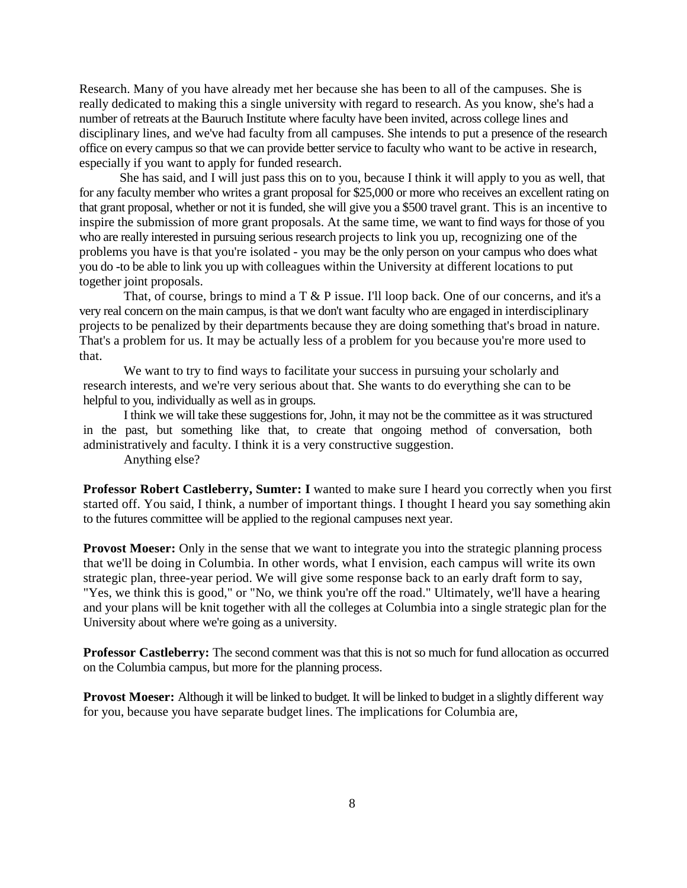Research. Many of you have already met her because she has been to all of the campuses. She is really dedicated to making this a single university with regard to research. As you know, she's had a number of retreats at the Bauruch Institute where faculty have been invited, across college lines and disciplinary lines, and we've had faculty from all campuses. She intends to put a presence of the research office on every campus so that we can provide better service to faculty who want to be active in research, especially if you want to apply for funded research.

She has said, and I will just pass this on to you, because I think it will apply to you as well, that for any faculty member who writes a grant proposal for $25,000 or more who receives an excellent rating on that grant proposal, whether or not it is funded, she will give you a $500 travel grant. This is an incentive to inspire the submission of more grant proposals. At the same time, we want to find ways for those of you who are really interested in pursuing serious research projects to link you up, recognizing one of the problems you have is that you're isolated - you may be the only person on your campus who does what you do -to be able to link you up with colleagues within the University at different locations to put together joint proposals.

That, of course, brings to mind a T & P issue. I'll loop back. One of our concerns, and it's a very real concern on the main campus, is that we don't want faculty who are engaged in interdisciplinary projects to be penalized by their departments because they are doing something that's broad in nature. That's a problem for us. It may be actually less of a problem for you because you're more used to that.

We want to try to find ways to facilitate your success in pursuing your scholarly and research interests, and we're very serious about that. She wants to do everything she can to be helpful to you, individually as well as in groups.

I think we will take these suggestions for, John, it may not be the committee as it was structured in the past, but something like that, to create that ongoing method of conversation, both administratively and faculty. I think it is a very constructive suggestion.

Anything else?

**Professor Robert Castleberry, Sumter: I** wanted to make sure I heard you correctly when you first started off. You said, I think, a number of important things. I thought I heard you say something akin to the futures committee will be applied to the regional campuses next year.

**Provost Moeser:** Only in the sense that we want to integrate you into the strategic planning process that we'll be doing in Columbia. In other words, what I envision, each campus will write its own strategic plan, three-year period. We will give some response back to an early draft form to say, "Yes, we think this is good," or "No, we think you're off the road." Ultimately, we'll have a hearing and your plans will be knit together with all the colleges at Columbia into a single strategic plan for the University about where we're going as a university.

**Professor Castleberry:** The second comment was that this is not so much for fund allocation as occurred on the Columbia campus, but more for the planning process.

**Provost Moeser:** Although it will be linked to budget. It will be linked to budget in a slightly different way for you, because you have separate budget lines. The implications for Columbia are,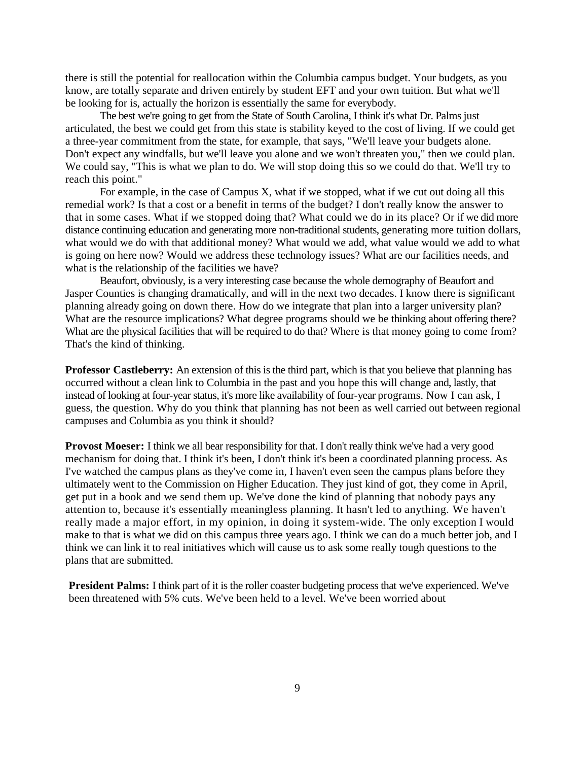there is still the potential for reallocation within the Columbia campus budget. Your budgets, as you know, are totally separate and driven entirely by student EFT and your own tuition. But what we'll be looking for is, actually the horizon is essentially the same for everybody.

The best we're going to get from the State of South Carolina, I think it's what Dr. Palms just articulated, the best we could get from this state is stability keyed to the cost of living. If we could get a three-year commitment from the state, for example, that says, "We'll leave your budgets alone. Don't expect any windfalls, but we'll leave you alone and we won't threaten you," then we could plan. We could say, "This is what we plan to do. We will stop doing this so we could do that. We'll try to reach this point."

For example, in the case of Campus X, what if we stopped, what if we cut out doing all this remedial work? Is that a cost or a benefit in terms of the budget? I don't really know the answer to that in some cases. What if we stopped doing that? What could we do in its place? Or if we did more distance continuing education and generating more non-traditional students, generating more tuition dollars, what would we do with that additional money? What would we add, what value would we add to what is going on here now? Would we address these technology issues? What are our facilities needs, and what is the relationship of the facilities we have?

Beaufort, obviously, is a very interesting case because the whole demography of Beaufort and Jasper Counties is changing dramatically, and will in the next two decades. I know there is significant planning already going on down there. How do we integrate that plan into a larger university plan? What are the resource implications? What degree programs should we be thinking about offering there? What are the physical facilities that will be required to do that? Where is that money going to come from? That's the kind of thinking.

**Professor Castleberry:** An extension of this is the third part, which is that you believe that planning has occurred without a clean link to Columbia in the past and you hope this will change and, lastly, that instead of looking at four-year status, it's more like availability of four-year programs. Now I can ask, I guess, the question. Why do you think that planning has not been as well carried out between regional campuses and Columbia as you think it should?

**Provost Moeser:** I think we all bear responsibility for that. I don't really think we've had a very good mechanism for doing that. I think it's been, I don't think it's been a coordinated planning process. As I've watched the campus plans as they've come in, I haven't even seen the campus plans before they ultimately went to the Commission on Higher Education. They just kind of got, they come in April, get put in a book and we send them up. We've done the kind of planning that nobody pays any attention to, because it's essentially meaningless planning. It hasn't led to anything. We haven't really made a major effort, in my opinion, in doing it system-wide. The only exception I would make to that is what we did on this campus three years ago. I think we can do a much better job, and I think we can link it to real initiatives which will cause us to ask some really tough questions to the plans that are submitted.

**President Palms:** I think part of it is the roller coaster budgeting process that we've experienced. We've been threatened with 5% cuts. We've been held to a level. We've been worried about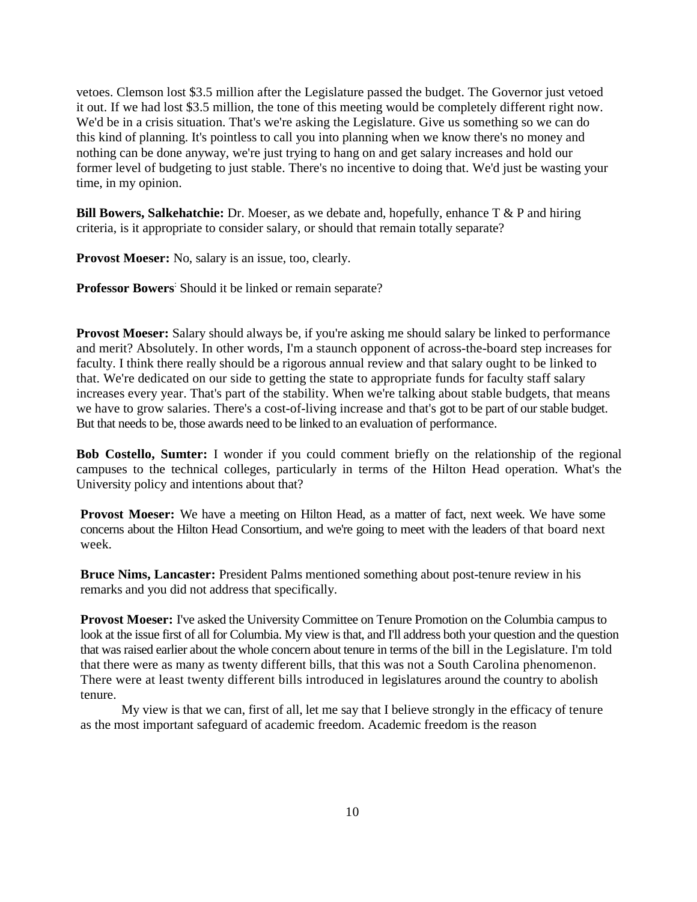vetoes. Clemson lost $3.5 million after the Legislature passed the budget. The Governor just vetoed it out. If we had lost $3.5 million, the tone of this meeting would be completely different right now. We'd be in a crisis situation. That's we're asking the Legislature. Give us something so we can do this kind of planning. It's pointless to call you into planning when we know there's no money and nothing can be done anyway, we're just trying to hang on and get salary increases and hold our former level of budgeting to just stable. There's no incentive to doing that. We'd just be wasting your time, in my opinion.

**Bill Bowers, Salkehatchie:** Dr. Moeser, as we debate and, hopefully, enhance T & P and hiring criteria, is it appropriate to consider salary, or should that remain totally separate?

**Provost Moeser:** No, salary is an issue, too, clearly.

**Professor Bowers**: Should it be linked or remain separate?

**Provost Moeser:** Salary should always be, if you're asking me should salary be linked to performance and merit? Absolutely. In other words, I'm a staunch opponent of across-the-board step increases for faculty. I think there really should be a rigorous annual review and that salary ought to be linked to that. We're dedicated on our side to getting the state to appropriate funds for faculty staff salary increases every year. That's part of the stability. When we're talking about stable budgets, that means we have to grow salaries. There's a cost-of-living increase and that's got to be part of our stable budget. But that needs to be, those awards need to be linked to an evaluation of performance.

**Bob Costello, Sumter:** I wonder if you could comment briefly on the relationship of the regional campuses to the technical colleges, particularly in terms of the Hilton Head operation. What's the University policy and intentions about that?

**Provost Moeser:** We have a meeting on Hilton Head, as a matter of fact, next week. We have some concerns about the Hilton Head Consortium, and we're going to meet with the leaders of that board next week.

**Bruce Nims, Lancaster:** President Palms mentioned something about post-tenure review in his remarks and you did not address that specifically.

**Provost Moeser:** I've asked the University Committee on Tenure Promotion on the Columbia campus to look at the issue first of all for Columbia. My view is that, and I'll address both your question and the question that was raised earlier about the whole concern about tenure in terms of the bill in the Legislature. I'm told that there were as many as twenty different bills, that this was not a South Carolina phenomenon. There were at least twenty different bills introduced in legislatures around the country to abolish tenure.

My view is that we can, first of all, let me say that I believe strongly in the efficacy of tenure as the most important safeguard of academic freedom. Academic freedom is the reason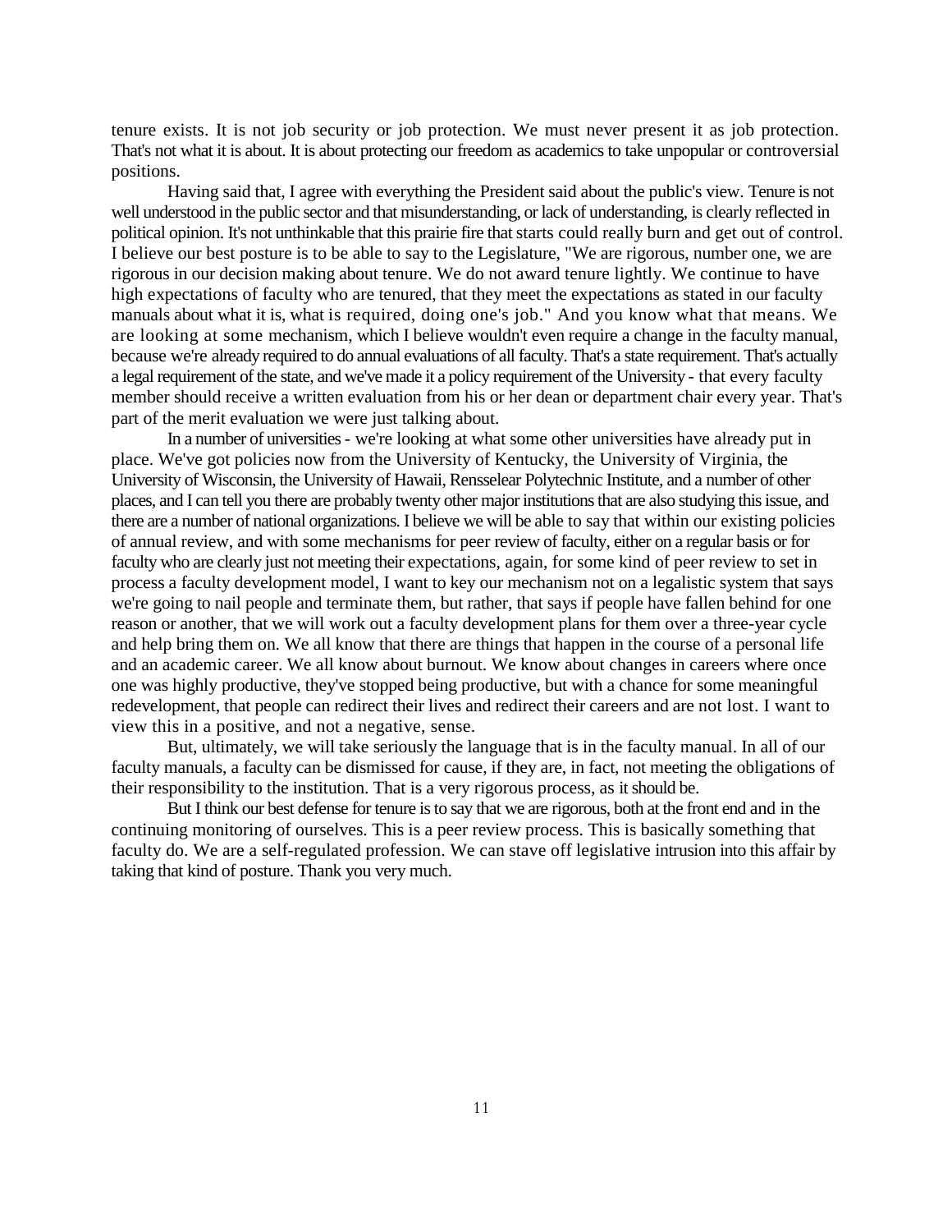tenure exists. It is not job security or job protection. We must never present it as job protection. That's not what it is about. It is about protecting our freedom as academics to take unpopular or controversial positions.

Having said that, I agree with everything the President said about the public's view. Tenure is not well understood in the public sector and that misunderstanding, or lack of understanding, is clearly reflected in political opinion. It's not unthinkable that this prairie fire that starts could really burn and get out of control. I believe our best posture is to be able to say to the Legislature, "We are rigorous, number one, we are rigorous in our decision making about tenure. We do not award tenure lightly. We continue to have high expectations of faculty who are tenured, that they meet the expectations as stated in our faculty manuals about what it is, what is required, doing one's job." And you know what that means. We are looking at some mechanism, which I believe wouldn't even require a change in the faculty manual, because we're already required to do annual evaluations of all faculty. That's a state requirement. That's actually a legal requirement of the state, and we've made it a policy requirement of the University - that every faculty member should receive a written evaluation from his or her dean or department chair every year. That's part of the merit evaluation we were just talking about.

In a number of universities - we're looking at what some other universities have already put in place. We've got policies now from the University of Kentucky, the University of Virginia, the University of Wisconsin, the University of Hawaii, Rensselear Polytechnic Institute, and a number of other places, and I can tell you there are probably twenty other major institutions that are also studying this issue, and there are a number of national organizations. I believe we will be able to say that within our existing policies of annual review, and with some mechanisms for peer review of faculty, either on a regular basis or for faculty who are clearly just not meeting their expectations, again, for some kind of peer review to set in process a faculty development model, I want to key our mechanism not on a legalistic system that says we're going to nail people and terminate them, but rather, that says if people have fallen behind for one reason or another, that we will work out a faculty development plans for them over a three-year cycle and help bring them on. We all know that there are things that happen in the course of a personal life and an academic career. We all know about burnout. We know about changes in careers where once one was highly productive, they've stopped being productive, but with a chance for some meaningful redevelopment, that people can redirect their lives and redirect their careers and are not lost. I want to view this in a positive, and not a negative, sense.

But, ultimately, we will take seriously the language that is in the faculty manual. In all of our faculty manuals, a faculty can be dismissed for cause, if they are, in fact, not meeting the obligations of their responsibility to the institution. That is a very rigorous process, as it should be.

But I think our best defense for tenure is to say that we are rigorous, both at the front end and in the continuing monitoring of ourselves. This is a peer review process. This is basically something that faculty do. We are a self-regulated profession. We can stave off legislative intrusion into this affair by taking that kind of posture. Thank you very much.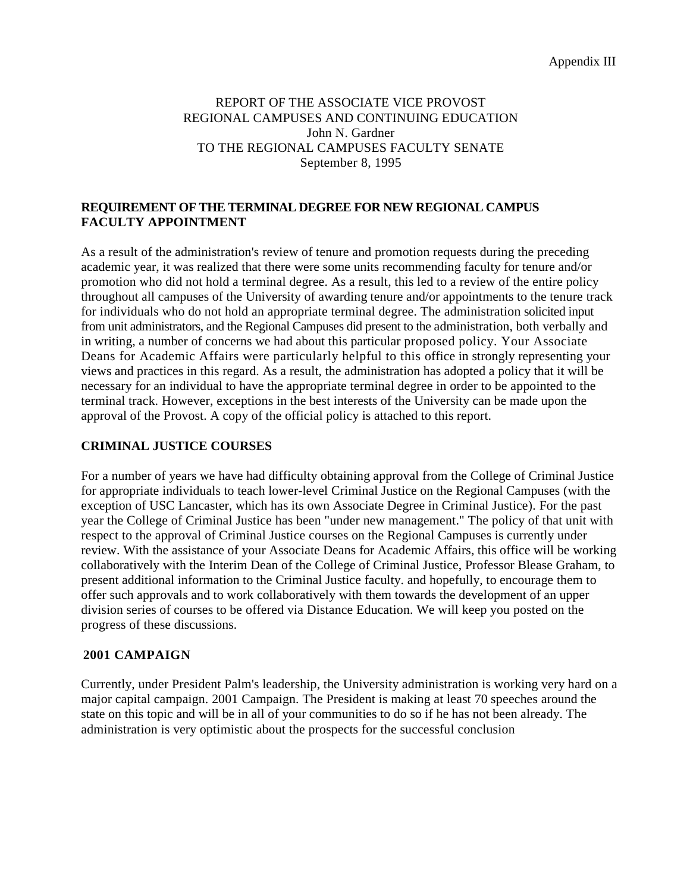Appendix III

REPORT OF THE ASSOCIATE VICE PROVOST
REGIONAL CAMPUSES AND CONTINUING EDUCATION
John N. Gardner
TO THE REGIONAL CAMPUSES FACULTY SENATE
September 8, 1995

**REQUIREMENT OF THE TERMINAL DEGREE FOR NEW REGIONAL CAMPUS FACULTY APPOINTMENT**

As a result of the administration's review of tenure and promotion requests during the preceding academic year, it was realized that there were some units recommending faculty for tenure and/or promotion who did not hold a terminal degree. As a result, this led to a review of the entire policy throughout all campuses of the University of awarding tenure and/or appointments to the tenure track for individuals who do not hold an appropriate terminal degree. The administration solicited input from unit administrators, and the Regional Campuses did present to the administration, both verbally and in writing, a number of concerns we had about this particular proposed policy. Your Associate Deans for Academic Affairs were particularly helpful to this office in strongly representing your views and practices in this regard. As a result, the administration has adopted a policy that it will be necessary for an individual to have the appropriate terminal degree in order to be appointed to the terminal track. However, exceptions in the best interests of the University can be made upon the approval of the Provost. A copy of the official policy is attached to this report.

**CRIMINAL JUSTICE COURSES**

For a number of years we have had difficulty obtaining approval from the College of Criminal Justice for appropriate individuals to teach lower-level Criminal Justice on the Regional Campuses (with the exception of USC Lancaster, which has its own Associate Degree in Criminal Justice). For the past year the College of Criminal Justice has been "under new management." The policy of that unit with respect to the approval of Criminal Justice courses on the Regional Campuses is currently under review. With the assistance of your Associate Deans for Academic Affairs, this office will be working collaboratively with the Interim Dean of the College of Criminal Justice, Professor Blease Graham, to present additional information to the Criminal Justice faculty. and hopefully, to encourage them to offer such approvals and to work collaboratively with them towards the development of an upper division series of courses to be offered via Distance Education. We will keep you posted on the progress of these discussions.

**2001 CAMPAIGN**

Currently, under President Palm's leadership, the University administration is working very hard on a major capital campaign. 2001 Campaign. The President is making at least 70 speeches around the state on this topic and will be in all of your communities to do so if he has not been already. The administration is very optimistic about the prospects for the successful conclusion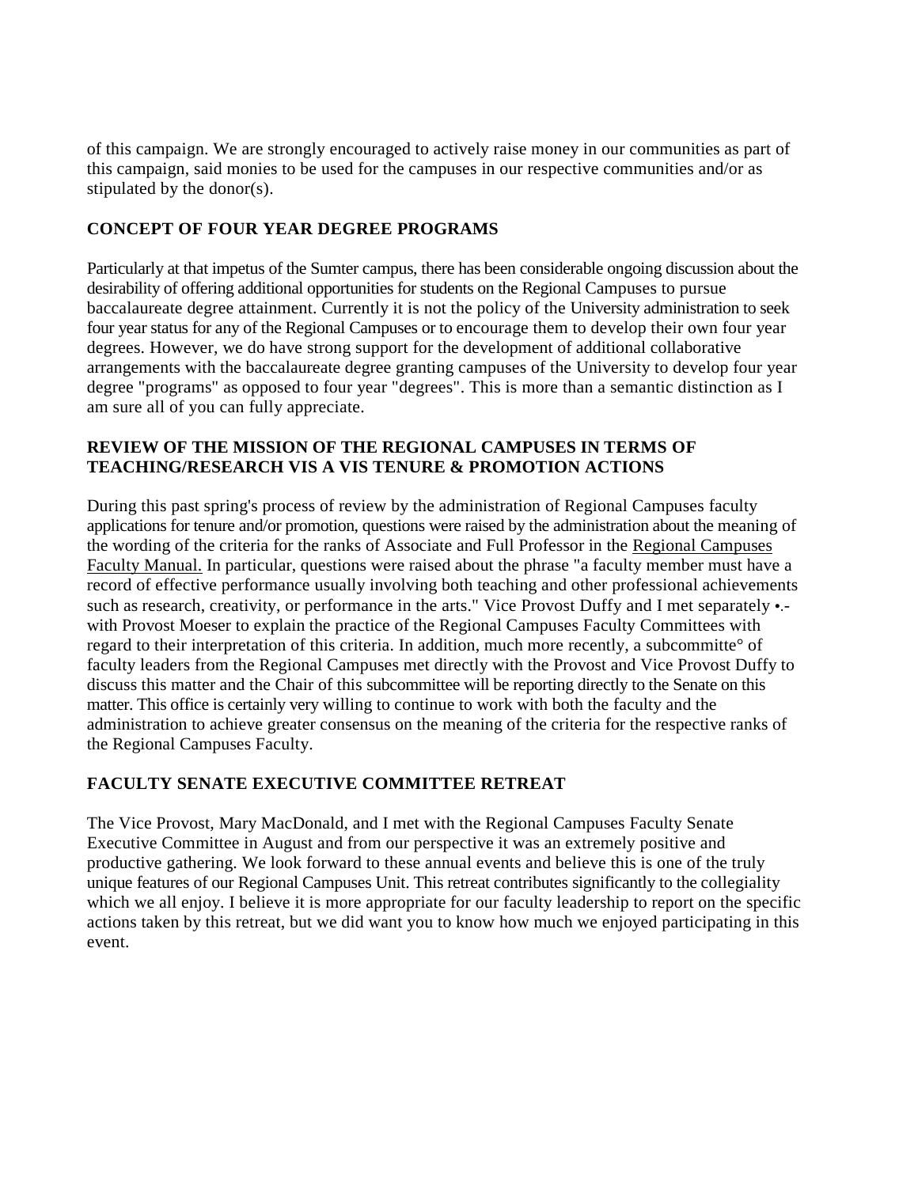of this campaign. We are strongly encouraged to actively raise money in our communities as part of this campaign, said monies to be used for the campuses in our respective communities and/or as stipulated by the donor(s).

## CONCEPT OF FOUR YEAR DEGREE PROGRAMS

Particularly at that impetus of the Sumter campus, there has been considerable ongoing discussion about the desirability of offering additional opportunities for students on the Regional Campuses to pursue baccalaureate degree attainment. Currently it is not the policy of the University administration to seek four year status for any of the Regional Campuses or to encourage them to develop their own four year degrees. However, we do have strong support for the development of additional collaborative arrangements with the baccalaureate degree granting campuses of the University to develop four year degree "programs" as opposed to four year "degrees". This is more than a semantic distinction as I am sure all of you can fully appreciate.

## REVIEW OF THE MISSION OF THE REGIONAL CAMPUSES IN TERMS OF TEACHING/RESEARCH VIS A VIS TENURE & PROMOTION ACTIONS

During this past spring's process of review by the administration of Regional Campuses faculty applications for tenure and/or promotion, questions were raised by the administration about the meaning of the wording of the criteria for the ranks of Associate and Full Professor in the Regional Campuses Faculty Manual. In particular, questions were raised about the phrase "a faculty member must have a record of effective performance usually involving both teaching and other professional achievements such as research, creativity, or performance in the arts." Vice Provost Duffy and I met separately •.- with Provost Moeser to explain the practice of the Regional Campuses Faculty Committees with regard to their interpretation of this criteria. In addition, much more recently, a subcommitte° of faculty leaders from the Regional Campuses met directly with the Provost and Vice Provost Duffy to discuss this matter and the Chair of this subcommittee will be reporting directly to the Senate on this matter. This office is certainly very willing to continue to work with both the faculty and the administration to achieve greater consensus on the meaning of the criteria for the respective ranks of the Regional Campuses Faculty.

## FACULTY SENATE EXECUTIVE COMMITTEE RETREAT

The Vice Provost, Mary MacDonald, and I met with the Regional Campuses Faculty Senate Executive Committee in August and from our perspective it was an extremely positive and productive gathering. We look forward to these annual events and believe this is one of the truly unique features of our Regional Campuses Unit. This retreat contributes significantly to the collegiality which we all enjoy. I believe it is more appropriate for our faculty leadership to report on the specific actions taken by this retreat, but we did want you to know how much we enjoyed participating in this event.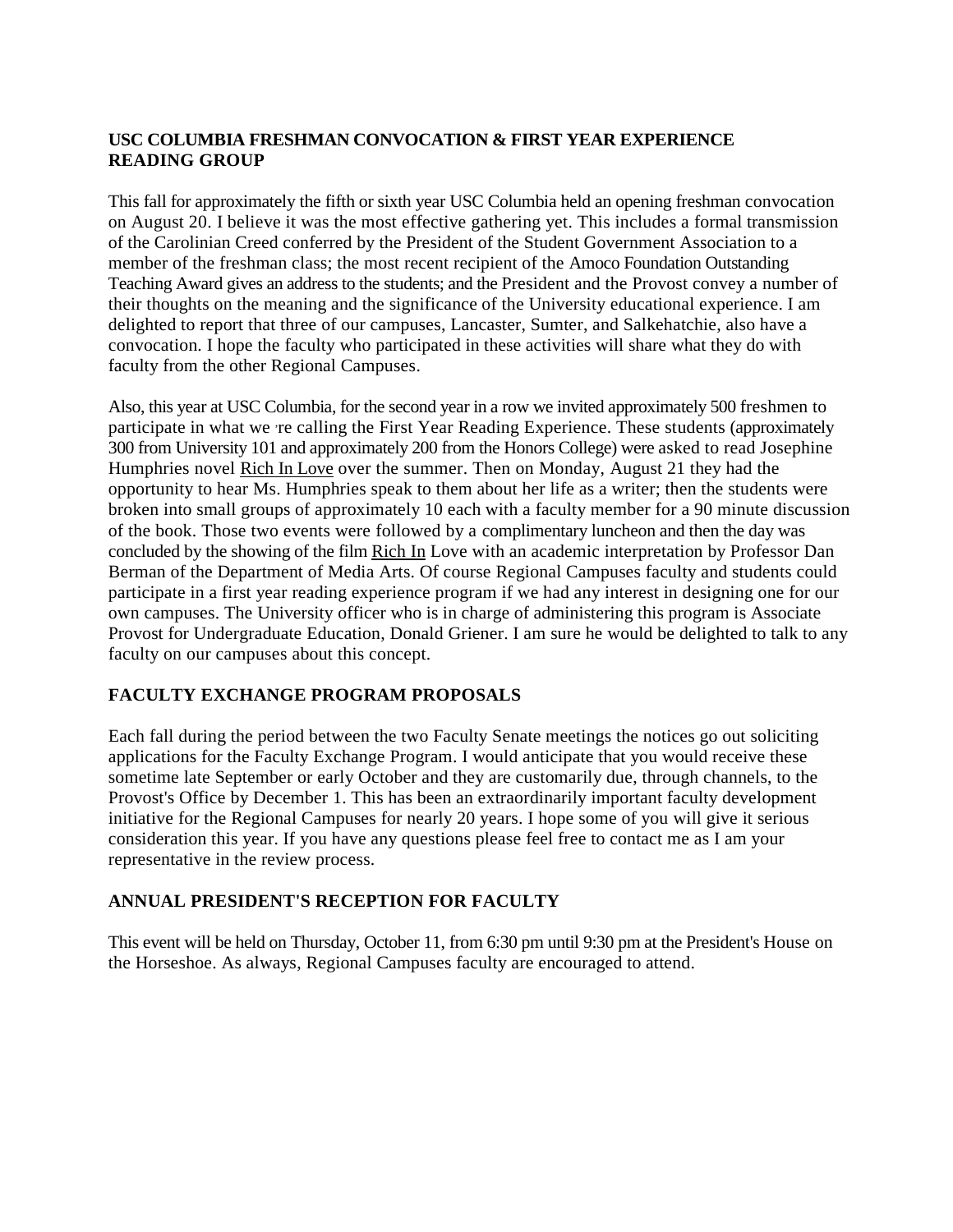## USC COLUMBIA FRESHMAN CONVOCATION & FIRST YEAR EXPERIENCE READING GROUP

This fall for approximately the fifth or sixth year USC Columbia held an opening freshman convocation on August 20. I believe it was the most effective gathering yet. This includes a formal transmission of the Carolinian Creed conferred by the President of the Student Government Association to a member of the freshman class; the most recent recipient of the Amoco Foundation Outstanding Teaching Award gives an address to the students; and the President and the Provost convey a number of their thoughts on the meaning and the significance of the University educational experience. I am delighted to report that three of our campuses, Lancaster, Sumter, and Salkehatchie, also have a convocation. I hope the faculty who participated in these activities will share what they do with faculty from the other Regional Campuses.

Also, this year at USC Columbia, for the second year in a row we invited approximately 500 freshmen to participate in what we're calling the First Year Reading Experience. These students (approximately 300 from University 101 and approximately 200 from the Honors College) were asked to read Josephine Humphries novel Rich In Love over the summer. Then on Monday, August 21 they had the opportunity to hear Ms. Humphries speak to them about her life as a writer; then the students were broken into small groups of approximately 10 each with a faculty member for a 90 minute discussion of the book. Those two events were followed by a complimentary luncheon and then the day was concluded by the showing of the film Rich In Love with an academic interpretation by Professor Dan Berman of the Department of Media Arts. Of course Regional Campuses faculty and students could participate in a first year reading experience program if we had any interest in designing one for our own campuses. The University officer who is in charge of administering this program is Associate Provost for Undergraduate Education, Donald Griener. I am sure he would be delighted to talk to any faculty on our campuses about this concept.

## FACULTY EXCHANGE PROGRAM PROPOSALS

Each fall during the period between the two Faculty Senate meetings the notices go out soliciting applications for the Faculty Exchange Program. I would anticipate that you would receive these sometime late September or early October and they are customarily due, through channels, to the Provost's Office by December 1. This has been an extraordinarily important faculty development initiative for the Regional Campuses for nearly 20 years. I hope some of you will give it serious consideration this year. If you have any questions please feel free to contact me as I am your representative in the review process.

## ANNUAL PRESIDENT'S RECEPTION FOR FACULTY

This event will be held on Thursday, October 11, from 6:30 pm until 9:30 pm at the President's House on the Horseshoe. As always, Regional Campuses faculty are encouraged to attend.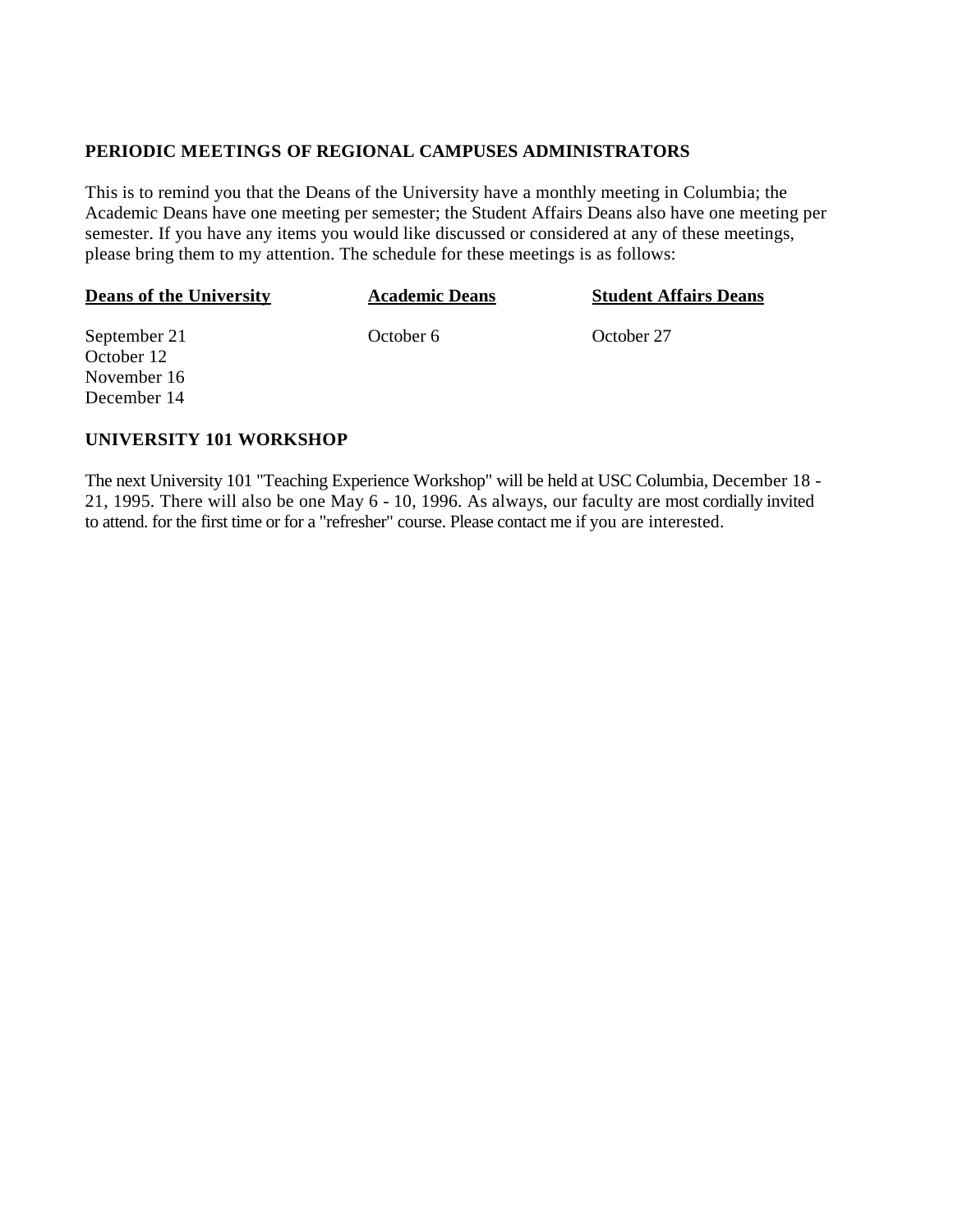## PERIODIC MEETINGS OF REGIONAL CAMPUSES ADMINISTRATORS

This is to remind you that the Deans of the University have a monthly meeting in Columbia; the Academic Deans have one meeting per semester; the Student Affairs Deans also have one meeting per semester. If you have any items you would like discussed or considered at any of these meetings, please bring them to my attention. The schedule for these meetings is as follows:

| Deans of the University | Academic Deans | Student Affairs Deans |
|---|---|---|
| September 21 | October 6 | October 27 |
| October 12 | | |
| November 16 | | |
| December 14 | | |

## UNIVERSITY 101 WORKSHOP

The next University 101 "Teaching Experience Workshop" will be held at USC Columbia, December 18 - 21, 1995. There will also be one May 6 - 10, 1996. As always, our faculty are most cordially invited to attend. for the first time or for a "refresher" course. Please contact me if you are interested.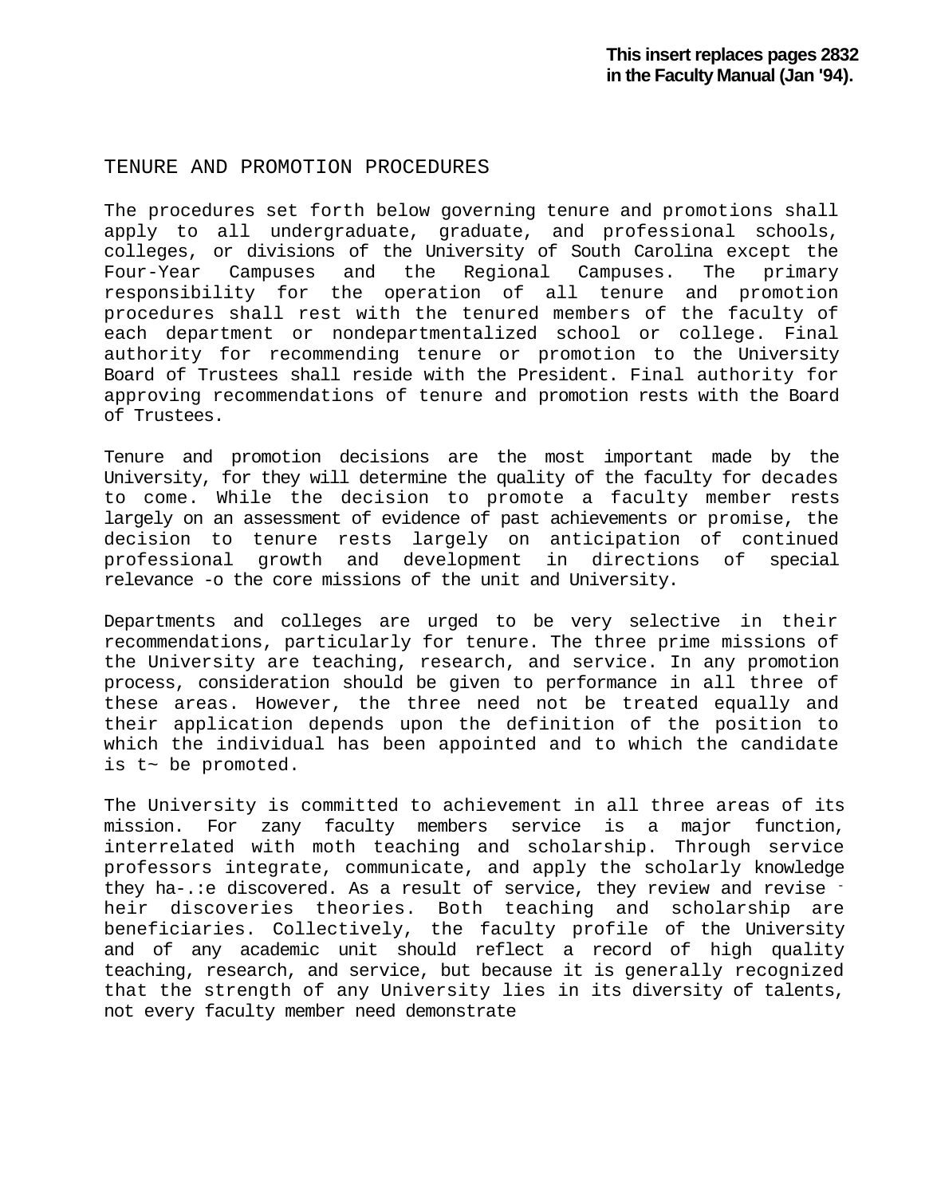**This insert replaces pages 2832 in the Faculty Manual (Jan '94).**

# TENURE AND PROMOTION PROCEDURES

The procedures set forth below governing tenure and promotions shall apply to all undergraduate, graduate, and professional schools, colleges, or divisions of the University of South Carolina except the Four-Year Campuses and the Regional Campuses. The primary responsibility for the operation of all tenure and promotion procedures shall rest with the tenured members of the faculty of each department or nondepartmentalized school or college. Final authority for recommending tenure or promotion to the University Board of Trustees shall reside with the President. Final authority for approving recommendations of tenure and promotion rests with the Board of Trustees.

Tenure and promotion decisions are the most important made by the University, for they will determine the quality of the faculty for decades to come. While the decision to promote a faculty member rests largely on an assessment of evidence of past achievements or promise, the decision to tenure rests largely on anticipation of continued professional growth and development in directions of special relevance -o the core missions of the unit and University.

Departments and colleges are urged to be very selective in their recommendations, particularly for tenure. The three prime missions of the University are teaching, research, and service. In any promotion process, consideration should be given to performance in all three of these areas. However, the three need not be treated equally and their application depends upon the definition of the position to which the individual has been appointed and to which the candidate is t~ be promoted.

The University is committed to achievement in all three areas of its mission. For zany faculty members service is a major function, interrelated with moth teaching and scholarship. Through service professors integrate, communicate, and apply the scholarly knowledge they ha-.:e discovered. As a result of service, they review and revise - heir discoveries theories. Both teaching and scholarship are beneficiaries. Collectively, the faculty profile of the University and of any academic unit should reflect a record of high quality teaching, research, and service, but because it is generally recognized that the strength of any University lies in its diversity of talents, not every faculty member need demonstrate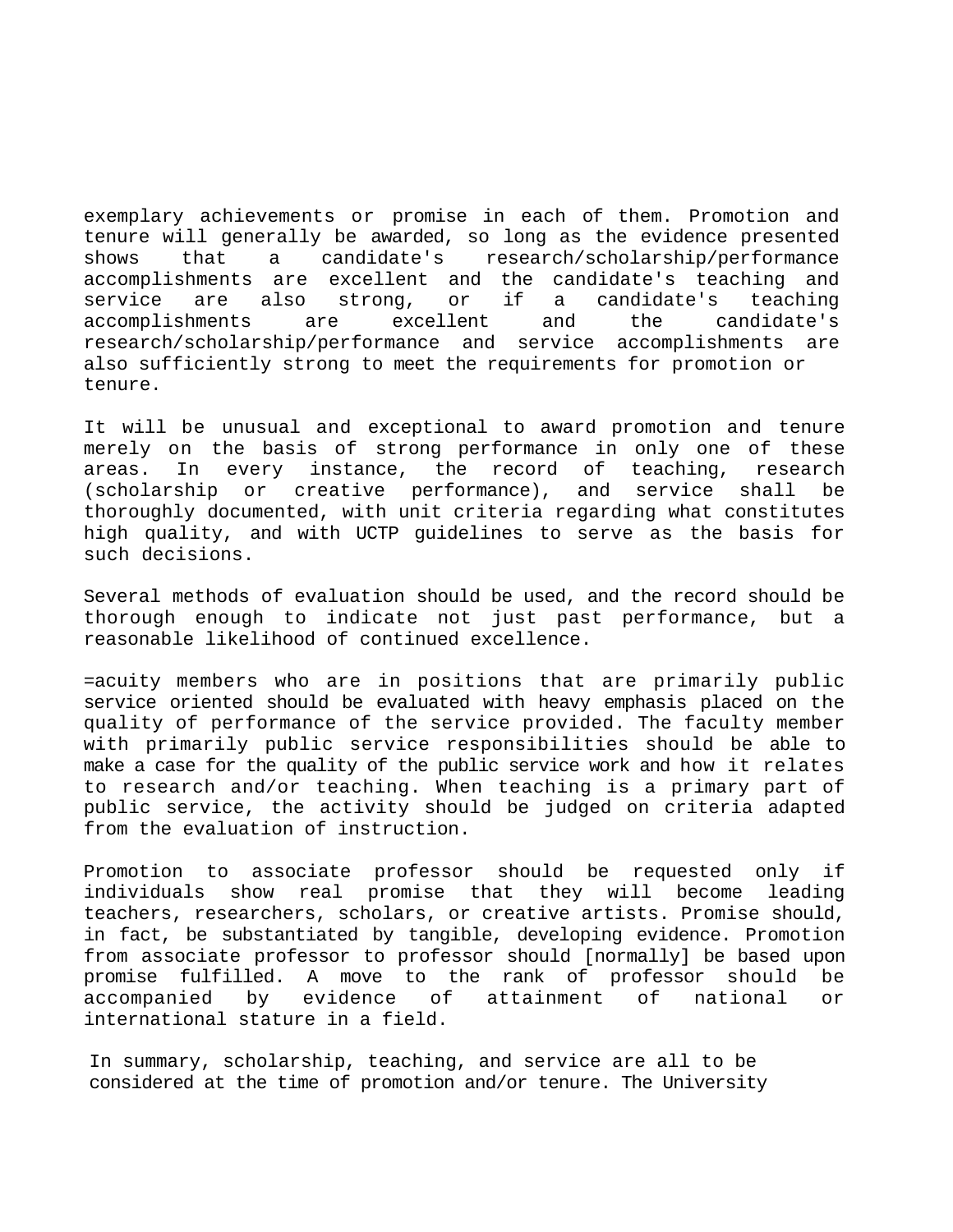exemplary achievements or promise in each of them. Promotion and tenure will generally be awarded, so long as the evidence presented shows that a candidate's research/scholarship/performance accomplishments are excellent and the candidate's teaching and service are also strong, or if a candidate's teaching accomplishments are excellent and the candidate's research/scholarship/performance and service accomplishments are also sufficiently strong to meet the requirements for promotion or tenure.

It will be unusual and exceptional to award promotion and tenure merely on the basis of strong performance in only one of these areas. In every instance, the record of teaching, research (scholarship or creative performance), and service shall be thoroughly documented, with unit criteria regarding what constitutes high quality, and with UCTP guidelines to serve as the basis for such decisions.

Several methods of evaluation should be used, and the record should be thorough enough to indicate not just past performance, but a reasonable likelihood of continued excellence.

=acuity members who are in positions that are primarily public service oriented should be evaluated with heavy emphasis placed on the quality of performance of the service provided. The faculty member with primarily public service responsibilities should be able to make a case for the quality of the public service work and how it relates to research and/or teaching. When teaching is a primary part of public service, the activity should be judged on criteria adapted from the evaluation of instruction.

Promotion to associate professor should be requested only if individuals show real promise that they will become leading teachers, researchers, scholars, or creative artists. Promise should, in fact, be substantiated by tangible, developing evidence. Promotion from associate professor to professor should [normally] be based upon promise fulfilled. A move to the rank of professor should be accompanied by evidence of attainment of national or international stature in a field.

In summary, scholarship, teaching, and service are all to be considered at the time of promotion and/or tenure. The University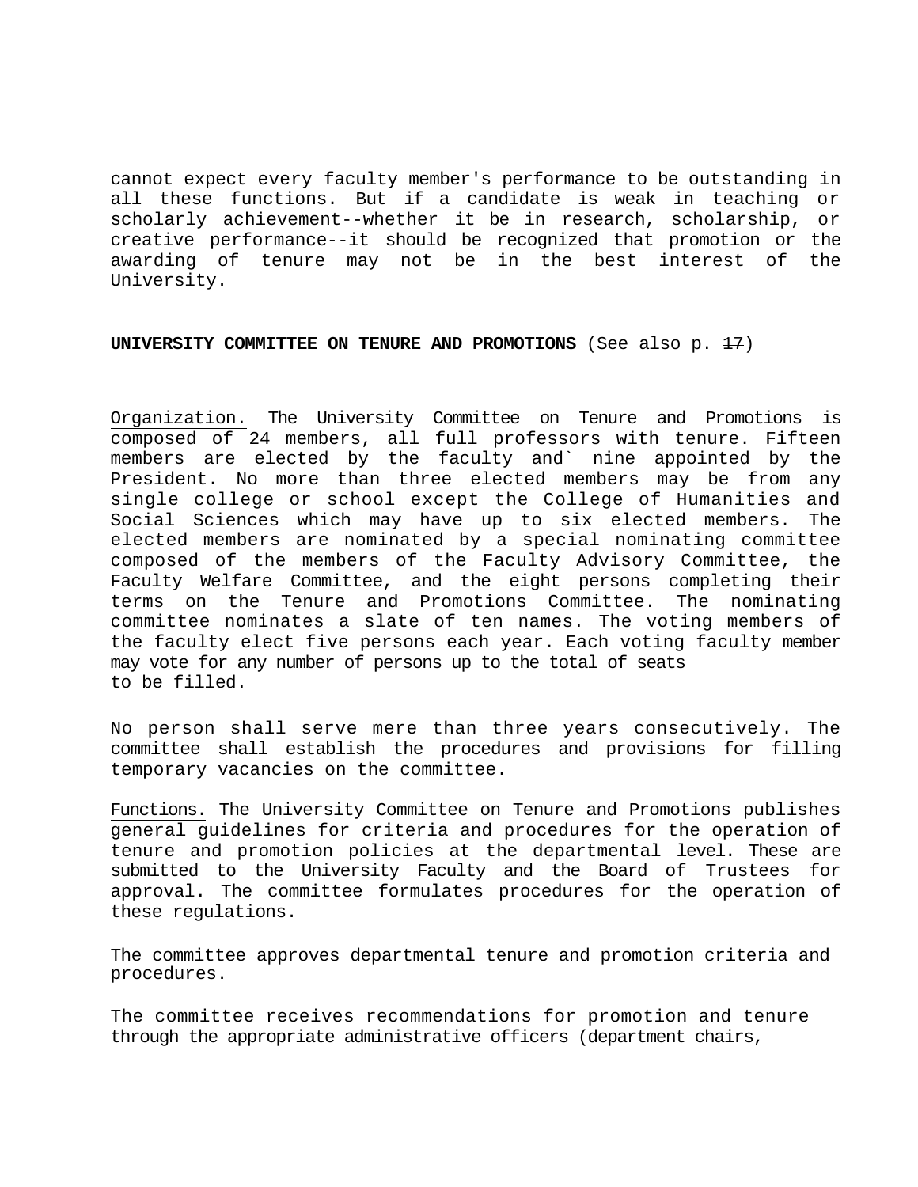cannot expect every faculty member's performance to be outstanding in all these functions. But if a candidate is weak in teaching or scholarly achievement--whether it be in research, scholarship, or creative performance--it should be recognized that promotion or the awarding of tenure may not be in the best interest of the University.

**UNIVERSITY COMMITTEE ON TENURE AND PROMOTIONS** (See also p. ~~17~~)

Organization. The University Committee on Tenure and Promotions is composed of 24 members, all full professors with tenure. Fifteen members are elected by the faculty and` nine appointed by the President. No more than three elected members may be from any single college or school except the College of Humanities and Social Sciences which may have up to six elected members. The elected members are nominated by a special nominating committee composed of the members of the Faculty Advisory Committee, the Faculty Welfare Committee, and the eight persons completing their terms on the Tenure and Promotions Committee. The nominating committee nominates a slate of ten names. The voting members of the faculty elect five persons each year. Each voting faculty member may vote for any number of persons up to the total of seats to be filled.

No person shall serve mere than three years consecutively. The committee shall establish the procedures and provisions for filling temporary vacancies on the committee.

Functions. The University Committee on Tenure and Promotions publishes general guidelines for criteria and procedures for the operation of tenure and promotion policies at the departmental level. These are submitted to the University Faculty and the Board of Trustees for approval. The committee formulates procedures for the operation of these regulations.

The committee approves departmental tenure and promotion criteria and procedures.

The committee receives recommendations for promotion and tenure through the appropriate administrative officers (department chairs,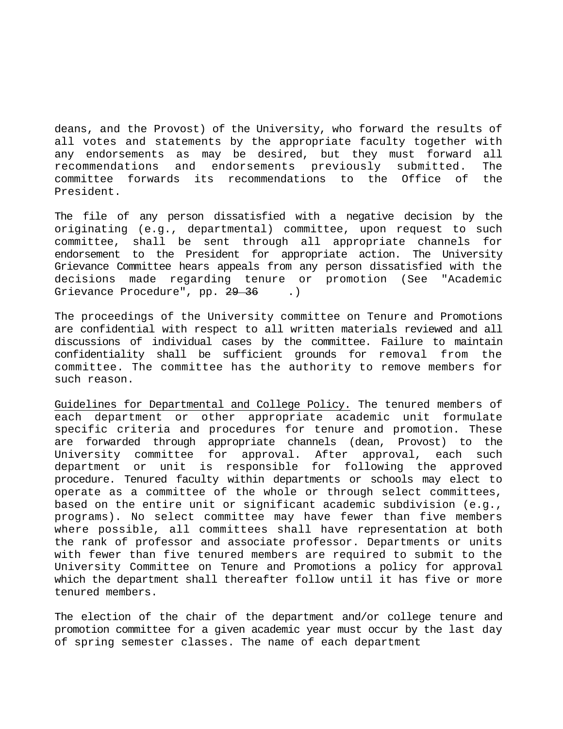deans, and the Provost) of the University, who forward the results of all votes and statements by the appropriate faculty together with any endorsements as may be desired, but they must forward all recommendations and endorsements previously submitted. The committee forwards its recommendations to the Office of the President.

The file of any person dissatisfied with a negative decision by the originating (e.g., departmental) committee, upon request to such committee, shall be sent through all appropriate channels for endorsement to the President for appropriate action. The University Grievance Committee hears appeals from any person dissatisfied with the decisions made regarding tenure or promotion (See "Academic Grievance Procedure", pp. ~~29-36~~ .)

The proceedings of the University committee on Tenure and Promotions are confidential with respect to all written materials reviewed and all discussions of individual cases by the committee. Failure to maintain confidentiality shall be sufficient grounds for removal from the committee. The committee has the authority to remove members for such reason.

Guidelines for Departmental and College Policy. The tenured members of each department or other appropriate academic unit formulate specific criteria and procedures for tenure and promotion. These are forwarded through appropriate channels (dean, Provost) to the University committee for approval. After approval, each such department or unit is responsible for following the approved procedure. Tenured faculty within departments or schools may elect to operate as a committee of the whole or through select committees, based on the entire unit or significant academic subdivision (e.g., programs). No select committee may have fewer than five members where possible, all committees shall have representation at both the rank of professor and associate professor. Departments or units with fewer than five tenured members are required to submit to the University Committee on Tenure and Promotions a policy for approval which the department shall thereafter follow until it has five or more tenured members.

The election of the chair of the department and/or college tenure and promotion committee for a given academic year must occur by the last day of spring semester classes. The name of each department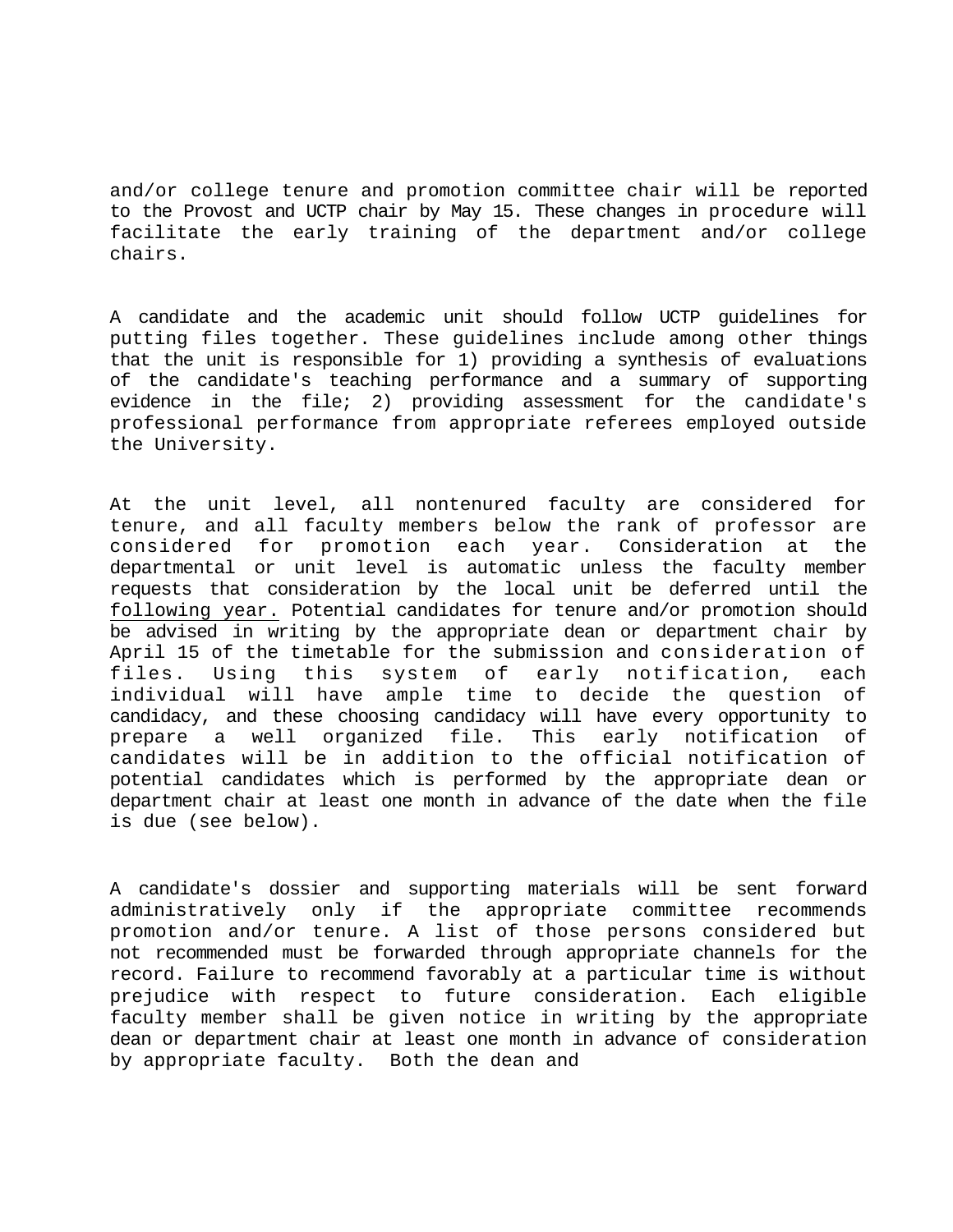and/or college tenure and promotion committee chair will be reported to the Provost and UCTP chair by May 15. These changes in procedure will facilitate the early training of the department and/or college chairs.

A candidate and the academic unit should follow UCTP guidelines for putting files together. These guidelines include among other things that the unit is responsible for 1) providing a synthesis of evaluations of the candidate's teaching performance and a summary of supporting evidence in the file; 2) providing assessment for the candidate's professional performance from appropriate referees employed outside the University.

At the unit level, all nontenured faculty are considered for tenure, and all faculty members below the rank of professor are considered for promotion each year. Consideration at the departmental or unit level is automatic unless the faculty member requests that consideration by the local unit be deferred until the following year. Potential candidates for tenure and/or promotion should be advised in writing by the appropriate dean or department chair by April 15 of the timetable for the submission and consideration of files. Using this system of early notification, each individual will have ample time to decide the question of candidacy, and these choosing candidacy will have every opportunity to prepare a well organized file. This early notification of candidates will be in addition to the official notification of potential candidates which is performed by the appropriate dean or department chair at least one month in advance of the date when the file is due (see below).

A candidate's dossier and supporting materials will be sent forward administratively only if the appropriate committee recommends promotion and/or tenure. A list of those persons considered but not recommended must be forwarded through appropriate channels for the record. Failure to recommend favorably at a particular time is without prejudice with respect to future consideration. Each eligible faculty member shall be given notice in writing by the appropriate dean or department chair at least one month in advance of consideration by appropriate faculty. Both the dean and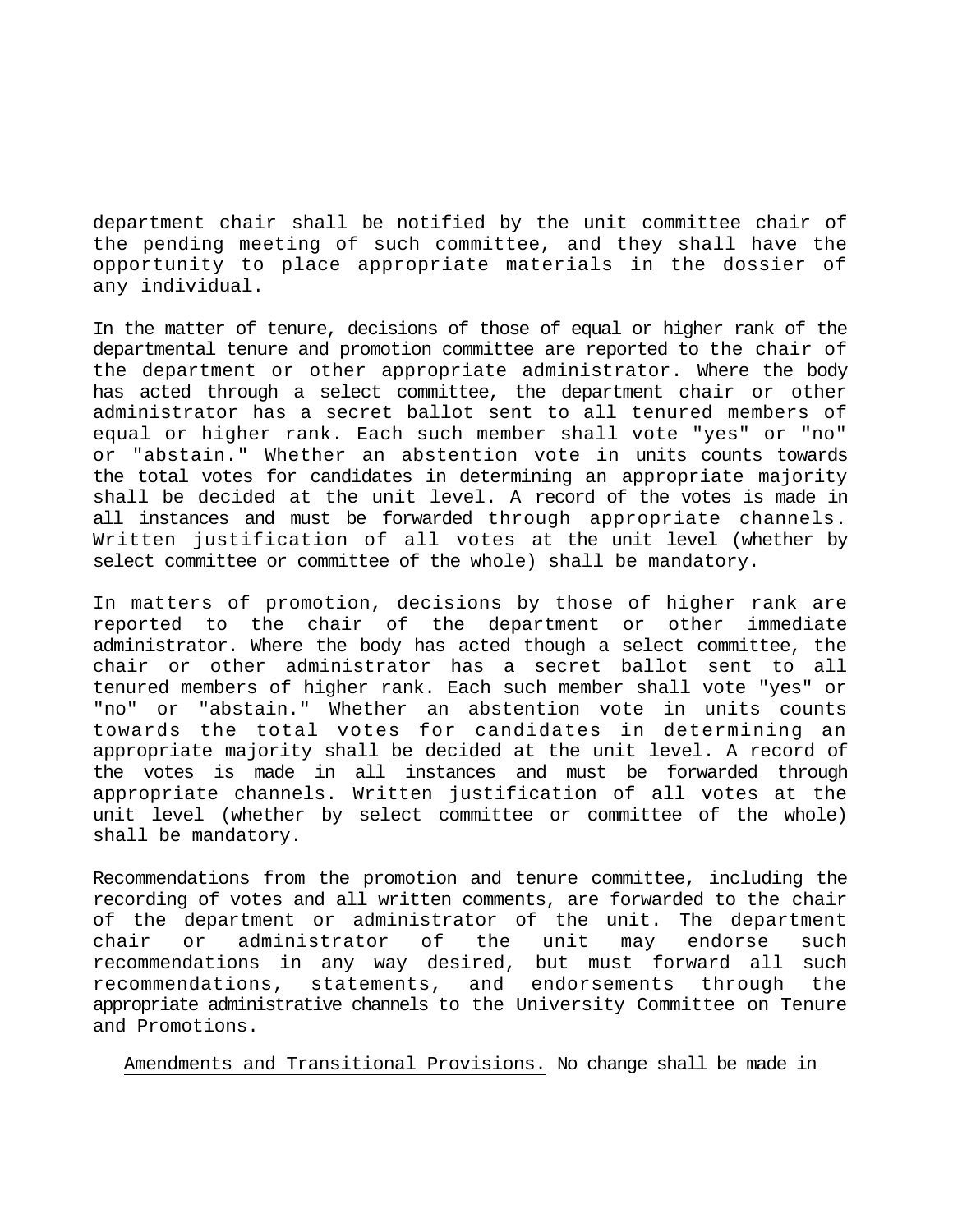department chair shall be notified by the unit committee chair of the pending meeting of such committee, and they shall have the opportunity to place appropriate materials in the dossier of any individual.

In the matter of tenure, decisions of those of equal or higher rank of the departmental tenure and promotion committee are reported to the chair of the department or other appropriate administrator. Where the body has acted through a select committee, the department chair or other administrator has a secret ballot sent to all tenured members of equal or higher rank. Each such member shall vote "yes" or "no" or "abstain." Whether an abstention vote in units counts towards the total votes for candidates in determining an appropriate majority shall be decided at the unit level. A record of the votes is made in all instances and must be forwarded through appropriate channels. Written justification of all votes at the unit level (whether by select committee or committee of the whole) shall be mandatory.

In matters of promotion, decisions by those of higher rank are reported to the chair of the department or other immediate administrator. Where the body has acted though a select committee, the chair or other administrator has a secret ballot sent to all tenured members of higher rank. Each such member shall vote "yes" or "no" or "abstain." Whether an abstention vote in units counts towards the total votes for candidates in determining an appropriate majority shall be decided at the unit level. A record of the votes is made in all instances and must be forwarded through appropriate channels. Written justification of all votes at the unit level (whether by select committee or committee of the whole) shall be mandatory.

Recommendations from the promotion and tenure committee, including the recording of votes and all written comments, are forwarded to the chair of the department or administrator of the unit. The department chair or administrator of the unit may endorse such recommendations in any way desired, but must forward all such recommendations, statements, and endorsements through the appropriate administrative channels to the University Committee on Tenure and Promotions.

Amendments and Transitional Provisions. No change shall be made in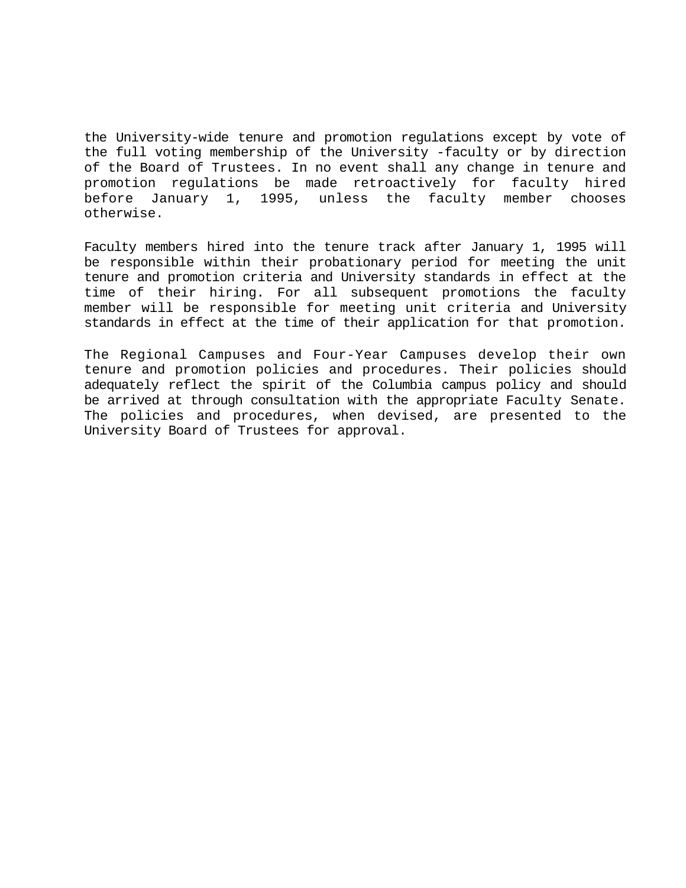the University-wide tenure and promotion regulations except by vote of the full voting membership of the University -faculty or by direction of the Board of Trustees. In no event shall any change in tenure and promotion regulations be made retroactively for faculty hired before January 1, 1995, unless the faculty member chooses otherwise.

Faculty members hired into the tenure track after January 1, 1995 will be responsible within their probationary period for meeting the unit tenure and promotion criteria and University standards in effect at the time of their hiring. For all subsequent promotions the faculty member will be responsible for meeting unit criteria and University standards in effect at the time of their application for that promotion.

The Regional Campuses and Four-Year Campuses develop their own tenure and promotion policies and procedures. Their policies should adequately reflect the spirit of the Columbia campus policy and should be arrived at through consultation with the appropriate Faculty Senate. The policies and procedures, when devised, are presented to the University Board of Trustees for approval.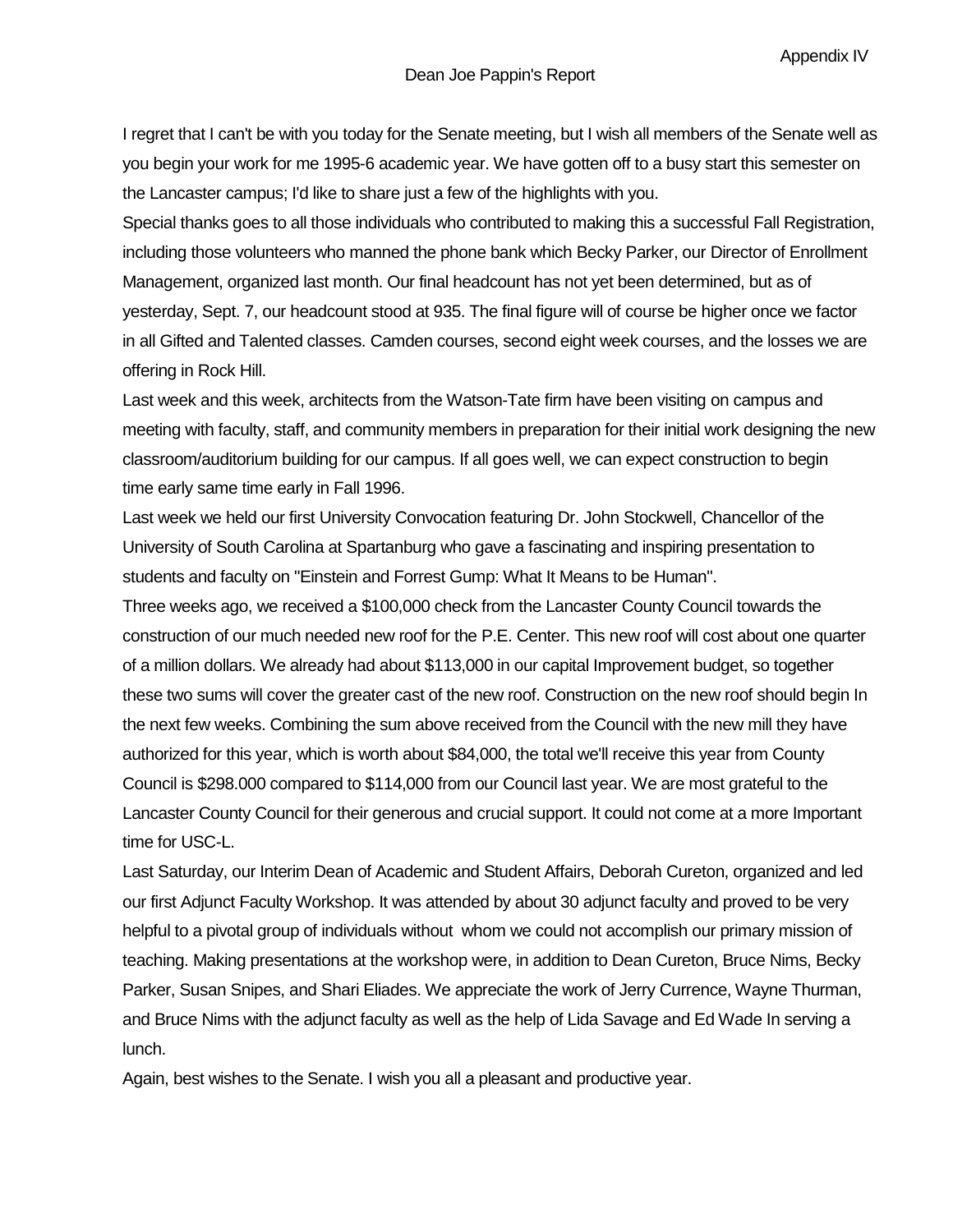Appendix IV

# Dean Joe Pappin's Report

I regret that I can't be with you today for the Senate meeting, but I wish all members of the Senate well as you begin your work for me 1995-6 academic year. We have gotten off to a busy start this semester on the Lancaster campus; I'd like to share just a few of the highlights with you.

Special thanks goes to all those individuals who contributed to making this a successful Fall Registration, including those volunteers who manned the phone bank which Becky Parker, our Director of Enrollment Management, organized last month. Our final headcount has not yet been determined, but as of yesterday, Sept. 7, our headcount stood at 935. The final figure will of course be higher once we factor in all Gifted and Talented classes. Camden courses, second eight week courses, and the losses we are offering in Rock Hill.

Last week and this week, architects from the Watson-Tate firm have been visiting on campus and meeting with faculty, staff, and community members in preparation for their initial work designing the new classroom/auditorium building for our campus. If all goes well, we can expect construction to begin time early same time early in Fall 1996.

Last week we held our first University Convocation featuring Dr. John Stockwell, Chancellor of the University of South Carolina at Spartanburg who gave a fascinating and inspiring presentation to students and faculty on "Einstein and Forrest Gump: What It Means to be Human".

Three weeks ago, we received a $100,000 check from the Lancaster County Council towards the construction of our much needed new roof for the P.E. Center. This new roof will cost about one quarter of a million dollars. We already had about $113,000 in our capital Improvement budget, so together these two sums will cover the greater cast of the new roof. Construction on the new roof should begin In the next few weeks. Combining the sum above received from the Council with the new mill they have authorized for this year, which is worth about $84,000, the total we'll receive this year from County Council is $298.000 compared to $114,000 from our Council last year. We are most grateful to the Lancaster County Council for their generous and crucial support. It could not come at a more Important time for USC-L.

Last Saturday, our Interim Dean of Academic and Student Affairs, Deborah Cureton, organized and led our first Adjunct Faculty Workshop. It was attended by about 30 adjunct faculty and proved to be very helpful to a pivotal group of individuals without whom we could not accomplish our primary mission of teaching. Making presentations at the workshop were, in addition to Dean Cureton, Bruce Nims, Becky Parker, Susan Snipes, and Shari Eliades. We appreciate the work of Jerry Currence, Wayne Thurman, and Bruce Nims with the adjunct faculty as well as the help of Lida Savage and Ed Wade In serving a lunch.

Again, best wishes to the Senate. I wish you all a pleasant and productive year.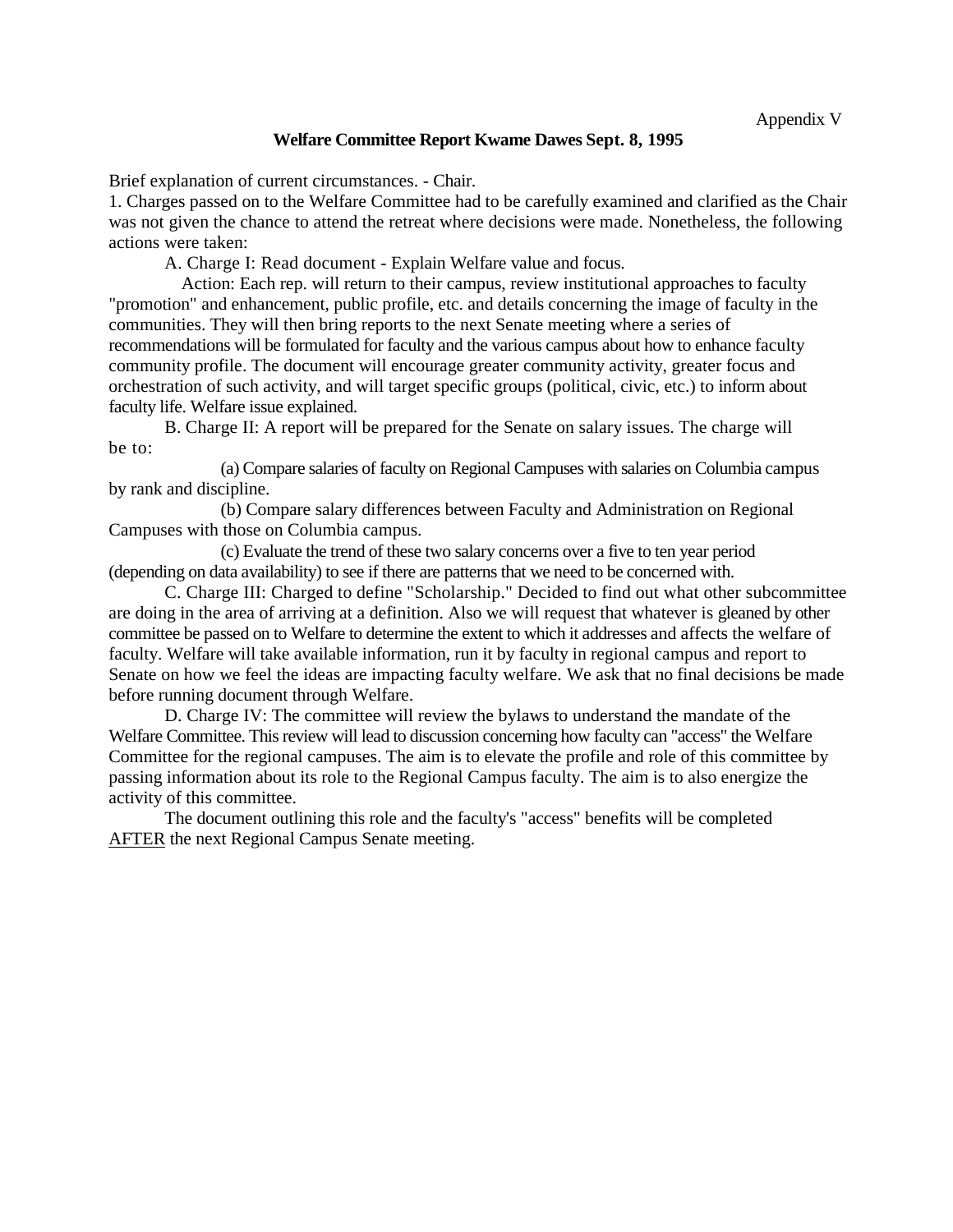Appendix V

**Welfare Committee Report Kwame Dawes Sept. 8, 1995**

Brief explanation of current circumstances. - Chair.

1. Charges passed on to the Welfare Committee had to be carefully examined and clarified as the Chair was not given the chance to attend the retreat where decisions were made. Nonetheless, the following actions were taken:

A. Charge I: Read document - Explain Welfare value and focus.

Action: Each rep. will return to their campus, review institutional approaches to faculty "promotion" and enhancement, public profile, etc. and details concerning the image of faculty in the communities. They will then bring reports to the next Senate meeting where a series of recommendations will be formulated for faculty and the various campus about how to enhance faculty community profile. The document will encourage greater community activity, greater focus and orchestration of such activity, and will target specific groups (political, civic, etc.) to inform about faculty life. Welfare issue explained.

B. Charge II: A report will be prepared for the Senate on salary issues. The charge will be to:

(a) Compare salaries of faculty on Regional Campuses with salaries on Columbia campus by rank and discipline.

(b) Compare salary differences between Faculty and Administration on Regional Campuses with those on Columbia campus.

(c) Evaluate the trend of these two salary concerns over a five to ten year period (depending on data availability) to see if there are patterns that we need to be concerned with.

C. Charge III: Charged to define "Scholarship." Decided to find out what other subcommittee are doing in the area of arriving at a definition. Also we will request that whatever is gleaned by other committee be passed on to Welfare to determine the extent to which it addresses and affects the welfare of faculty. Welfare will take available information, run it by faculty in regional campus and report to Senate on how we feel the ideas are impacting faculty welfare. We ask that no final decisions be made before running document through Welfare.

D. Charge IV: The committee will review the bylaws to understand the mandate of the Welfare Committee. This review will lead to discussion concerning how faculty can "access" the Welfare Committee for the regional campuses. The aim is to elevate the profile and role of this committee by passing information about its role to the Regional Campus faculty. The aim is to also energize the activity of this committee.

The document outlining this role and the faculty's "access" benefits will be completed <u>AFTER</u> the next Regional Campus Senate meeting.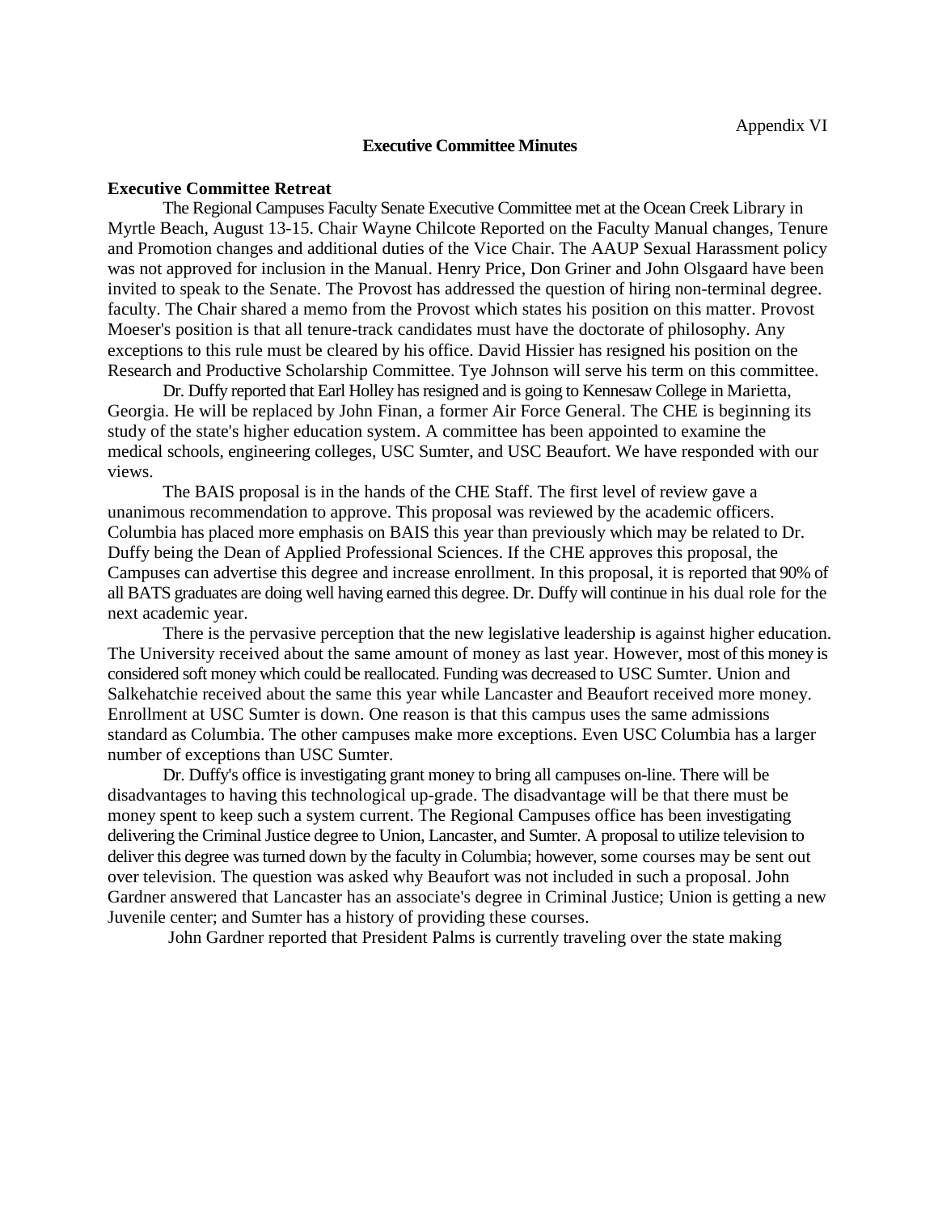Appendix VI

**Executive Committee Minutes**

**Executive Committee Retreat**

The Regional Campuses Faculty Senate Executive Committee met at the Ocean Creek Library in Myrtle Beach, August 13-15. Chair Wayne Chilcote Reported on the Faculty Manual changes, Tenure and Promotion changes and additional duties of the Vice Chair. The AAUP Sexual Harassment policy was not approved for inclusion in the Manual. Henry Price, Don Griner and John Olsgaard have been invited to speak to the Senate. The Provost has addressed the question of hiring non-terminal degree. faculty. The Chair shared a memo from the Provost which states his position on this matter. Provost Moeser's position is that all tenure-track candidates must have the doctorate of philosophy. Any exceptions to this rule must be cleared by his office. David Hissier has resigned his position on the Research and Productive Scholarship Committee. Tye Johnson will serve his term on this committee.

Dr. Duffy reported that Earl Holley has resigned and is going to Kennesaw College in Marietta, Georgia. He will be replaced by John Finan, a former Air Force General. The CHE is beginning its study of the state's higher education system. A committee has been appointed to examine the medical schools, engineering colleges, USC Sumter, and USC Beaufort. We have responded with our views.

The BAIS proposal is in the hands of the CHE Staff. The first level of review gave a unanimous recommendation to approve. This proposal was reviewed by the academic officers. Columbia has placed more emphasis on BAIS this year than previously which may be related to Dr. Duffy being the Dean of Applied Professional Sciences. If the CHE approves this proposal, the Campuses can advertise this degree and increase enrollment. In this proposal, it is reported that 90% of all BATS graduates are doing well having earned this degree. Dr. Duffy will continue in his dual role for the next academic year.

There is the pervasive perception that the new legislative leadership is against higher education. The University received about the same amount of money as last year. However, most of this money is considered soft money which could be reallocated. Funding was decreased to USC Sumter. Union and Salkehatchie received about the same this year while Lancaster and Beaufort received more money. Enrollment at USC Sumter is down. One reason is that this campus uses the same admissions standard as Columbia. The other campuses make more exceptions. Even USC Columbia has a larger number of exceptions than USC Sumter.

Dr. Duffy's office is investigating grant money to bring all campuses on-line. There will be disadvantages to having this technological up-grade. The disadvantage will be that there must be money spent to keep such a system current. The Regional Campuses office has been investigating delivering the Criminal Justice degree to Union, Lancaster, and Sumter. A proposal to utilize television to deliver this degree was turned down by the faculty in Columbia; however, some courses may be sent out over television. The question was asked why Beaufort was not included in such a proposal. John Gardner answered that Lancaster has an associate's degree in Criminal Justice; Union is getting a new Juvenile center; and Sumter has a history of providing these courses.

John Gardner reported that President Palms is currently traveling over the state making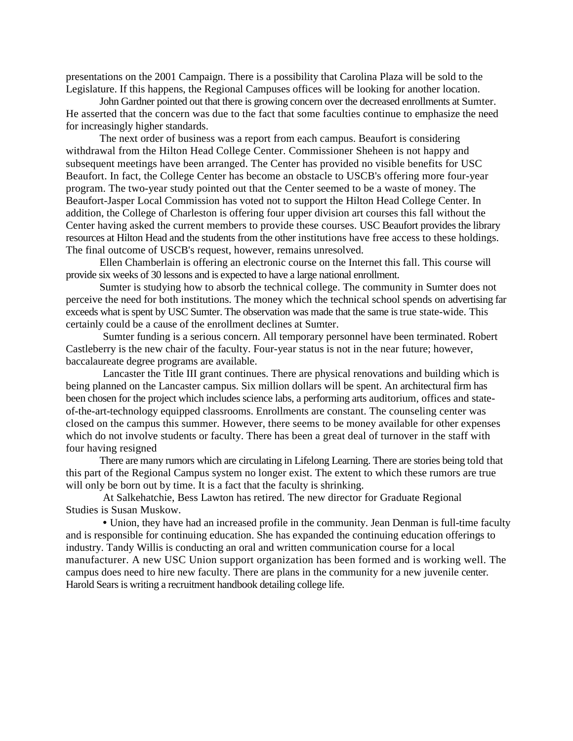presentations on the 2001 Campaign. There is a possibility that Carolina Plaza will be sold to the Legislature. If this happens, the Regional Campuses offices will be looking for another location.

John Gardner pointed out that there is growing concern over the decreased enrollments at Sumter. He asserted that the concern was due to the fact that some faculties continue to emphasize the need for increasingly higher standards.

The next order of business was a report from each campus. Beaufort is considering withdrawal from the Hilton Head College Center. Commissioner Sheheen is not happy and subsequent meetings have been arranged. The Center has provided no visible benefits for USC Beaufort. In fact, the College Center has become an obstacle to USCB's offering more four-year program. The two-year study pointed out that the Center seemed to be a waste of money. The Beaufort-Jasper Local Commission has voted not to support the Hilton Head College Center. In addition, the College of Charleston is offering four upper division art courses this fall without the Center having asked the current members to provide these courses. USC Beaufort provides the library resources at Hilton Head and the students from the other institutions have free access to these holdings. The final outcome of USCB's request, however, remains unresolved.

Ellen Chamberlain is offering an electronic course on the Internet this fall. This course will provide six weeks of 30 lessons and is expected to have a large national enrollment.

Sumter is studying how to absorb the technical college. The community in Sumter does not perceive the need for both institutions. The money which the technical school spends on advertising far exceeds what is spent by USC Sumter. The observation was made that the same is true state-wide. This certainly could be a cause of the enrollment declines at Sumter.

Sumter funding is a serious concern. All temporary personnel have been terminated. Robert Castleberry is the new chair of the faculty. Four-year status is not in the near future; however, baccalaureate degree programs are available.

Lancaster the Title III grant continues. There are physical renovations and building which is being planned on the Lancaster campus. Six million dollars will be spent. An architectural firm has been chosen for the project which includes science labs, a performing arts auditorium, offices and state-of-the-art-technology equipped classrooms. Enrollments are constant. The counseling center was closed on the campus this summer. However, there seems to be money available for other expenses which do not involve students or faculty. There has been a great deal of turnover in the staff with four having resigned

There are many rumors which are circulating in Lifelong Learning. There are stories being told that this part of the Regional Campus system no longer exist. The extent to which these rumors are true will only be born out by time. It is a fact that the faculty is shrinking.

At Salkehatchie, Bess Lawton has retired. The new director for Graduate Regional Studies is Susan Muskow.

• Union, they have had an increased profile in the community. Jean Denman is full-time faculty and is responsible for continuing education. She has expanded the continuing education offerings to industry. Tandy Willis is conducting an oral and written communication course for a local manufacturer. A new USC Union support organization has been formed and is working well. The campus does need to hire new faculty. There are plans in the community for a new juvenile center. Harold Sears is writing a recruitment handbook detailing college life.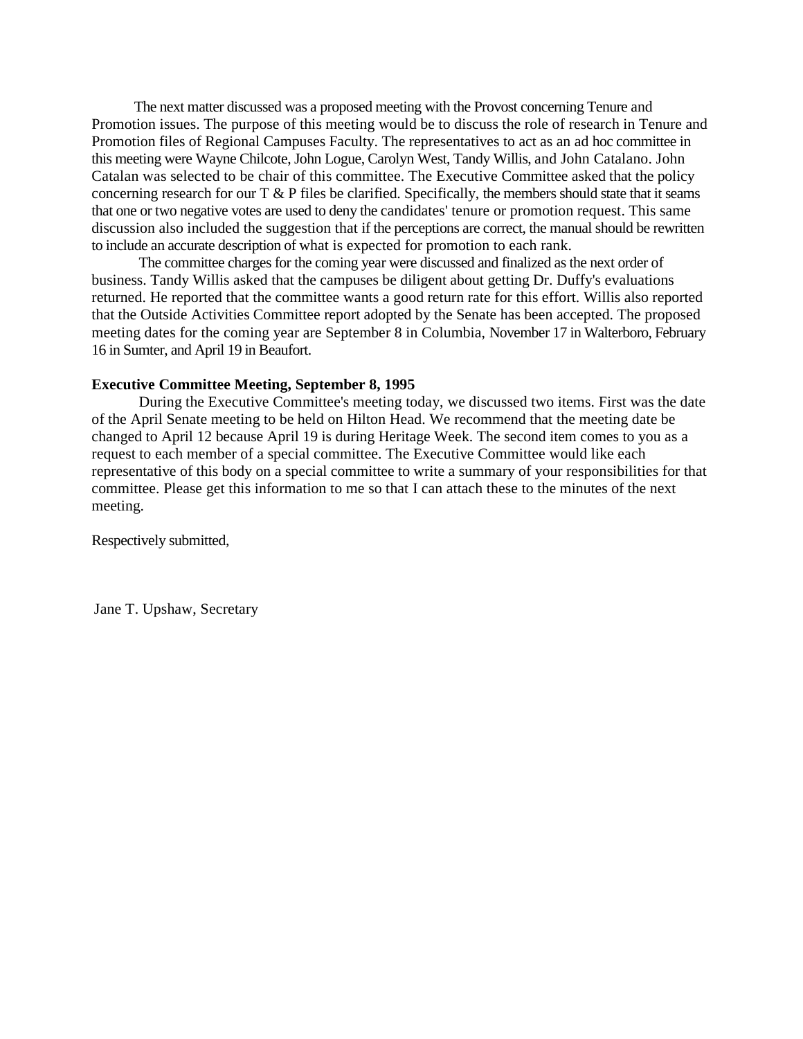The next matter discussed was a proposed meeting with the Provost concerning Tenure and Promotion issues. The purpose of this meeting would be to discuss the role of research in Tenure and Promotion files of Regional Campuses Faculty. The representatives to act as an ad hoc committee in this meeting were Wayne Chilcote, John Logue, Carolyn West, Tandy Willis, and John Catalano. John Catalan was selected to be chair of this committee. The Executive Committee asked that the policy concerning research for our T & P files be clarified. Specifically, the members should state that it seams that one or two negative votes are used to deny the candidates' tenure or promotion request. This same discussion also included the suggestion that if the perceptions are correct, the manual should be rewritten to include an accurate description of what is expected for promotion to each rank.

The committee charges for the coming year were discussed and finalized as the next order of business. Tandy Willis asked that the campuses be diligent about getting Dr. Duffy's evaluations returned. He reported that the committee wants a good return rate for this effort. Willis also reported that the Outside Activities Committee report adopted by the Senate has been accepted. The proposed meeting dates for the coming year are September 8 in Columbia, November 17 in Walterboro, February 16 in Sumter, and April 19 in Beaufort.

**Executive Committee Meeting, September 8, 1995**

During the Executive Committee's meeting today, we discussed two items. First was the date of the April Senate meeting to be held on Hilton Head. We recommend that the meeting date be changed to April 12 because April 19 is during Heritage Week. The second item comes to you as a request to each member of a special committee. The Executive Committee would like each representative of this body on a special committee to write a summary of your responsibilities for that committee. Please get this information to me so that I can attach these to the minutes of the next meeting.

Respectively submitted,

Jane T. Upshaw, Secretary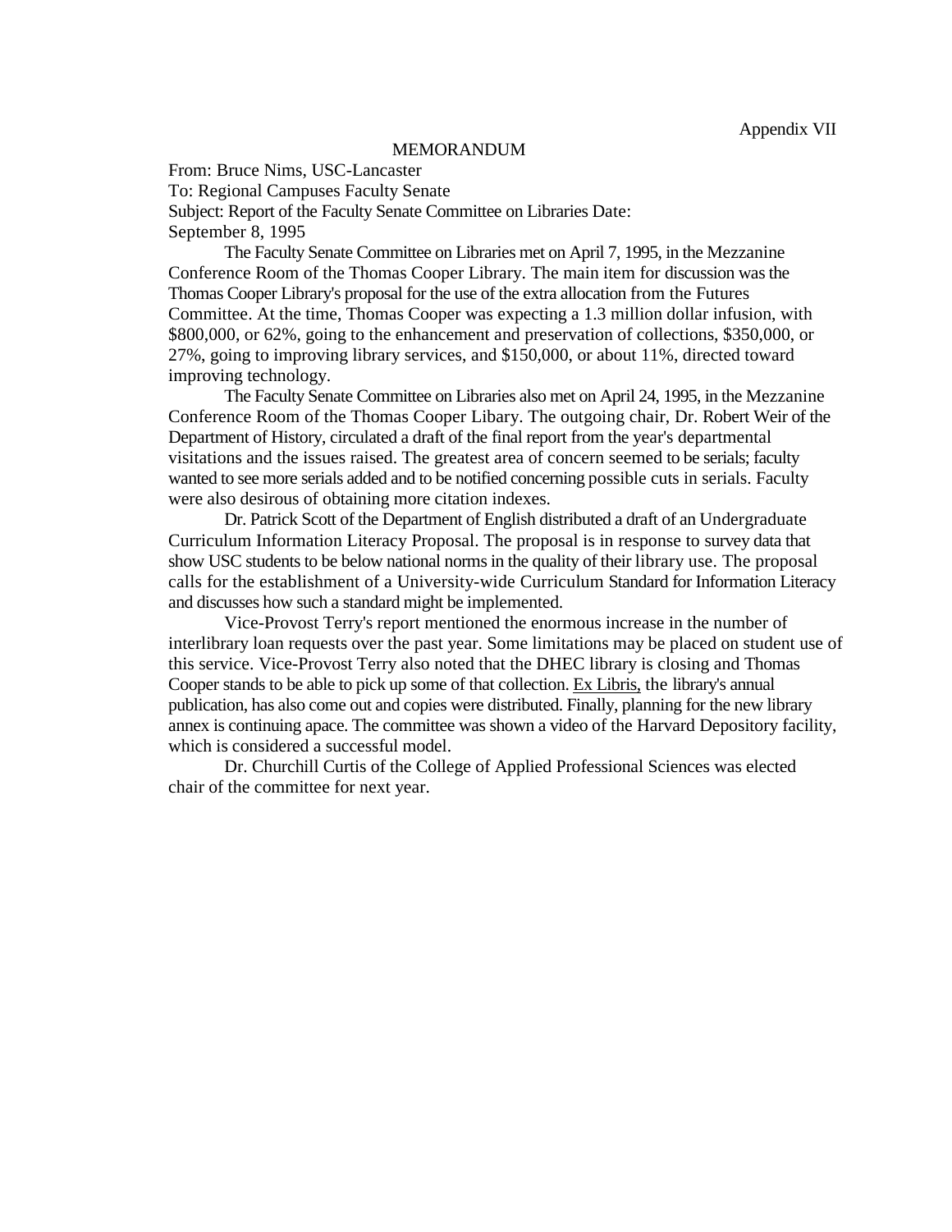Appendix VII

MEMORANDUM

From: Bruce Nims, USC-Lancaster

To: Regional Campuses Faculty Senate

Subject: Report of the Faculty Senate Committee on Libraries Date: September 8, 1995

The Faculty Senate Committee on Libraries met on April 7, 1995, in the Mezzanine Conference Room of the Thomas Cooper Library. The main item for discussion was the Thomas Cooper Library's proposal for the use of the extra allocation from the Futures Committee. At the time, Thomas Cooper was expecting a 1.3 million dollar infusion, with $800,000, or 62%, going to the enhancement and preservation of collections, $350,000, or 27%, going to improving library services, and $150,000, or about 11%, directed toward improving technology.

The Faculty Senate Committee on Libraries also met on April 24, 1995, in the Mezzanine Conference Room of the Thomas Cooper Libary. The outgoing chair, Dr. Robert Weir of the Department of History, circulated a draft of the final report from the year's departmental visitations and the issues raised. The greatest area of concern seemed to be serials; faculty wanted to see more serials added and to be notified concerning possible cuts in serials. Faculty were also desirous of obtaining more citation indexes.

Dr. Patrick Scott of the Department of English distributed a draft of an Undergraduate Curriculum Information Literacy Proposal. The proposal is in response to survey data that show USC students to be below national norms in the quality of their library use. The proposal calls for the establishment of a University-wide Curriculum Standard for Information Literacy and discusses how such a standard might be implemented.

Vice-Provost Terry's report mentioned the enormous increase in the number of interlibrary loan requests over the past year. Some limitations may be placed on student use of this service. Vice-Provost Terry also noted that the DHEC library is closing and Thomas Cooper stands to be able to pick up some of that collection. Ex Libris, the library's annual publication, has also come out and copies were distributed. Finally, planning for the new library annex is continuing apace. The committee was shown a video of the Harvard Depository facility, which is considered a successful model.

Dr. Churchill Curtis of the College of Applied Professional Sciences was elected chair of the committee for next year.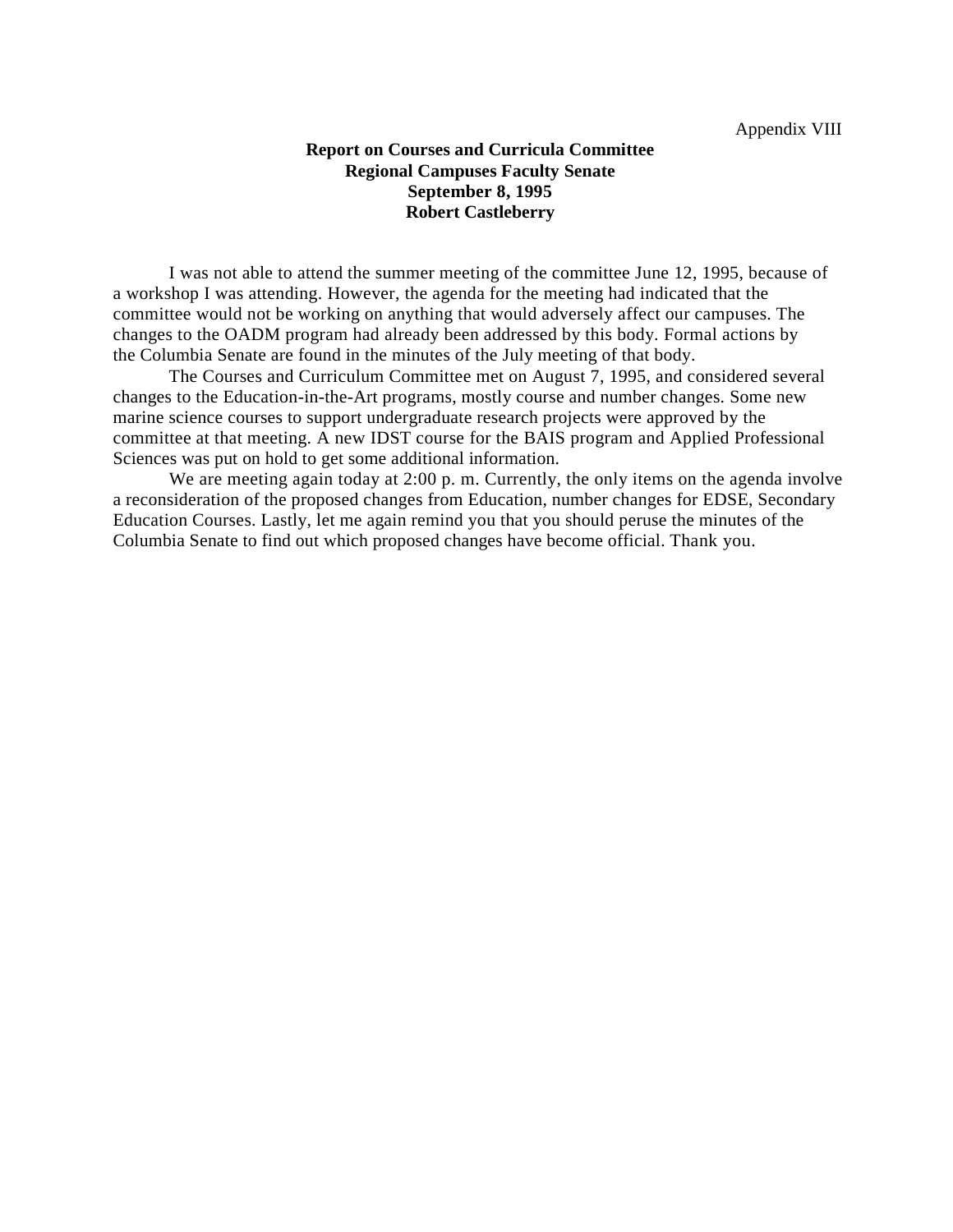Appendix VIII

**Report on Courses and Curricula Committee**
**Regional Campuses Faculty Senate**
**September 8, 1995**
**Robert Castleberry**

I was not able to attend the summer meeting of the committee June 12, 1995, because of a workshop I was attending. However, the agenda for the meeting had indicated that the committee would not be working on anything that would adversely affect our campuses. The changes to the OADM program had already been addressed by this body. Formal actions by the Columbia Senate are found in the minutes of the July meeting of that body.

The Courses and Curriculum Committee met on August 7, 1995, and considered several changes to the Education-in-the-Art programs, mostly course and number changes. Some new marine science courses to support undergraduate research projects were approved by the committee at that meeting. A new IDST course for the BAIS program and Applied Professional Sciences was put on hold to get some additional information.

We are meeting again today at 2:00 p. m. Currently, the only items on the agenda involve a reconsideration of the proposed changes from Education, number changes for EDSE, Secondary Education Courses. Lastly, let me again remind you that you should peruse the minutes of the Columbia Senate to find out which proposed changes have become official. Thank you.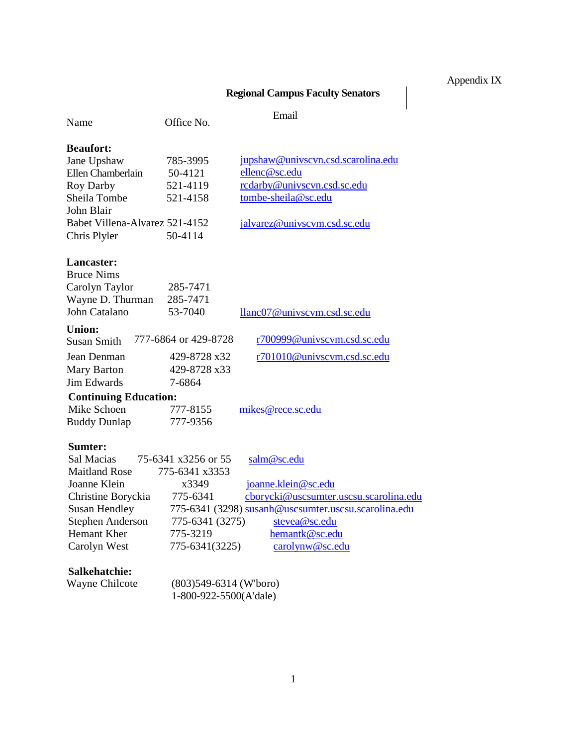Appendix IX

## Regional Campus Faculty Senators

| Name | Office No. | Email |
|---|---|---|
| **Beaufort:** | | |
| Jane Upshaw | 785-3995 | jupshaw@univscvn.csd.scarolina.edu |
| Ellen Chamberlain | 50-4121 | ellenc@sc.edu |
| Roy Darby | 521-4119 | rcdarby@univscvn.csd.sc.edu |
| Sheila Tombe | 521-4158 | tombe-sheila@sc.edu |
| John Blair | | |
| Babet Villena-Alvarez | 521-4152 | jalvarez@univscvm.csd.sc.edu |
| Chris Plyler | 50-4114 | |
| **Lancaster:** | | |
| Bruce Nims | | |
| Carolyn Taylor | 285-7471 | |
| Wayne D. Thurman | 285-7471 | |
| John Catalano | 53-7040 | llanc07@univscvm.csd.sc.edu |
| **Union:** | | |
| Susan Smith | 777-6864 or 429-8728 | r700999@univscvm.csd.sc.edu |
| Jean Denman | 429-8728 x32 | r701010@univscvm.csd.sc.edu |
| Mary Barton | 429-8728 x33 | |
| Jim Edwards | 7-6864 | |
| **Continuing Education:** | | |
| Mike Schoen | 777-8155 | mikes@rece.sc.edu |
| Buddy Dunlap | 777-9356 | |
| **Sumter:** | | |
| Sal Macias | 75-6341 x3256 or 55 | salm@sc.edu |
| Maitland Rose | 775-6341 x3353 | |
| Joanne Klein | x3349 | joanne.klein@sc.edu |
| Christine Boryckia | 775-6341 | cborycki@uscsumter.uscsu.scarolina.edu |
| Susan Hendley | 775-6341 (3298) | susanh@uscsumter.uscsu.scarolina.edu |
| Stephen Anderson | 775-6341 (3275) | stevea@sc.edu |
| Hemant Kher | 775-3219 | hemantk@sc.edu |
| Carolyn West | 775-6341(3225) | carolynw@sc.edu |
| **Salkehatchie:** | | |
| Wayne Chilcote | (803)549-6314 (W'boro) 1-800-922-5500(A'dale) | |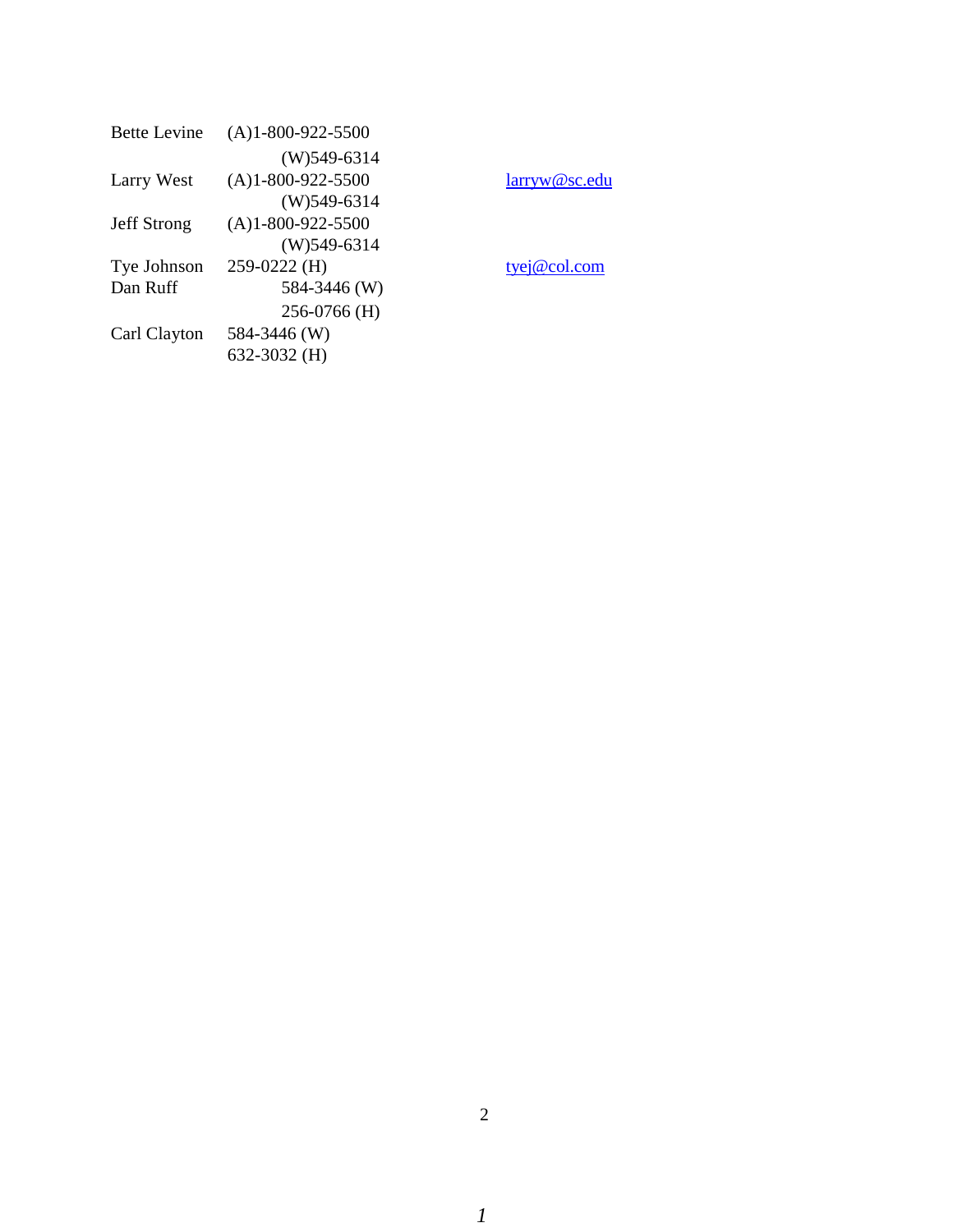| | | |
|---|---|---|
| Bette Levine | (A)1-800-922-5500 | |
| | (W)549-6314 | |
| Larry West | (A)1-800-922-5500 | larryw@sc.edu |
| | (W)549-6314 | |
| Jeff Strong | (A)1-800-922-5500 | |
| | (W)549-6314 | |
| Tye Johnson | 259-0222 (H) | tyej@col.com |
| Dan Ruff | 584-3446 (W) | |
| | 256-0766 (H) | |
| Carl Clayton | 584-3446 (W) | |
| | 632-3032 (H) | |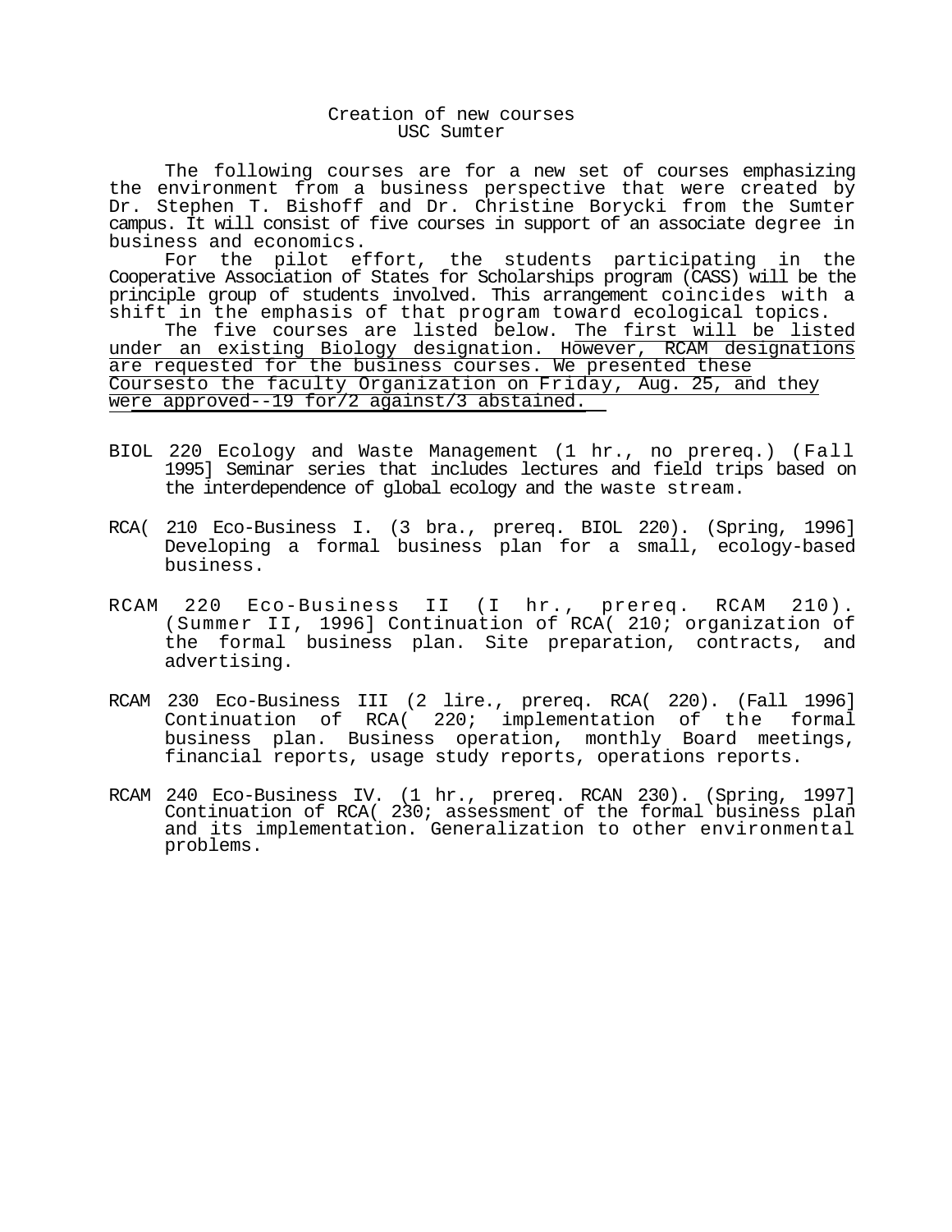# Creation of new courses
## USC Sumter

The following courses are for a new set of courses emphasizing the environment from a business perspective that were created by Dr. Stephen T. Bishoff and Dr. Christine Borycki from the Sumter campus. It will consist of five courses in support of an associate degree in business and economics.

For the pilot effort, the students participating in the Cooperative Association of States for Scholarships program (CASS) will be the principle group of students involved. This arrangement coincides with a shift in the emphasis of that program toward ecological topics.

The five courses are listed below. The first will be listed under an existing Biology designation. However, RCAM designations are requested for the business courses. We presented these Coursesto the faculty Organization on Friday, Aug. 25, and they were approved--19 for/2 against/3 abstained.

BIOL 220 Ecology and Waste Management (1 hr., no prereq.) (Fall 1995] Seminar series that includes lectures and field trips based on the interdependence of global ecology and the waste stream.

RCA( 210 Eco-Business I. (3 bra., prereq. BIOL 220). (Spring, 1996] Developing a formal business plan for a small, ecology-based business.

RCAM 220 Eco-Business II (I hr., prereq. RCAM 210). (Summer II, 1996] Continuation of RCA( 210; organization of the formal business plan. Site preparation, contracts, and advertising.

RCAM 230 Eco-Business III (2 lire., prereq. RCA( 220). (Fall 1996] Continuation of RCA( 220; implementation of the formal business plan. Business operation, monthly Board meetings, financial reports, usage study reports, operations reports.

RCAM 240 Eco-Business IV. (1 hr., prereq. RCAN 230). (Spring, 1997] Continuation of RCA( 230; assessment of the formal business plan and its implementation. Generalization to other environmental problems.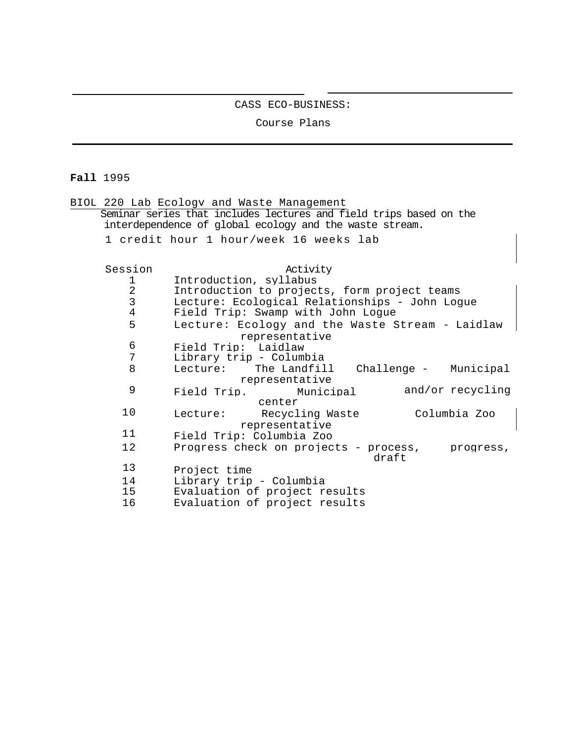CASS ECO-BUSINESS:

Course Plans

**Fall** 1995

BIOL 220 Lab Ecology and Waste Management

Seminar series that includes lectures and field trips based on the interdependence of global ecology and the waste stream.

1 credit hour 1 hour/week 16 weeks lab

| Session | Activity |
|---|---|
| 1 | Introduction, syllabus |
| 2 | Introduction to projects, form project teams |
| 3 | Lecture: Ecological Relationships - John Logue |
| 4 | Field Trip: Swamp with John Logue |
| 5 | Lecture: Ecology and the Waste Stream - Laidlaw representative |
| 6 | Field Trip: Laidlaw |
| 7 | Library trip - Columbia |
| 8 | Lecture: The Landfill Challenge - Municipal representative |
| 9 | Field Trip. Municipal and/or recycling center |
| 10 | Lecture: Recycling Waste Columbia Zoo representative |
| 11 | Field Trip: Columbia Zoo |
| 12 | Progress check on projects - process, progress, draft |
| 13 | Project time |
| 14 | Library trip - Columbia |
| 15 | Evaluation of project results |
| 16 | Evaluation of project results |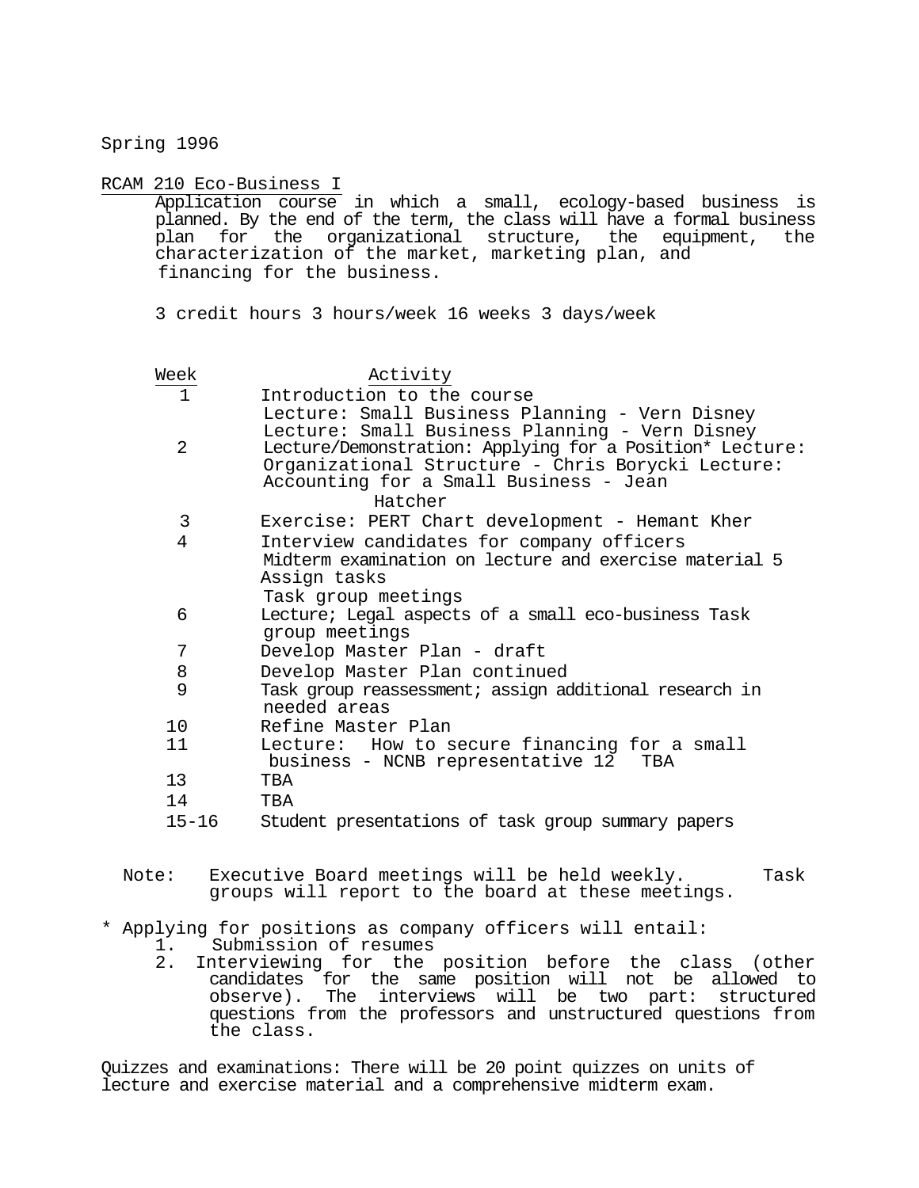Spring 1996

RCAM 210 Eco-Business I

Application course in which a small, ecology-based business is planned. By the end of the term, the class will have a formal business plan for the organizational structure, the equipment, the characterization of the market, marketing plan, and financing for the business.

3 credit hours 3 hours/week 16 weeks 3 days/week

| Week | Activity |
|---|---|
| 1 | Introduction to the course<br>Lecture: Small Business Planning - Vern Disney |
| 2 | Lecture: Small Business Planning - Vern Disney<br>Lecture/Demonstration: Applying for a Position*<br>Lecture: Organizational Structure - Chris Borycki<br>Lecture: Accounting for a Small Business - Jean Hatcher |
| 3 | Exercise: PERT Chart development - Hemant Kher |
| 4 | Interview candidates for company officers<br>Midterm examination on lecture and exercise material |
| 5 | Assign tasks<br>Task group meetings |
| 6 | Lecture; Legal aspects of a small eco-business<br>Task group meetings |
| 7 | Develop Master Plan - draft |
| 8 | Develop Master Plan continued |
| 9 | Task group reassessment; assign additional research in needed areas |
| 10 | Refine Master Plan |
| 11 | Lecture: How to secure financing for a small business - NCNB representative |
| 12 | TBA |
| 13 | TBA |
| 14 | TBA |
| 15-16 | Student presentations of task group summary papers |

Note: Executive Board meetings will be held weekly. Task groups will report to the board at these meetings.

\* Applying for positions as company officers will entail:

1. Submission of resumes
2. Interviewing for the position before the class (other candidates for the same position will not be allowed to observe). The interviews will be two part: structured questions from the professors and unstructured questions from the class.

Quizzes and examinations: There will be 20 point quizzes on units of lecture and exercise material and a comprehensive midterm exam.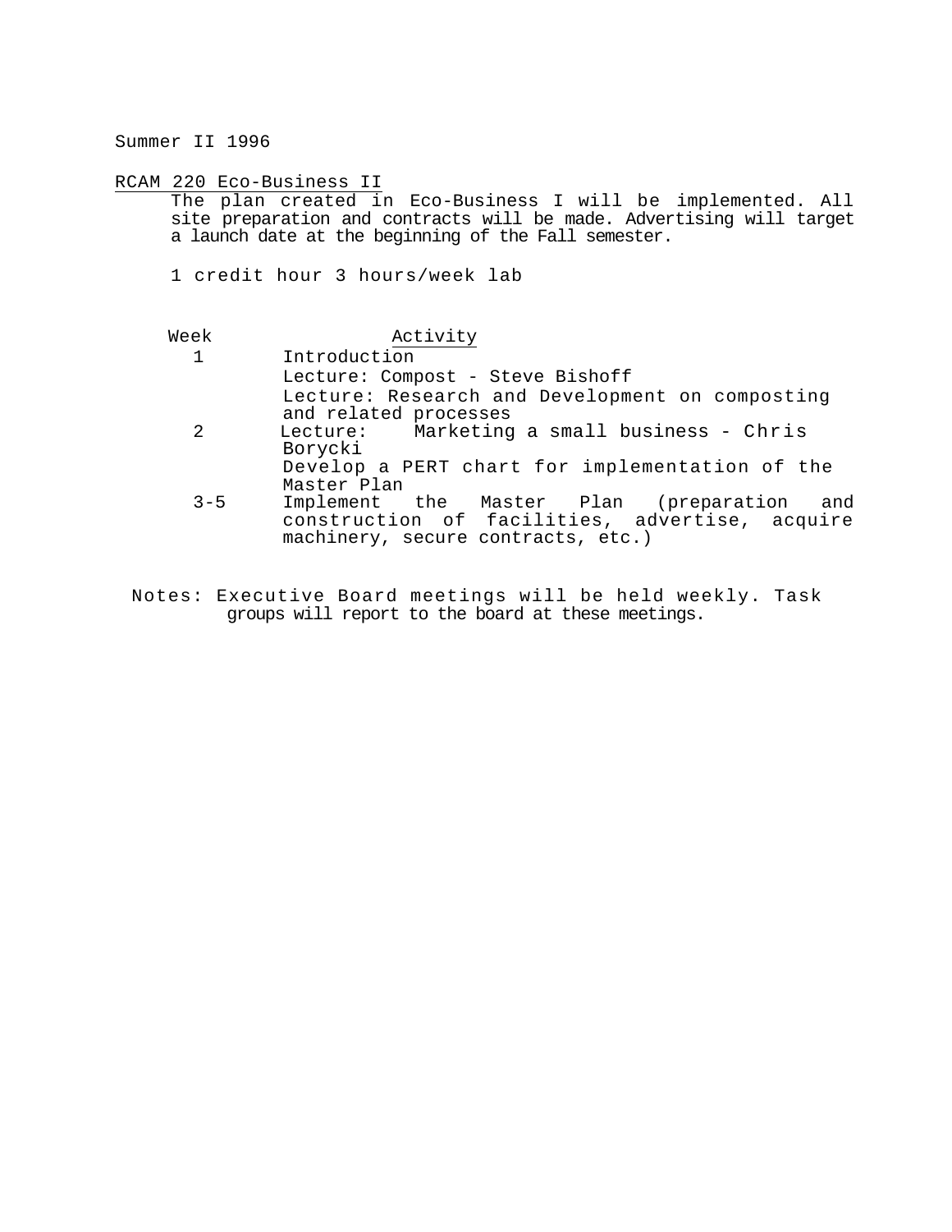Summer II 1996

RCAM 220 Eco-Business II

The plan created in Eco-Business I will be implemented. All site preparation and contracts will be made. Advertising will target a launch date at the beginning of the Fall semester.

1 credit hour 3 hours/week lab

| Week | Activity |
|---|---|
| 1 | Introduction<br>Lecture: Compost - Steve Bishoff<br>Lecture: Research and Development on composting and related processes |
| 2 | Lecture: Marketing a small business - Chris Borycki<br>Develop a PERT chart for implementation of the Master Plan |
| 3-5 | Implement the Master Plan (preparation and construction of facilities, advertise, acquire machinery, secure contracts, etc.) |

Notes: Executive Board meetings will be held weekly. Task groups will report to the board at these meetings.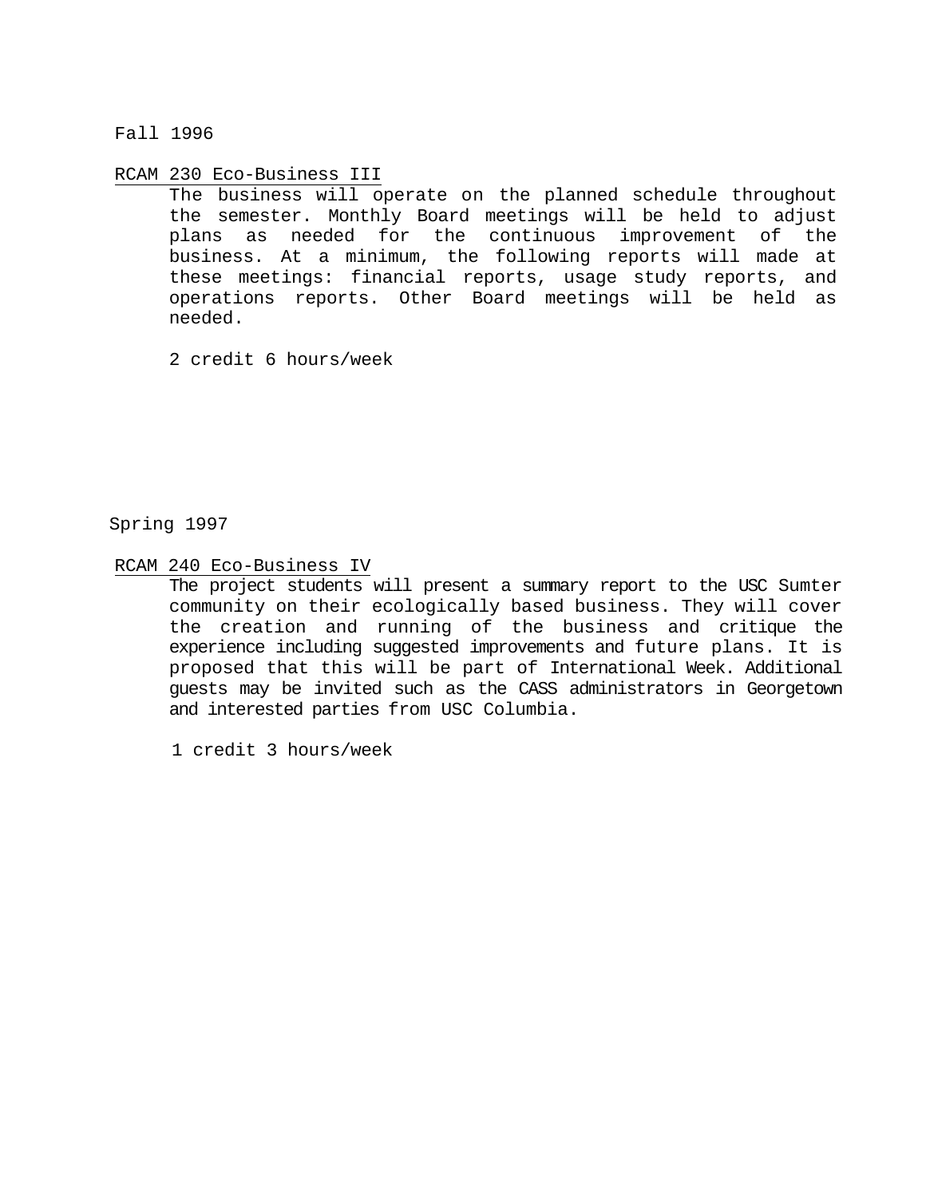Fall 1996

RCAM 230 Eco-Business III

The business will operate on the planned schedule throughout the semester. Monthly Board meetings will be held to adjust plans as needed for the continuous improvement of the business. At a minimum, the following reports will made at these meetings: financial reports, usage study reports, and operations reports. Other Board meetings will be held as needed.

2 credit 6 hours/week

Spring 1997

RCAM 240 Eco-Business IV

The project students will present a summary report to the USC Sumter community on their ecologically based business. They will cover the creation and running of the business and critique the experience including suggested improvements and future plans. It is proposed that this will be part of International Week. Additional guests may be invited such as the CASS administrators in Georgetown and interested parties from USC Columbia.

1 credit 3 hours/week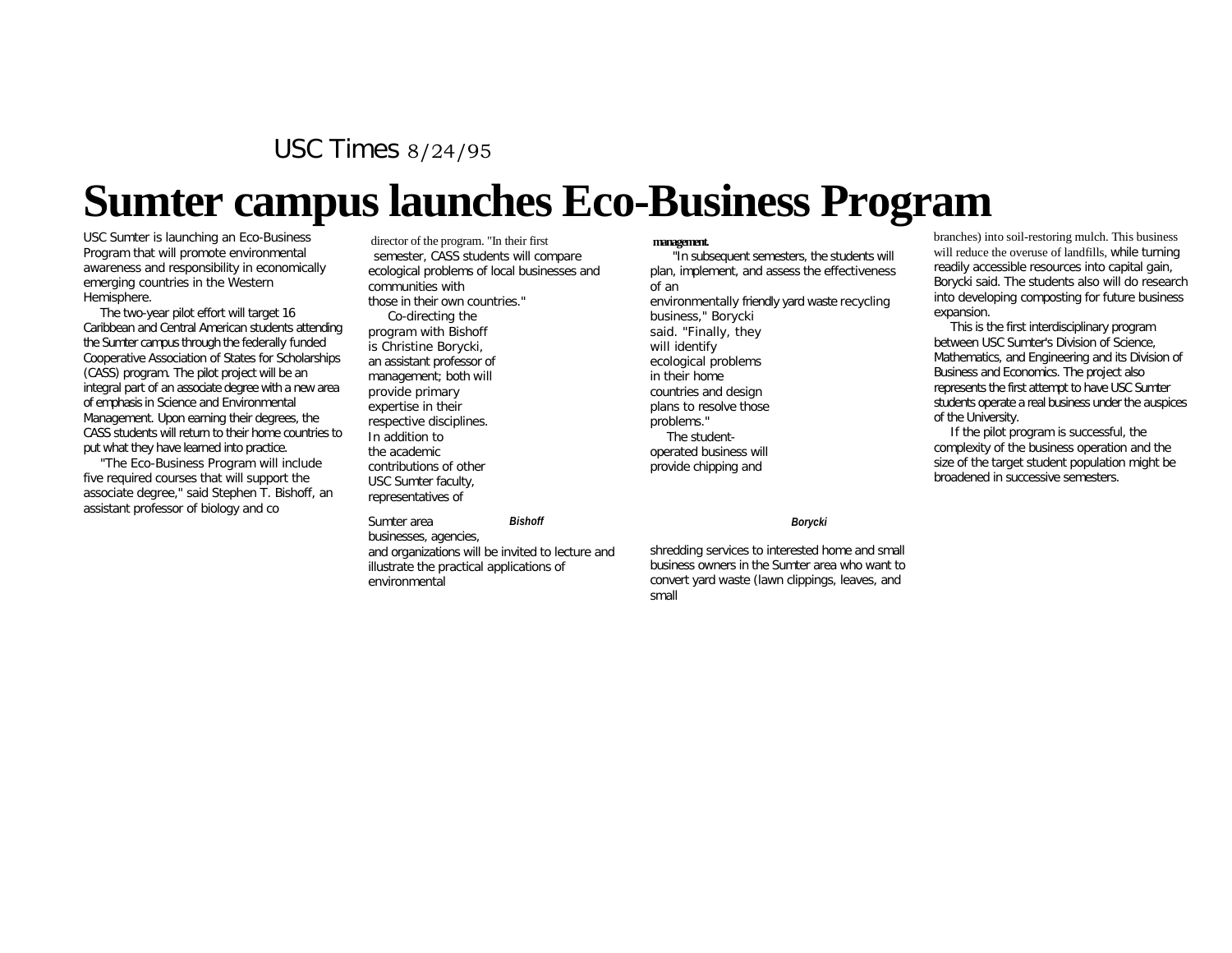USC Times 8/24/95

# Sumter campus launches Eco-Business Program

USC Sumter is launching an Eco-Business Program that will promote environmental awareness and responsibility in economically emerging countries in the Western Hemisphere.

The two-year pilot effort will target 16 Caribbean and Central American students attending the Sumter campus through the federally funded Cooperative Association of States for Scholarships (CASS) program. The pilot project will be an integral part of an associate degree with a new area of emphasis in Science and Environmental Management. Upon earning their degrees, the CASS students will return to their home countries to put what they have learned into practice.

"The Eco-Business Program will include five required courses that will support the associate degree," said Stephen T. Bishoff, an assistant professor of biology and co director of the program. "In their first semester, CASS students will compare ecological problems of local businesses and communities with those in their own countries."

Co-directing the program with Bishoff is Christine Borycki, an assistant professor of management; both will provide primary expertise in their respective disciplines. In addition to the academic contributions of other USC Sumter faculty, representatives of Sumter area businesses, agencies, and organizations will be invited to lecture and illustrate the practical applications of environmental management.

*Bishoff*

"In subsequent semesters, the students will plan, implement, and assess the effectiveness of an environmentally friendly yard waste recycling business," Borycki said. "Finally, they will identify ecological problems in their home countries and design plans to resolve those problems."

The student-operated business will provide chipping and shredding services to interested home and small business owners in the Sumter area who want to convert yard waste (lawn clippings, leaves, and small branches) into soil-restoring mulch. This business will reduce the overuse of landfills, while turning readily accessible resources into capital gain, Borycki said. The students also will do research into developing composting for future business expansion.

*Borycki*

This is the first interdisciplinary program between USC Sumter's Division of Science, Mathematics, and Engineering and its Division of Business and Economics. The project also represents the first attempt to have USC Sumter students operate a real business under the auspices of the University.

If the pilot program is successful, the complexity of the business operation and the size of the target student population might be broadened in successive semesters.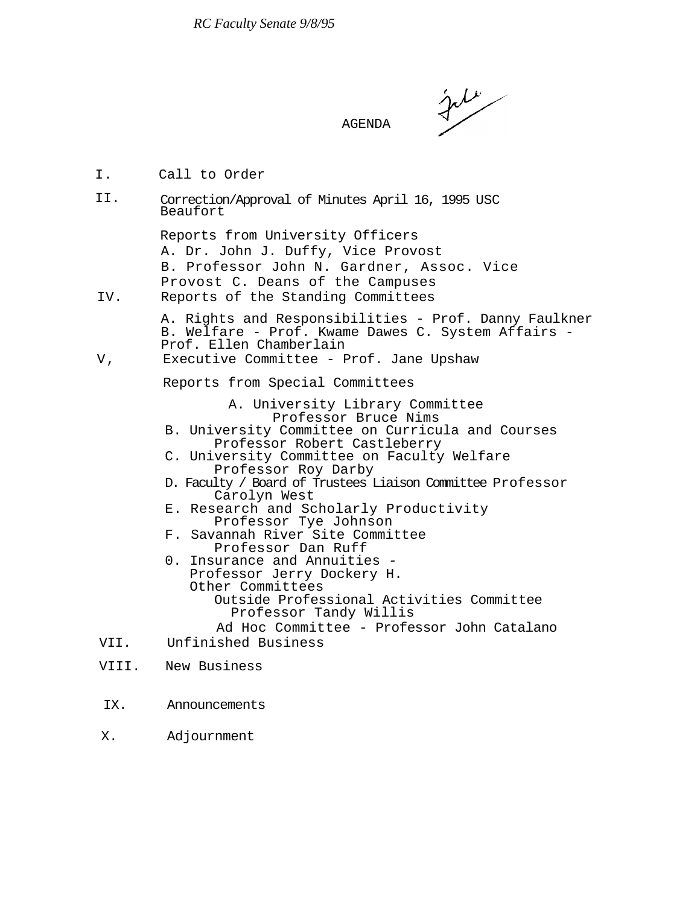*RC Faculty Senate 9/8/95*

# AGENDA

I. Call to Order

II. Correction/Approval of Minutes April 16, 1995 USC Beaufort

Reports from University Officers

A. Dr. John J. Duffy, Vice Provost

B. Professor John N. Gardner, Assoc. Vice Provost C. Deans of the Campuses

IV. Reports of the Standing Committees

A. Rights and Responsibilities - Prof. Danny Faulkner

B. Welfare - Prof. Kwame Dawes C. System Affairs - Prof. Ellen Chamberlain

V, Executive Committee - Prof. Jane Upshaw

Reports from Special Committees

A. University Library Committee
Professor Bruce Nims

B. University Committee on Curricula and Courses
Professor Robert Castleberry

C. University Committee on Faculty Welfare
Professor Roy Darby

D. Faculty / Board of Trustees Liaison Committee Professor Carolyn West

E. Research and Scholarly Productivity
Professor Tye Johnson

F. Savannah River Site Committee
Professor Dan Ruff

0. Insurance and Annuities -
Professor Jerry Dockery H.
Other Committees
Outside Professional Activities Committee
Professor Tandy Willis
Ad Hoc Committee - Professor John Catalano

VII. Unfinished Business

VIII. New Business

IX. Announcements

X. Adjournment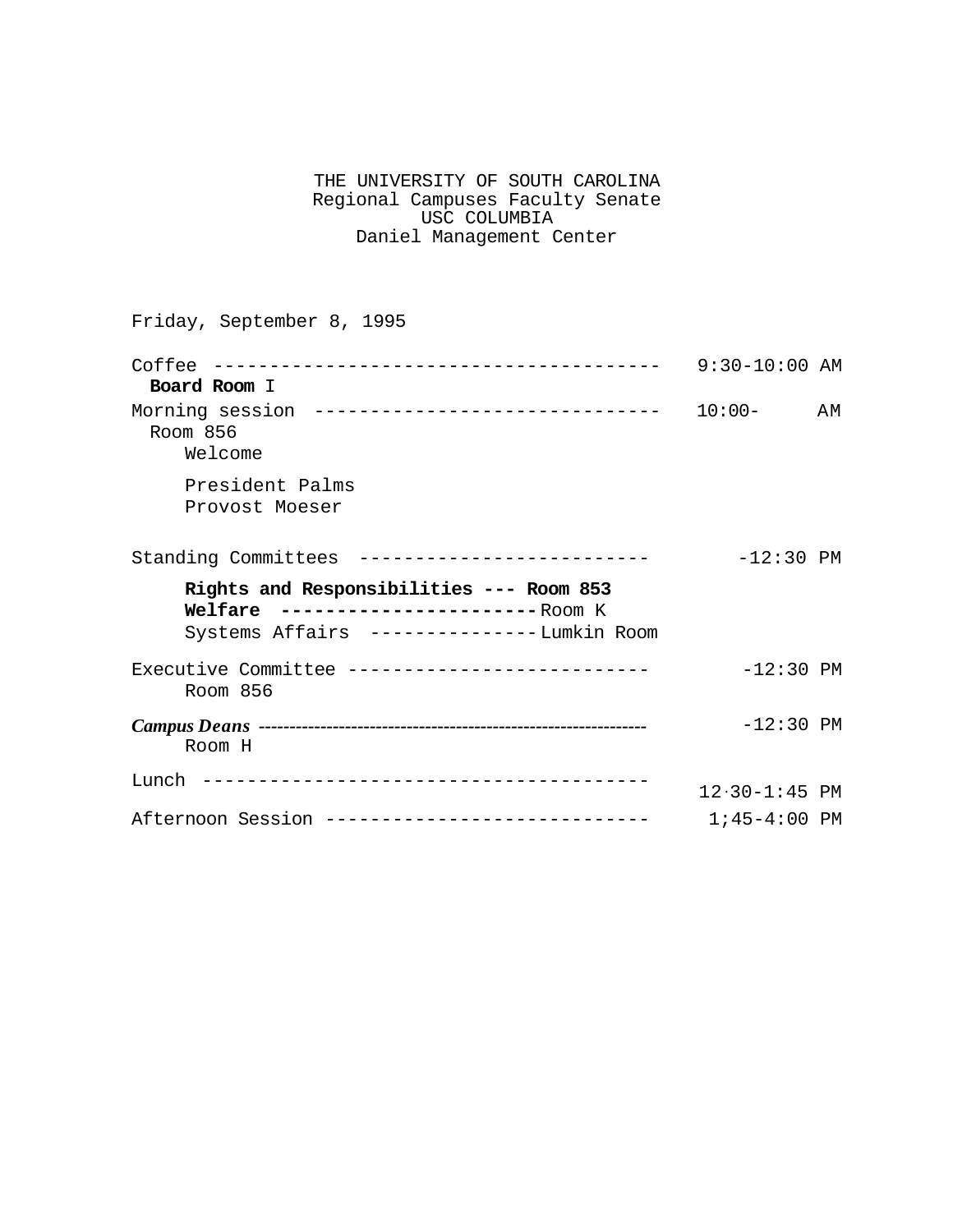THE UNIVERSITY OF SOUTH CAROLINA
Regional Campuses Faculty Senate
USC COLUMBIA
Daniel Management Center

Friday, September 8, 1995

Coffee ---------------------------------------- 9:30-10:00 AM
**Board Room** I

Morning session ------------------------------- 10:00- AM
Room 856

Welcome

President Palms
Provost Moeser

Standing Committees -------------------------- -12:30 PM

**Rights and Responsibilities --- Room 853**
**Welfare -----------------------** Room K
Systems Affairs --------------- Lumkin Room

Executive Committee --------------------------- -12:30 PM
Room 856

***Campus Deans*** ---------------------------------------------------------------- -12:30 PM
Room H

Lunch ----------------------------------------- 12.30-1:45 PM

Afternoon Session ----------------------------- 1;45-4:00 PM